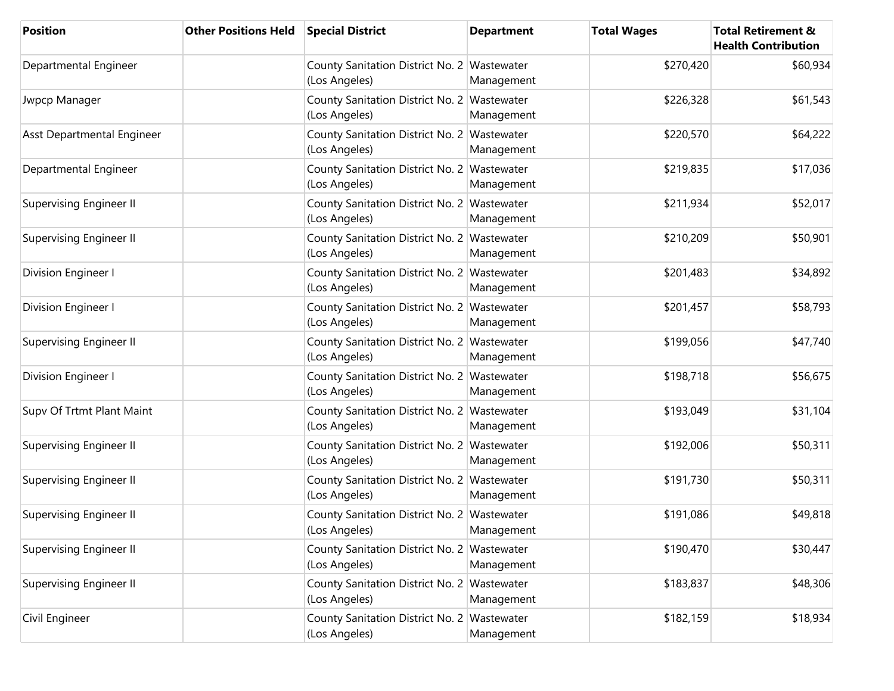| Position | Other Positions Held | Special District | Department | Total Wages | Total Retirement & Health Contribution |
|---|---|---|---|---|---|
| Departmental Engineer | | County Sanitation District No. 2 (Los Angeles) | Wastewater Management | $270,420 | $60,934 |
| Jwpcp Manager | | County Sanitation District No. 2 (Los Angeles) | Wastewater Management | $226,328 | $61,543 |
| Asst Departmental Engineer | | County Sanitation District No. 2 (Los Angeles) | Wastewater Management | $220,570 | $64,222 |
| Departmental Engineer | | County Sanitation District No. 2 (Los Angeles) | Wastewater Management | $219,835 | $17,036 |
| Supervising Engineer II | | County Sanitation District No. 2 (Los Angeles) | Wastewater Management | $211,934 | $52,017 |
| Supervising Engineer II | | County Sanitation District No. 2 (Los Angeles) | Wastewater Management | $210,209 | $50,901 |
| Division Engineer I | | County Sanitation District No. 2 (Los Angeles) | Wastewater Management | $201,483 | $34,892 |
| Division Engineer I | | County Sanitation District No. 2 (Los Angeles) | Wastewater Management | $201,457 | $58,793 |
| Supervising Engineer II | | County Sanitation District No. 2 (Los Angeles) | Wastewater Management | $199,056 | $47,740 |
| Division Engineer I | | County Sanitation District No. 2 (Los Angeles) | Wastewater Management | $198,718 | $56,675 |
| Supv Of Trtmt Plant Maint | | County Sanitation District No. 2 (Los Angeles) | Wastewater Management | $193,049 | $31,104 |
| Supervising Engineer II | | County Sanitation District No. 2 (Los Angeles) | Wastewater Management | $192,006 | $50,311 |
| Supervising Engineer II | | County Sanitation District No. 2 (Los Angeles) | Wastewater Management | $191,730 | $50,311 |
| Supervising Engineer II | | County Sanitation District No. 2 (Los Angeles) | Wastewater Management | $191,086 | $49,818 |
| Supervising Engineer II | | County Sanitation District No. 2 (Los Angeles) | Wastewater Management | $190,470 | $30,447 |
| Supervising Engineer II | | County Sanitation District No. 2 (Los Angeles) | Wastewater Management | $183,837 | $48,306 |
| Civil Engineer | | County Sanitation District No. 2 (Los Angeles) | Wastewater Management | $182,159 | $18,934 |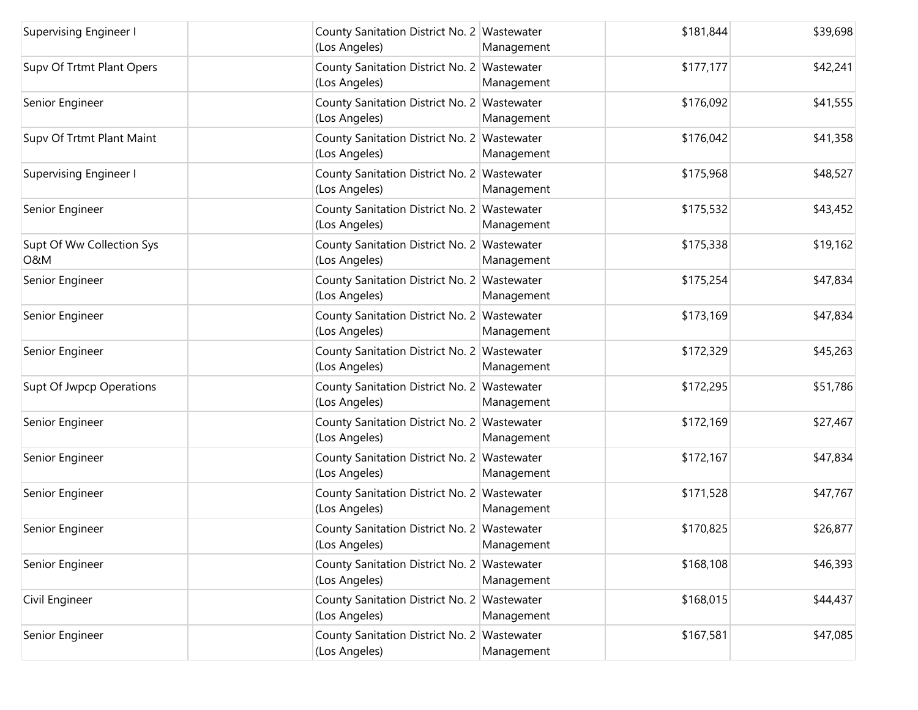| | | | | | |
|---|---|---|---|---|---|
| Supervising Engineer I | | County Sanitation District No. 2 (Los Angeles) | Wastewater Management | $181,844 | $39,698 |
| Supv Of Trtmt Plant Opers | | County Sanitation District No. 2 (Los Angeles) | Wastewater Management | $177,177 | $42,241 |
| Senior Engineer | | County Sanitation District No. 2 (Los Angeles) | Wastewater Management | $176,092 | $41,555 |
| Supv Of Trtmt Plant Maint | | County Sanitation District No. 2 (Los Angeles) | Wastewater Management | $176,042 | $41,358 |
| Supervising Engineer I | | County Sanitation District No. 2 (Los Angeles) | Wastewater Management | $175,968 | $48,527 |
| Senior Engineer | | County Sanitation District No. 2 (Los Angeles) | Wastewater Management | $175,532 | $43,452 |
| Supt Of Ww Collection Sys O&M | | County Sanitation District No. 2 (Los Angeles) | Wastewater Management | $175,338 | $19,162 |
| Senior Engineer | | County Sanitation District No. 2 (Los Angeles) | Wastewater Management | $175,254 | $47,834 |
| Senior Engineer | | County Sanitation District No. 2 (Los Angeles) | Wastewater Management | $173,169 | $47,834 |
| Senior Engineer | | County Sanitation District No. 2 (Los Angeles) | Wastewater Management | $172,329 | $45,263 |
| Supt Of Jwpcp Operations | | County Sanitation District No. 2 (Los Angeles) | Wastewater Management | $172,295 | $51,786 |
| Senior Engineer | | County Sanitation District No. 2 (Los Angeles) | Wastewater Management | $172,169 | $27,467 |
| Senior Engineer | | County Sanitation District No. 2 (Los Angeles) | Wastewater Management | $172,167 | $47,834 |
| Senior Engineer | | County Sanitation District No. 2 (Los Angeles) | Wastewater Management | $171,528 | $47,767 |
| Senior Engineer | | County Sanitation District No. 2 (Los Angeles) | Wastewater Management | $170,825 | $26,877 |
| Senior Engineer | | County Sanitation District No. 2 (Los Angeles) | Wastewater Management | $168,108 | $46,393 |
| Civil Engineer | | County Sanitation District No. 2 (Los Angeles) | Wastewater Management | $168,015 | $44,437 |
| Senior Engineer | | County Sanitation District No. 2 (Los Angeles) | Wastewater Management | $167,581 | $47,085 |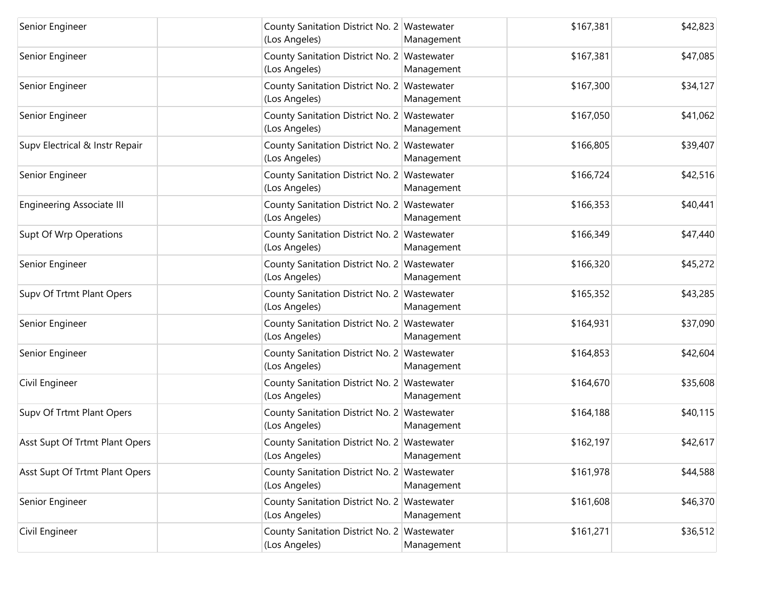| | | | | | |
|---|---|---|---|---|---|
| Senior Engineer | | County Sanitation District No. 2 (Los Angeles) | Wastewater Management | $167,381 | $42,823 |
| Senior Engineer | | County Sanitation District No. 2 (Los Angeles) | Wastewater Management | $167,381 | $47,085 |
| Senior Engineer | | County Sanitation District No. 2 (Los Angeles) | Wastewater Management | $167,300 | $34,127 |
| Senior Engineer | | County Sanitation District No. 2 (Los Angeles) | Wastewater Management | $167,050 | $41,062 |
| Supv Electrical & Instr Repair | | County Sanitation District No. 2 (Los Angeles) | Wastewater Management | $166,805 | $39,407 |
| Senior Engineer | | County Sanitation District No. 2 (Los Angeles) | Wastewater Management | $166,724 | $42,516 |
| Engineering Associate III | | County Sanitation District No. 2 (Los Angeles) | Wastewater Management | $166,353 | $40,441 |
| Supt Of Wrp Operations | | County Sanitation District No. 2 (Los Angeles) | Wastewater Management | $166,349 | $47,440 |
| Senior Engineer | | County Sanitation District No. 2 (Los Angeles) | Wastewater Management | $166,320 | $45,272 |
| Supv Of Trtmt Plant Opers | | County Sanitation District No. 2 (Los Angeles) | Wastewater Management | $165,352 | $43,285 |
| Senior Engineer | | County Sanitation District No. 2 (Los Angeles) | Wastewater Management | $164,931 | $37,090 |
| Senior Engineer | | County Sanitation District No. 2 (Los Angeles) | Wastewater Management | $164,853 | $42,604 |
| Civil Engineer | | County Sanitation District No. 2 (Los Angeles) | Wastewater Management | $164,670 | $35,608 |
| Supv Of Trtmt Plant Opers | | County Sanitation District No. 2 (Los Angeles) | Wastewater Management | $164,188 | $40,115 |
| Asst Supt Of Trtmt Plant Opers | | County Sanitation District No. 2 (Los Angeles) | Wastewater Management | $162,197 | $42,617 |
| Asst Supt Of Trtmt Plant Opers | | County Sanitation District No. 2 (Los Angeles) | Wastewater Management | $161,978 | $44,588 |
| Senior Engineer | | County Sanitation District No. 2 (Los Angeles) | Wastewater Management | $161,608 | $46,370 |
| Civil Engineer | | County Sanitation District No. 2 (Los Angeles) | Wastewater Management | $161,271 | $36,512 |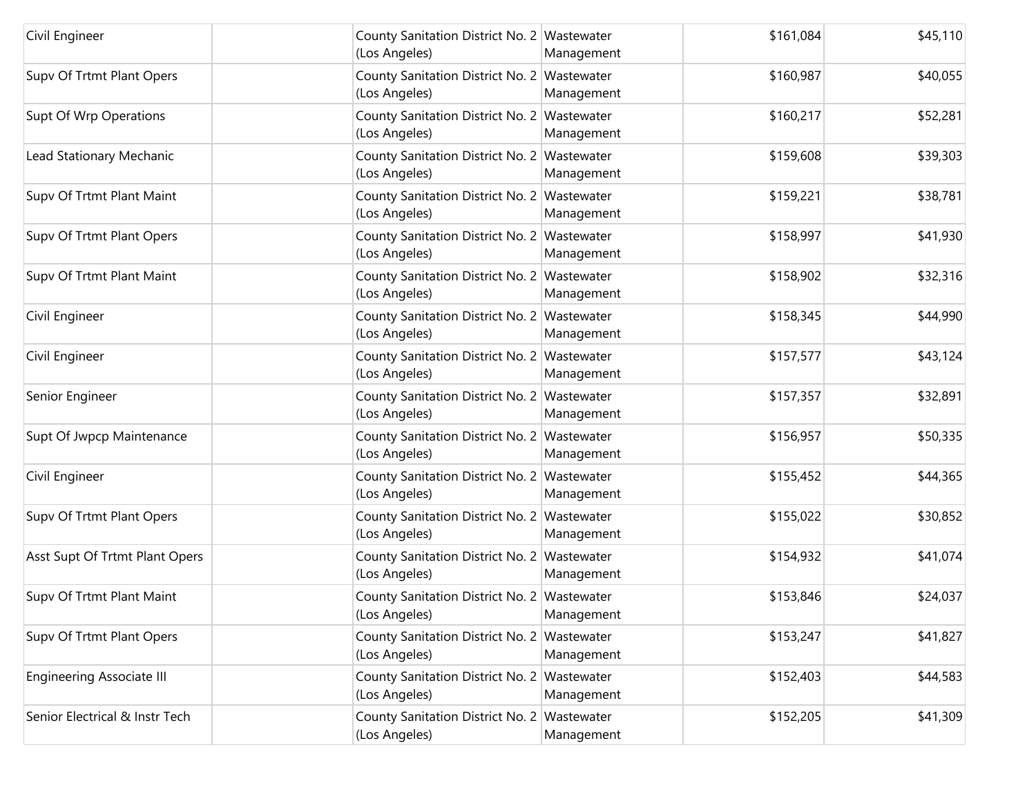| | | | | | |
|---|---|---|---|---|---|
| Civil Engineer | | County Sanitation District No. 2 (Los Angeles) | Wastewater Management | $161,084 | $45,110 |
| Supv Of Trtmt Plant Opers | | County Sanitation District No. 2 (Los Angeles) | Wastewater Management | $160,987 | $40,055 |
| Supt Of Wrp Operations | | County Sanitation District No. 2 (Los Angeles) | Wastewater Management | $160,217 | $52,281 |
| Lead Stationary Mechanic | | County Sanitation District No. 2 (Los Angeles) | Wastewater Management | $159,608 | $39,303 |
| Supv Of Trtmt Plant Maint | | County Sanitation District No. 2 (Los Angeles) | Wastewater Management | $159,221 | $38,781 |
| Supv Of Trtmt Plant Opers | | County Sanitation District No. 2 (Los Angeles) | Wastewater Management | $158,997 | $41,930 |
| Supv Of Trtmt Plant Maint | | County Sanitation District No. 2 (Los Angeles) | Wastewater Management | $158,902 | $32,316 |
| Civil Engineer | | County Sanitation District No. 2 (Los Angeles) | Wastewater Management | $158,345 | $44,990 |
| Civil Engineer | | County Sanitation District No. 2 (Los Angeles) | Wastewater Management | $157,577 | $43,124 |
| Senior Engineer | | County Sanitation District No. 2 (Los Angeles) | Wastewater Management | $157,357 | $32,891 |
| Supt Of Jwpcp Maintenance | | County Sanitation District No. 2 (Los Angeles) | Wastewater Management | $156,957 | $50,335 |
| Civil Engineer | | County Sanitation District No. 2 (Los Angeles) | Wastewater Management | $155,452 | $44,365 |
| Supv Of Trtmt Plant Opers | | County Sanitation District No. 2 (Los Angeles) | Wastewater Management | $155,022 | $30,852 |
| Asst Supt Of Trtmt Plant Opers | | County Sanitation District No. 2 (Los Angeles) | Wastewater Management | $154,932 | $41,074 |
| Supv Of Trtmt Plant Maint | | County Sanitation District No. 2 (Los Angeles) | Wastewater Management | $153,846 | $24,037 |
| Supv Of Trtmt Plant Opers | | County Sanitation District No. 2 (Los Angeles) | Wastewater Management | $153,247 | $41,827 |
| Engineering Associate III | | County Sanitation District No. 2 (Los Angeles) | Wastewater Management | $152,403 | $44,583 |
| Senior Electrical & Instr Tech | | County Sanitation District No. 2 (Los Angeles) | Wastewater Management | $152,205 | $41,309 |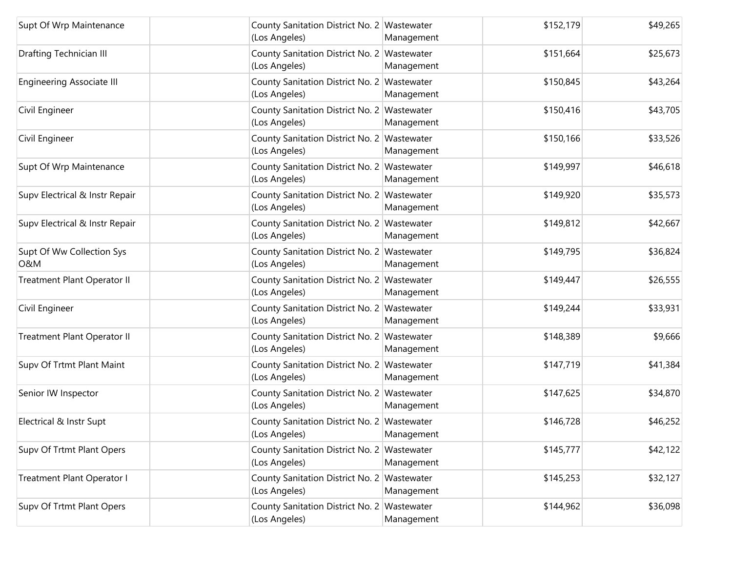| | | | | | |
|---|---|---|---|---|---|
| Supt Of Wrp Maintenance | | County Sanitation District No. 2 (Los Angeles) | Wastewater Management | $152,179 | $49,265 |
| Drafting Technician III | | County Sanitation District No. 2 (Los Angeles) | Wastewater Management | $151,664 | $25,673 |
| Engineering Associate III | | County Sanitation District No. 2 (Los Angeles) | Wastewater Management | $150,845 | $43,264 |
| Civil Engineer | | County Sanitation District No. 2 (Los Angeles) | Wastewater Management | $150,416 | $43,705 |
| Civil Engineer | | County Sanitation District No. 2 (Los Angeles) | Wastewater Management | $150,166 | $33,526 |
| Supt Of Wrp Maintenance | | County Sanitation District No. 2 (Los Angeles) | Wastewater Management | $149,997 | $46,618 |
| Supv Electrical & Instr Repair | | County Sanitation District No. 2 (Los Angeles) | Wastewater Management | $149,920 | $35,573 |
| Supv Electrical & Instr Repair | | County Sanitation District No. 2 (Los Angeles) | Wastewater Management | $149,812 | $42,667 |
| Supt Of Ww Collection Sys O&M | | County Sanitation District No. 2 (Los Angeles) | Wastewater Management | $149,795 | $36,824 |
| Treatment Plant Operator II | | County Sanitation District No. 2 (Los Angeles) | Wastewater Management | $149,447 | $26,555 |
| Civil Engineer | | County Sanitation District No. 2 (Los Angeles) | Wastewater Management | $149,244 | $33,931 |
| Treatment Plant Operator II | | County Sanitation District No. 2 (Los Angeles) | Wastewater Management | $148,389 | $9,666 |
| Supv Of Trtmt Plant Maint | | County Sanitation District No. 2 (Los Angeles) | Wastewater Management | $147,719 | $41,384 |
| Senior IW Inspector | | County Sanitation District No. 2 (Los Angeles) | Wastewater Management | $147,625 | $34,870 |
| Electrical & Instr Supt | | County Sanitation District No. 2 (Los Angeles) | Wastewater Management | $146,728 | $46,252 |
| Supv Of Trtmt Plant Opers | | County Sanitation District No. 2 (Los Angeles) | Wastewater Management | $145,777 | $42,122 |
| Treatment Plant Operator I | | County Sanitation District No. 2 (Los Angeles) | Wastewater Management | $145,253 | $32,127 |
| Supv Of Trtmt Plant Opers | | County Sanitation District No. 2 (Los Angeles) | Wastewater Management | $144,962 | $36,098 |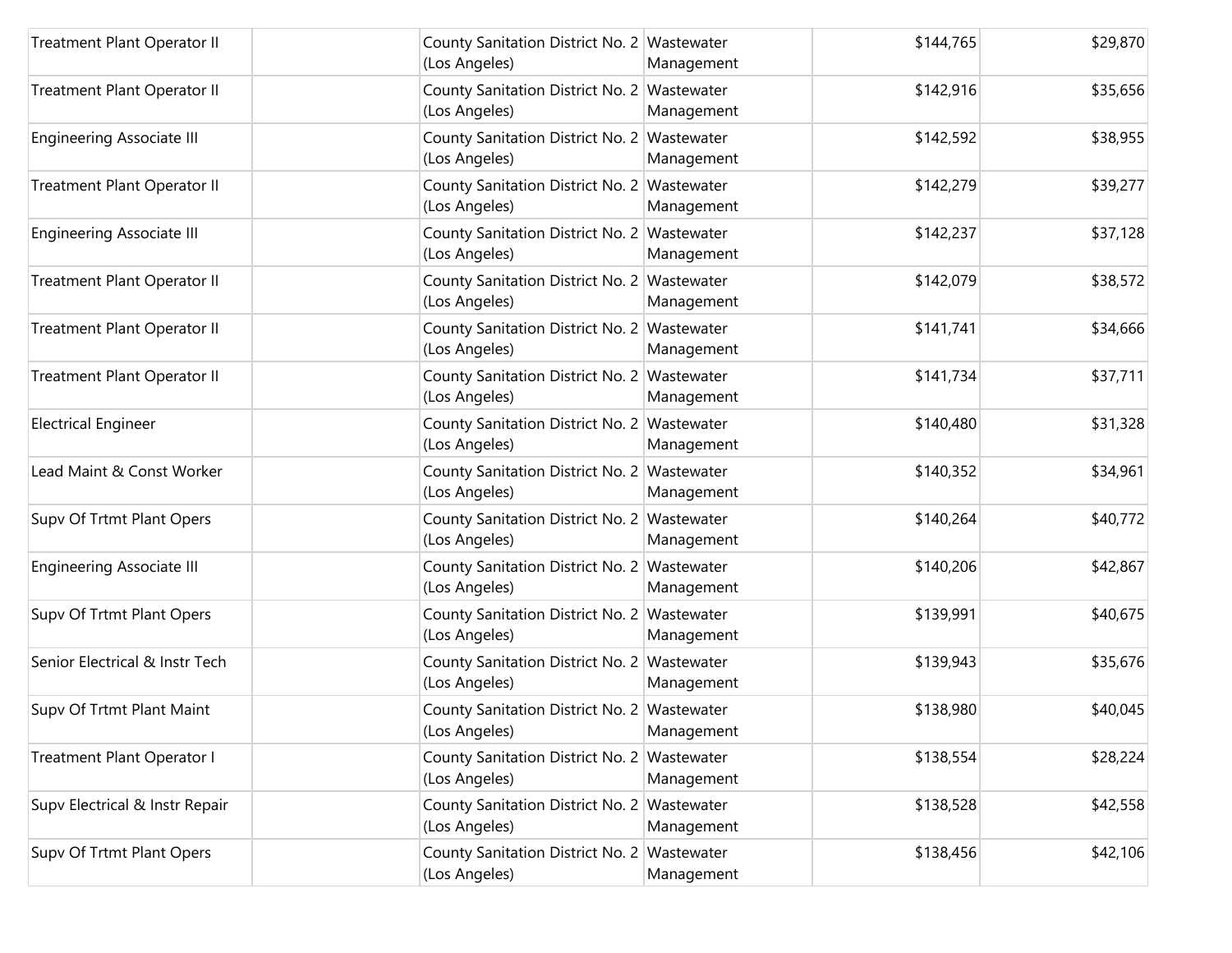| | | | | | |
|---|---|---|---|---|---|
| Treatment Plant Operator II | | County Sanitation District No. 2 (Los Angeles) | Wastewater Management | $144,765 | $29,870 |
| Treatment Plant Operator II | | County Sanitation District No. 2 (Los Angeles) | Wastewater Management | $142,916 | $35,656 |
| Engineering Associate III | | County Sanitation District No. 2 (Los Angeles) | Wastewater Management | $142,592 | $38,955 |
| Treatment Plant Operator II | | County Sanitation District No. 2 (Los Angeles) | Wastewater Management | $142,279 | $39,277 |
| Engineering Associate III | | County Sanitation District No. 2 (Los Angeles) | Wastewater Management | $142,237 | $37,128 |
| Treatment Plant Operator II | | County Sanitation District No. 2 (Los Angeles) | Wastewater Management | $142,079 | $38,572 |
| Treatment Plant Operator II | | County Sanitation District No. 2 (Los Angeles) | Wastewater Management | $141,741 | $34,666 |
| Treatment Plant Operator II | | County Sanitation District No. 2 (Los Angeles) | Wastewater Management | $141,734 | $37,711 |
| Electrical Engineer | | County Sanitation District No. 2 (Los Angeles) | Wastewater Management | $140,480 | $31,328 |
| Lead Maint & Const Worker | | County Sanitation District No. 2 (Los Angeles) | Wastewater Management | $140,352 | $34,961 |
| Supv Of Trtmt Plant Opers | | County Sanitation District No. 2 (Los Angeles) | Wastewater Management | $140,264 | $40,772 |
| Engineering Associate III | | County Sanitation District No. 2 (Los Angeles) | Wastewater Management | $140,206 | $42,867 |
| Supv Of Trtmt Plant Opers | | County Sanitation District No. 2 (Los Angeles) | Wastewater Management | $139,991 | $40,675 |
| Senior Electrical & Instr Tech | | County Sanitation District No. 2 (Los Angeles) | Wastewater Management | $139,943 | $35,676 |
| Supv Of Trtmt Plant Maint | | County Sanitation District No. 2 (Los Angeles) | Wastewater Management | $138,980 | $40,045 |
| Treatment Plant Operator I | | County Sanitation District No. 2 (Los Angeles) | Wastewater Management | $138,554 | $28,224 |
| Supv Electrical & Instr Repair | | County Sanitation District No. 2 (Los Angeles) | Wastewater Management | $138,528 | $42,558 |
| Supv Of Trtmt Plant Opers | | County Sanitation District No. 2 (Los Angeles) | Wastewater Management | $138,456 | $42,106 |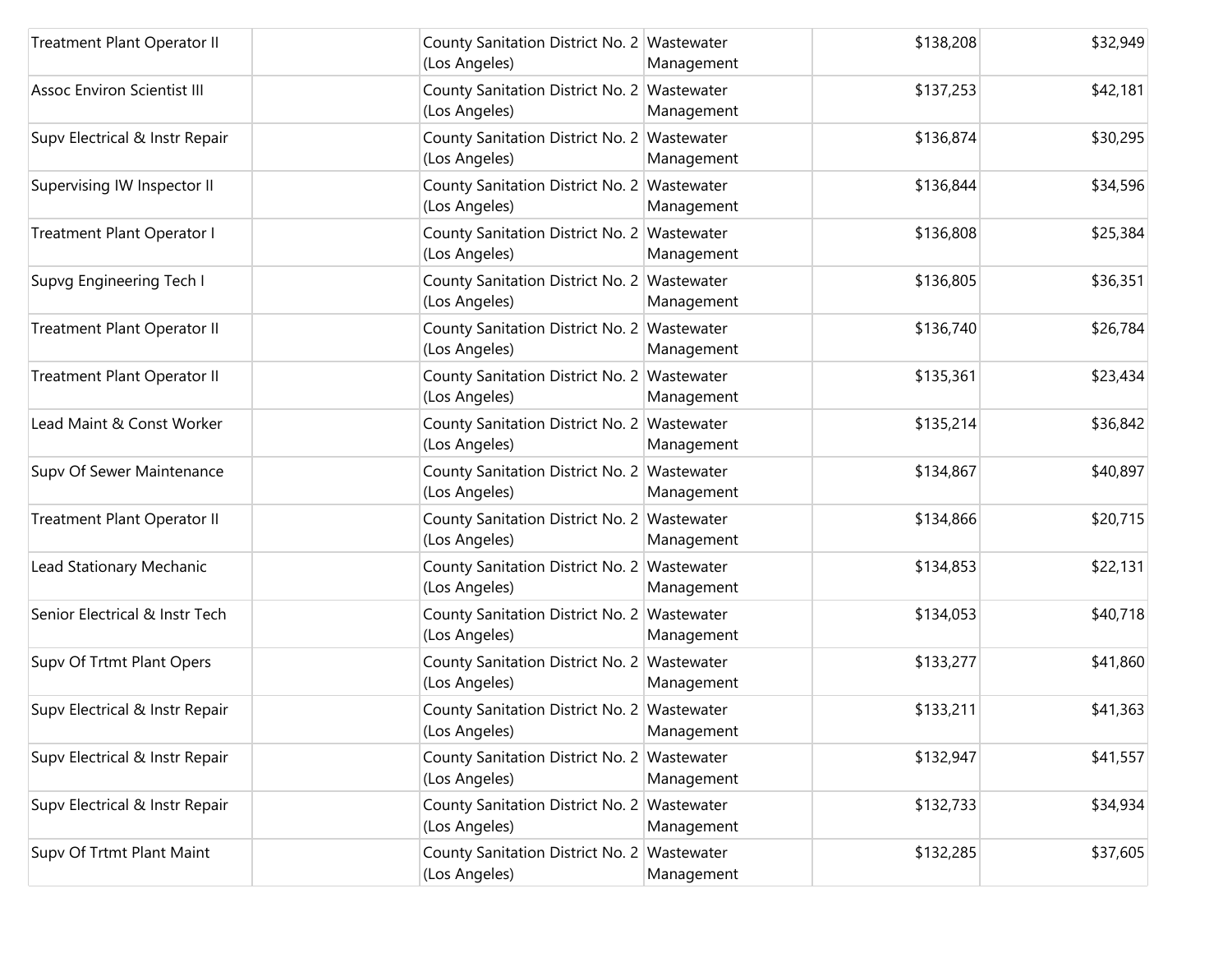| | | | | | |
|---|---|---|---|---|---|
| Treatment Plant Operator II | | County Sanitation District No. 2 (Los Angeles) | Wastewater Management | $138,208 | $32,949 |
| Assoc Environ Scientist III | | County Sanitation District No. 2 (Los Angeles) | Wastewater Management | $137,253 | $42,181 |
| Supv Electrical & Instr Repair | | County Sanitation District No. 2 (Los Angeles) | Wastewater Management | $136,874 | $30,295 |
| Supervising IW Inspector II | | County Sanitation District No. 2 (Los Angeles) | Wastewater Management | $136,844 | $34,596 |
| Treatment Plant Operator I | | County Sanitation District No. 2 (Los Angeles) | Wastewater Management | $136,808 | $25,384 |
| Supvg Engineering Tech I | | County Sanitation District No. 2 (Los Angeles) | Wastewater Management | $136,805 | $36,351 |
| Treatment Plant Operator II | | County Sanitation District No. 2 (Los Angeles) | Wastewater Management | $136,740 | $26,784 |
| Treatment Plant Operator II | | County Sanitation District No. 2 (Los Angeles) | Wastewater Management | $135,361 | $23,434 |
| Lead Maint & Const Worker | | County Sanitation District No. 2 (Los Angeles) | Wastewater Management | $135,214 | $36,842 |
| Supv Of Sewer Maintenance | | County Sanitation District No. 2 (Los Angeles) | Wastewater Management | $134,867 | $40,897 |
| Treatment Plant Operator II | | County Sanitation District No. 2 (Los Angeles) | Wastewater Management | $134,866 | $20,715 |
| Lead Stationary Mechanic | | County Sanitation District No. 2 (Los Angeles) | Wastewater Management | $134,853 | $22,131 |
| Senior Electrical & Instr Tech | | County Sanitation District No. 2 (Los Angeles) | Wastewater Management | $134,053 | $40,718 |
| Supv Of Trtmt Plant Opers | | County Sanitation District No. 2 (Los Angeles) | Wastewater Management | $133,277 | $41,860 |
| Supv Electrical & Instr Repair | | County Sanitation District No. 2 (Los Angeles) | Wastewater Management | $133,211 | $41,363 |
| Supv Electrical & Instr Repair | | County Sanitation District No. 2 (Los Angeles) | Wastewater Management | $132,947 | $41,557 |
| Supv Electrical & Instr Repair | | County Sanitation District No. 2 (Los Angeles) | Wastewater Management | $132,733 | $34,934 |
| Supv Of Trtmt Plant Maint | | County Sanitation District No. 2 (Los Angeles) | Wastewater Management | $132,285 | $37,605 |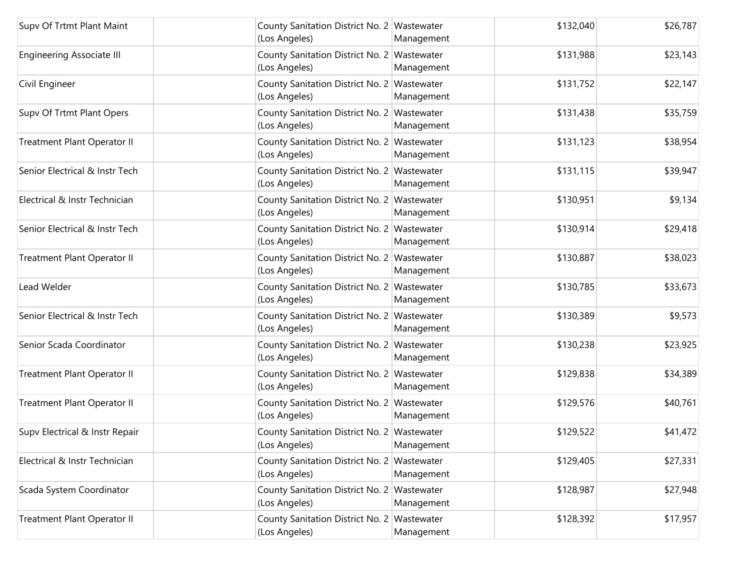| | | | | | |
|---|---|---|---|---|---|
| Supv Of Trtmt Plant Maint | | County Sanitation District No. 2 (Los Angeles) | Wastewater Management | $132,040 | $26,787 |
| Engineering Associate III | | County Sanitation District No. 2 (Los Angeles) | Wastewater Management | $131,988 | $23,143 |
| Civil Engineer | | County Sanitation District No. 2 (Los Angeles) | Wastewater Management | $131,752 | $22,147 |
| Supv Of Trtmt Plant Opers | | County Sanitation District No. 2 (Los Angeles) | Wastewater Management | $131,438 | $35,759 |
| Treatment Plant Operator II | | County Sanitation District No. 2 (Los Angeles) | Wastewater Management | $131,123 | $38,954 |
| Senior Electrical & Instr Tech | | County Sanitation District No. 2 (Los Angeles) | Wastewater Management | $131,115 | $39,947 |
| Electrical & Instr Technician | | County Sanitation District No. 2 (Los Angeles) | Wastewater Management | $130,951 | $9,134 |
| Senior Electrical & Instr Tech | | County Sanitation District No. 2 (Los Angeles) | Wastewater Management | $130,914 | $29,418 |
| Treatment Plant Operator II | | County Sanitation District No. 2 (Los Angeles) | Wastewater Management | $130,887 | $38,023 |
| Lead Welder | | County Sanitation District No. 2 (Los Angeles) | Wastewater Management | $130,785 | $33,673 |
| Senior Electrical & Instr Tech | | County Sanitation District No. 2 (Los Angeles) | Wastewater Management | $130,389 | $9,573 |
| Senior Scada Coordinator | | County Sanitation District No. 2 (Los Angeles) | Wastewater Management | $130,238 | $23,925 |
| Treatment Plant Operator II | | County Sanitation District No. 2 (Los Angeles) | Wastewater Management | $129,838 | $34,389 |
| Treatment Plant Operator II | | County Sanitation District No. 2 (Los Angeles) | Wastewater Management | $129,576 | $40,761 |
| Supv Electrical & Instr Repair | | County Sanitation District No. 2 (Los Angeles) | Wastewater Management | $129,522 | $41,472 |
| Electrical & Instr Technician | | County Sanitation District No. 2 (Los Angeles) | Wastewater Management | $129,405 | $27,331 |
| Scada System Coordinator | | County Sanitation District No. 2 (Los Angeles) | Wastewater Management | $128,987 | $27,948 |
| Treatment Plant Operator II | | County Sanitation District No. 2 (Los Angeles) | Wastewater Management | $128,392 | $17,957 |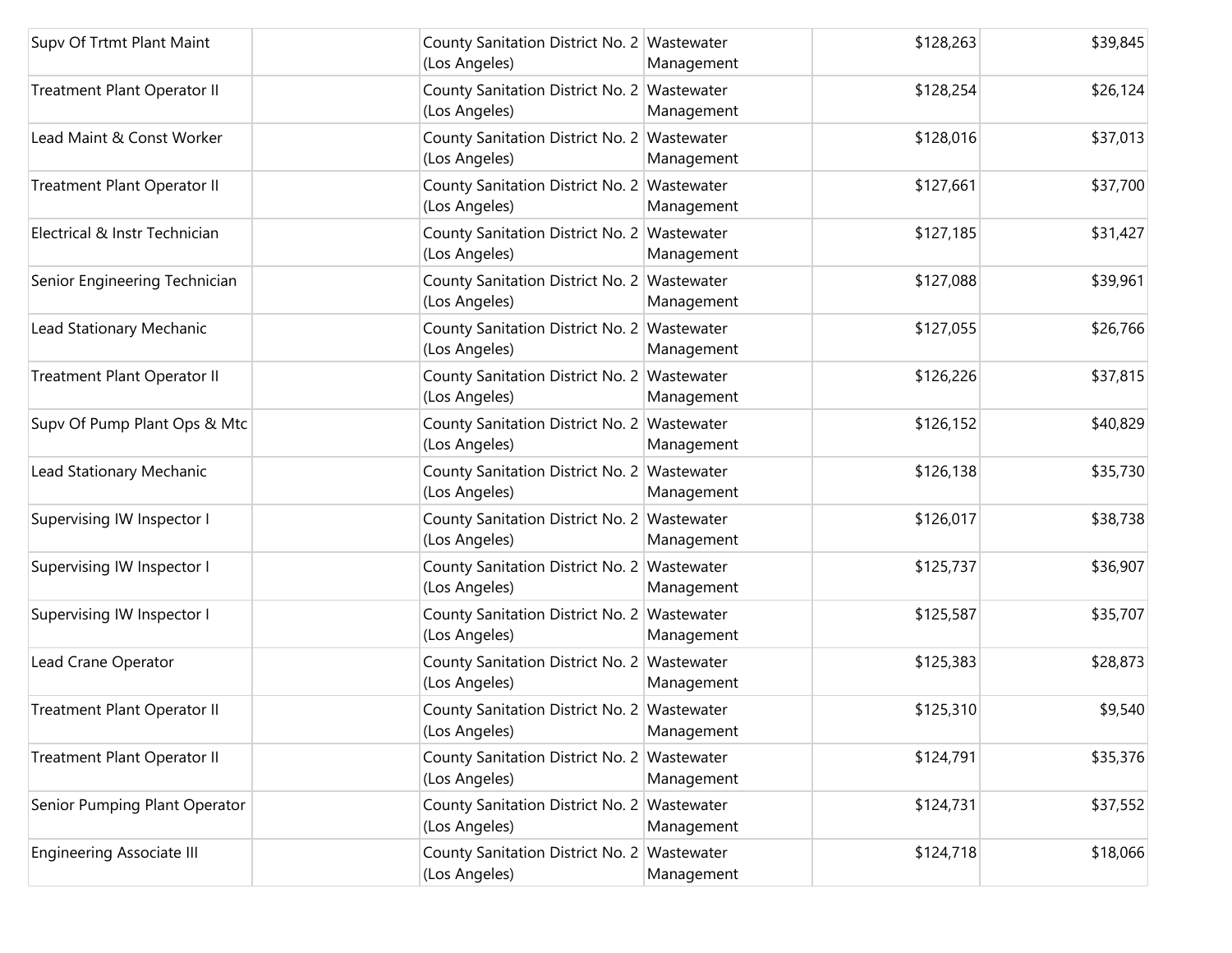| | | | | | |
|---|---|---|---|---|---|
| Supv Of Trtmt Plant Maint | | County Sanitation District No. 2 (Los Angeles) | Wastewater Management | $128,263 | $39,845 |
| Treatment Plant Operator II | | County Sanitation District No. 2 (Los Angeles) | Wastewater Management | $128,254 | $26,124 |
| Lead Maint & Const Worker | | County Sanitation District No. 2 (Los Angeles) | Wastewater Management | $128,016 | $37,013 |
| Treatment Plant Operator II | | County Sanitation District No. 2 (Los Angeles) | Wastewater Management | $127,661 | $37,700 |
| Electrical & Instr Technician | | County Sanitation District No. 2 (Los Angeles) | Wastewater Management | $127,185 | $31,427 |
| Senior Engineering Technician | | County Sanitation District No. 2 (Los Angeles) | Wastewater Management | $127,088 | $39,961 |
| Lead Stationary Mechanic | | County Sanitation District No. 2 (Los Angeles) | Wastewater Management | $127,055 | $26,766 |
| Treatment Plant Operator II | | County Sanitation District No. 2 (Los Angeles) | Wastewater Management | $126,226 | $37,815 |
| Supv Of Pump Plant Ops & Mtc | | County Sanitation District No. 2 (Los Angeles) | Wastewater Management | $126,152 | $40,829 |
| Lead Stationary Mechanic | | County Sanitation District No. 2 (Los Angeles) | Wastewater Management | $126,138 | $35,730 |
| Supervising IW Inspector I | | County Sanitation District No. 2 (Los Angeles) | Wastewater Management | $126,017 | $38,738 |
| Supervising IW Inspector I | | County Sanitation District No. 2 (Los Angeles) | Wastewater Management | $125,737 | $36,907 |
| Supervising IW Inspector I | | County Sanitation District No. 2 (Los Angeles) | Wastewater Management | $125,587 | $35,707 |
| Lead Crane Operator | | County Sanitation District No. 2 (Los Angeles) | Wastewater Management | $125,383 | $28,873 |
| Treatment Plant Operator II | | County Sanitation District No. 2 (Los Angeles) | Wastewater Management | $125,310 | $9,540 |
| Treatment Plant Operator II | | County Sanitation District No. 2 (Los Angeles) | Wastewater Management | $124,791 | $35,376 |
| Senior Pumping Plant Operator | | County Sanitation District No. 2 (Los Angeles) | Wastewater Management | $124,731 | $37,552 |
| Engineering Associate III | | County Sanitation District No. 2 (Los Angeles) | Wastewater Management | $124,718 | $18,066 |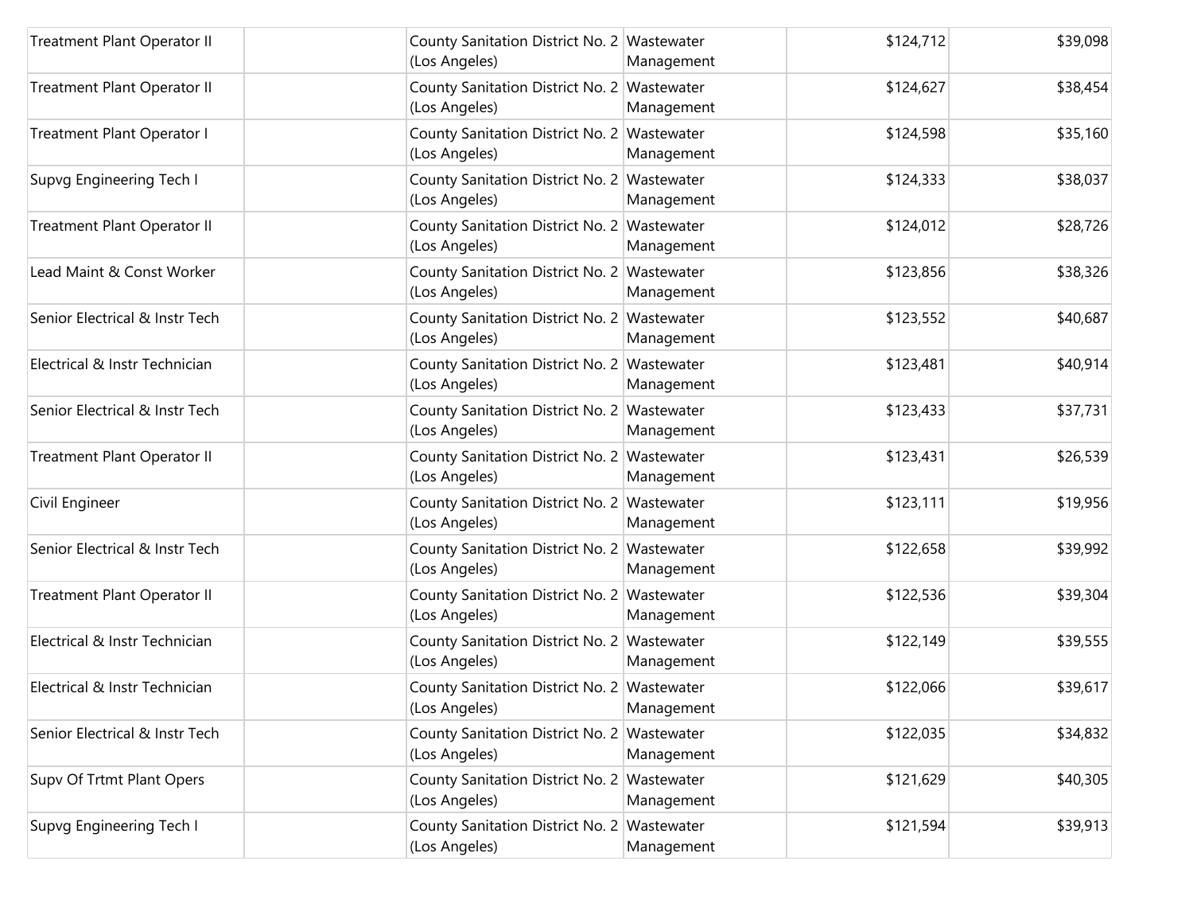| | | | | | |
|---|---|---|---|---|---|
| Treatment Plant Operator II | | County Sanitation District No. 2 (Los Angeles) | Wastewater Management | $124,712 | $39,098 |
| Treatment Plant Operator II | | County Sanitation District No. 2 (Los Angeles) | Wastewater Management | $124,627 | $38,454 |
| Treatment Plant Operator I | | County Sanitation District No. 2 (Los Angeles) | Wastewater Management | $124,598 | $35,160 |
| Supvg Engineering Tech I | | County Sanitation District No. 2 (Los Angeles) | Wastewater Management | $124,333 | $38,037 |
| Treatment Plant Operator II | | County Sanitation District No. 2 (Los Angeles) | Wastewater Management | $124,012 | $28,726 |
| Lead Maint & Const Worker | | County Sanitation District No. 2 (Los Angeles) | Wastewater Management | $123,856 | $38,326 |
| Senior Electrical & Instr Tech | | County Sanitation District No. 2 (Los Angeles) | Wastewater Management | $123,552 | $40,687 |
| Electrical & Instr Technician | | County Sanitation District No. 2 (Los Angeles) | Wastewater Management | $123,481 | $40,914 |
| Senior Electrical & Instr Tech | | County Sanitation District No. 2 (Los Angeles) | Wastewater Management | $123,433 | $37,731 |
| Treatment Plant Operator II | | County Sanitation District No. 2 (Los Angeles) | Wastewater Management | $123,431 | $26,539 |
| Civil Engineer | | County Sanitation District No. 2 (Los Angeles) | Wastewater Management | $123,111 | $19,956 |
| Senior Electrical & Instr Tech | | County Sanitation District No. 2 (Los Angeles) | Wastewater Management | $122,658 | $39,992 |
| Treatment Plant Operator II | | County Sanitation District No. 2 (Los Angeles) | Wastewater Management | $122,536 | $39,304 |
| Electrical & Instr Technician | | County Sanitation District No. 2 (Los Angeles) | Wastewater Management | $122,149 | $39,555 |
| Electrical & Instr Technician | | County Sanitation District No. 2 (Los Angeles) | Wastewater Management | $122,066 | $39,617 |
| Senior Electrical & Instr Tech | | County Sanitation District No. 2 (Los Angeles) | Wastewater Management | $122,035 | $34,832 |
| Supv Of Trtmt Plant Opers | | County Sanitation District No. 2 (Los Angeles) | Wastewater Management | $121,629 | $40,305 |
| Supvg Engineering Tech I | | County Sanitation District No. 2 (Los Angeles) | Wastewater Management | $121,594 | $39,913 |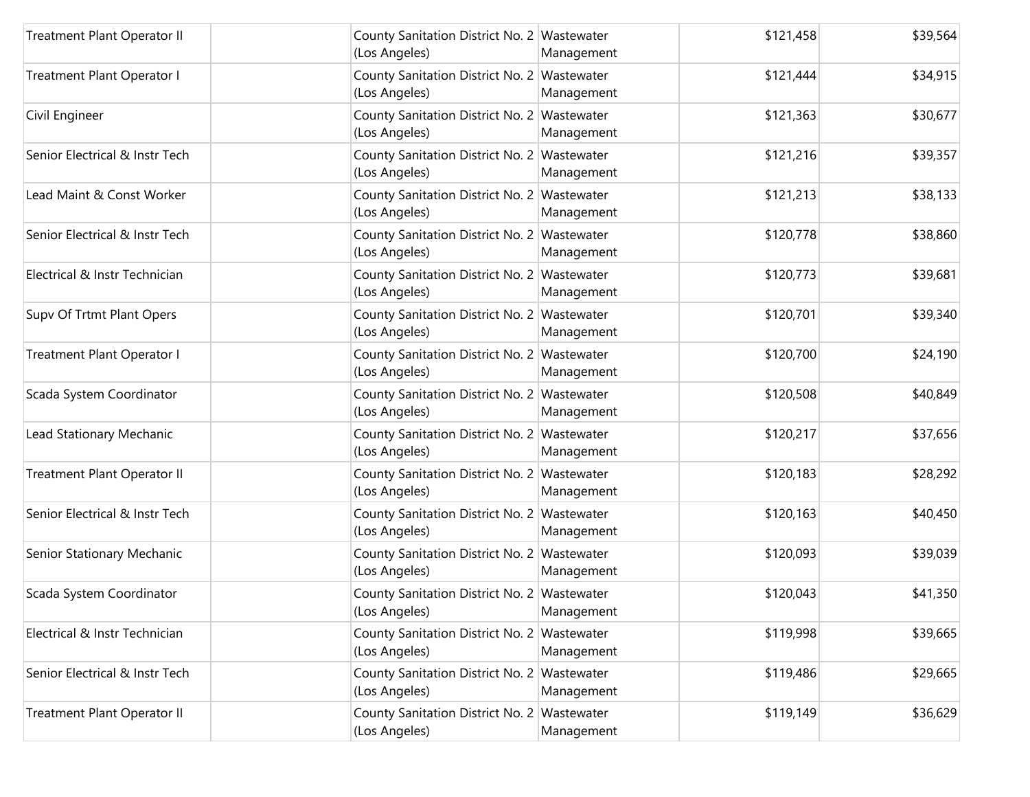| | | | | | |
|---|---|---|---|---|---|
| Treatment Plant Operator II | | County Sanitation District No. 2 (Los Angeles) | Wastewater Management | $121,458 | $39,564 |
| Treatment Plant Operator I | | County Sanitation District No. 2 (Los Angeles) | Wastewater Management | $121,444 | $34,915 |
| Civil Engineer | | County Sanitation District No. 2 (Los Angeles) | Wastewater Management | $121,363 | $30,677 |
| Senior Electrical & Instr Tech | | County Sanitation District No. 2 (Los Angeles) | Wastewater Management | $121,216 | $39,357 |
| Lead Maint & Const Worker | | County Sanitation District No. 2 (Los Angeles) | Wastewater Management | $121,213 | $38,133 |
| Senior Electrical & Instr Tech | | County Sanitation District No. 2 (Los Angeles) | Wastewater Management | $120,778 | $38,860 |
| Electrical & Instr Technician | | County Sanitation District No. 2 (Los Angeles) | Wastewater Management | $120,773 | $39,681 |
| Supv Of Trtmt Plant Opers | | County Sanitation District No. 2 (Los Angeles) | Wastewater Management | $120,701 | $39,340 |
| Treatment Plant Operator I | | County Sanitation District No. 2 (Los Angeles) | Wastewater Management | $120,700 | $24,190 |
| Scada System Coordinator | | County Sanitation District No. 2 (Los Angeles) | Wastewater Management | $120,508 | $40,849 |
| Lead Stationary Mechanic | | County Sanitation District No. 2 (Los Angeles) | Wastewater Management | $120,217 | $37,656 |
| Treatment Plant Operator II | | County Sanitation District No. 2 (Los Angeles) | Wastewater Management | $120,183 | $28,292 |
| Senior Electrical & Instr Tech | | County Sanitation District No. 2 (Los Angeles) | Wastewater Management | $120,163 | $40,450 |
| Senior Stationary Mechanic | | County Sanitation District No. 2 (Los Angeles) | Wastewater Management | $120,093 | $39,039 |
| Scada System Coordinator | | County Sanitation District No. 2 (Los Angeles) | Wastewater Management | $120,043 | $41,350 |
| Electrical & Instr Technician | | County Sanitation District No. 2 (Los Angeles) | Wastewater Management | $119,998 | $39,665 |
| Senior Electrical & Instr Tech | | County Sanitation District No. 2 (Los Angeles) | Wastewater Management | $119,486 | $29,665 |
| Treatment Plant Operator II | | County Sanitation District No. 2 (Los Angeles) | Wastewater Management | $119,149 | $36,629 |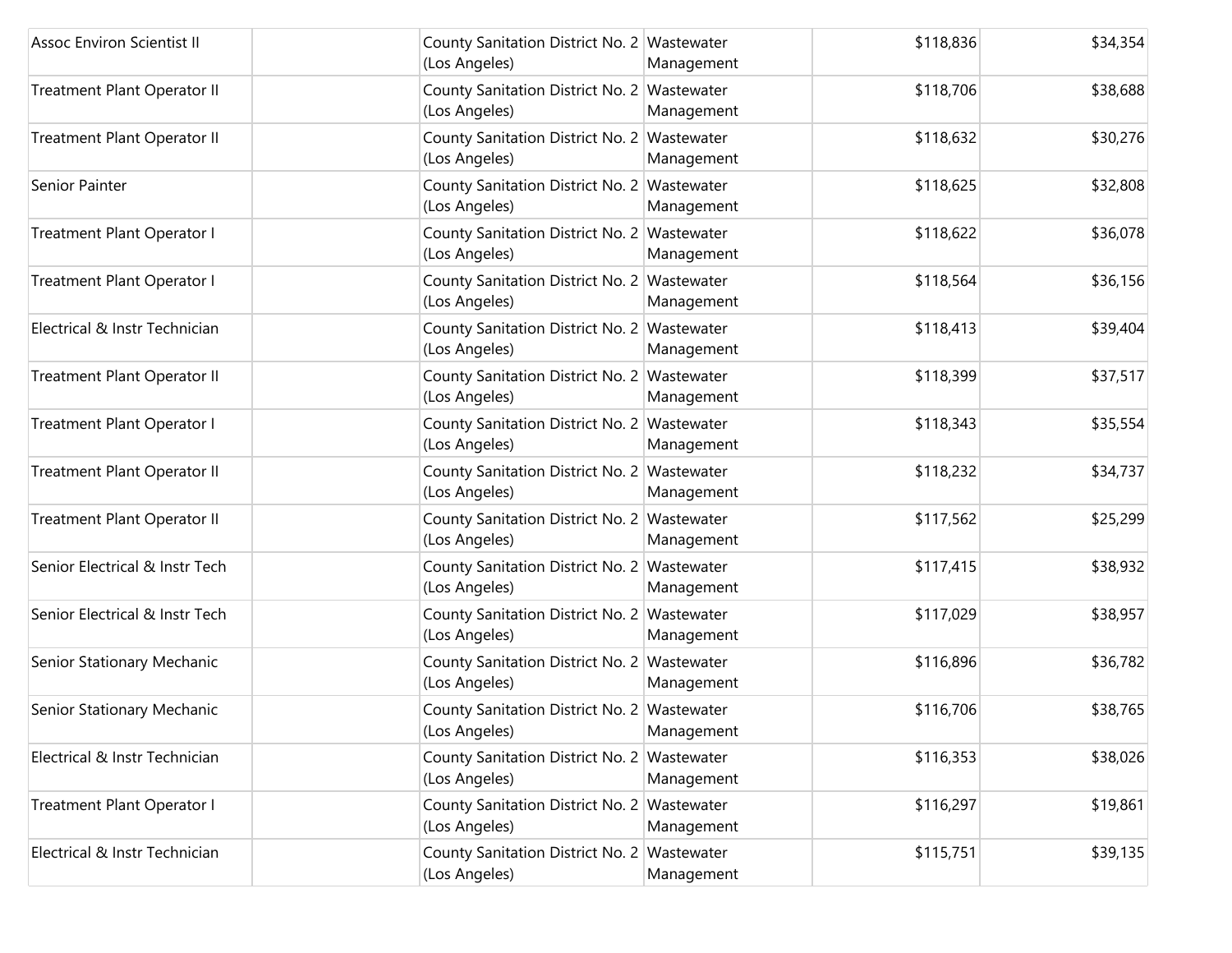| | | | | | |
|---|---|---|---|---|---|
| Assoc Environ Scientist II | | County Sanitation District No. 2 (Los Angeles) | Wastewater Management | $118,836 | $34,354 |
| Treatment Plant Operator II | | County Sanitation District No. 2 (Los Angeles) | Wastewater Management | $118,706 | $38,688 |
| Treatment Plant Operator II | | County Sanitation District No. 2 (Los Angeles) | Wastewater Management | $118,632 | $30,276 |
| Senior Painter | | County Sanitation District No. 2 (Los Angeles) | Wastewater Management | $118,625 | $32,808 |
| Treatment Plant Operator I | | County Sanitation District No. 2 (Los Angeles) | Wastewater Management | $118,622 | $36,078 |
| Treatment Plant Operator I | | County Sanitation District No. 2 (Los Angeles) | Wastewater Management | $118,564 | $36,156 |
| Electrical & Instr Technician | | County Sanitation District No. 2 (Los Angeles) | Wastewater Management | $118,413 | $39,404 |
| Treatment Plant Operator II | | County Sanitation District No. 2 (Los Angeles) | Wastewater Management | $118,399 | $37,517 |
| Treatment Plant Operator I | | County Sanitation District No. 2 (Los Angeles) | Wastewater Management | $118,343 | $35,554 |
| Treatment Plant Operator II | | County Sanitation District No. 2 (Los Angeles) | Wastewater Management | $118,232 | $34,737 |
| Treatment Plant Operator II | | County Sanitation District No. 2 (Los Angeles) | Wastewater Management | $117,562 | $25,299 |
| Senior Electrical & Instr Tech | | County Sanitation District No. 2 (Los Angeles) | Wastewater Management | $117,415 | $38,932 |
| Senior Electrical & Instr Tech | | County Sanitation District No. 2 (Los Angeles) | Wastewater Management | $117,029 | $38,957 |
| Senior Stationary Mechanic | | County Sanitation District No. 2 (Los Angeles) | Wastewater Management | $116,896 | $36,782 |
| Senior Stationary Mechanic | | County Sanitation District No. 2 (Los Angeles) | Wastewater Management | $116,706 | $38,765 |
| Electrical & Instr Technician | | County Sanitation District No. 2 (Los Angeles) | Wastewater Management | $116,353 | $38,026 |
| Treatment Plant Operator I | | County Sanitation District No. 2 (Los Angeles) | Wastewater Management | $116,297 | $19,861 |
| Electrical & Instr Technician | | County Sanitation District No. 2 (Los Angeles) | Wastewater Management | $115,751 | $39,135 |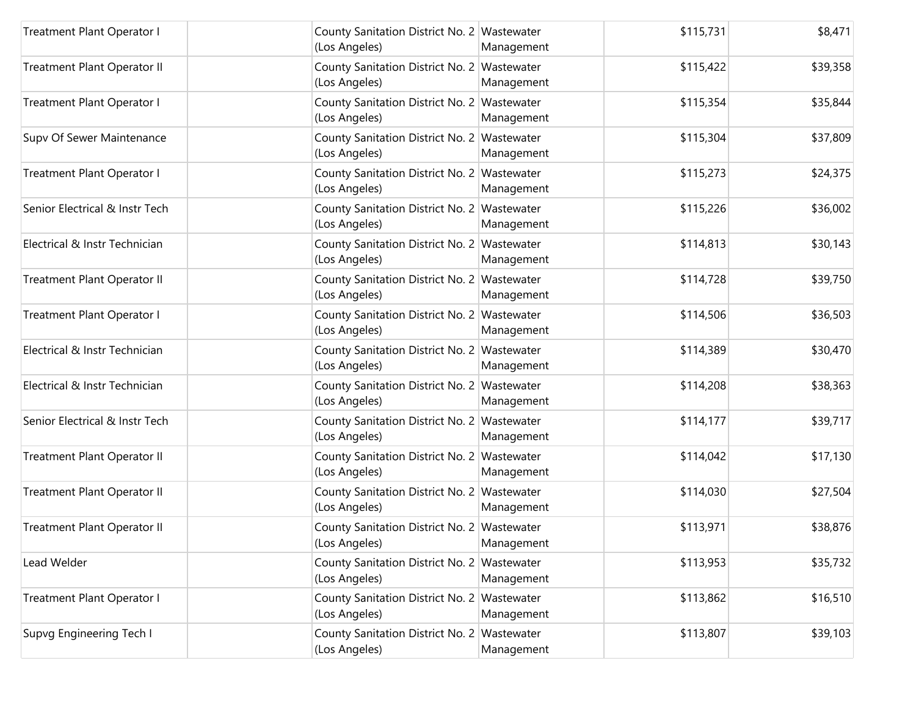| | | | | | |
|---|---|---|---|---|---|
| Treatment Plant Operator I | | County Sanitation District No. 2 (Los Angeles) | Wastewater Management | $115,731 | $8,471 |
| Treatment Plant Operator II | | County Sanitation District No. 2 (Los Angeles) | Wastewater Management | $115,422 | $39,358 |
| Treatment Plant Operator I | | County Sanitation District No. 2 (Los Angeles) | Wastewater Management | $115,354 | $35,844 |
| Supv Of Sewer Maintenance | | County Sanitation District No. 2 (Los Angeles) | Wastewater Management | $115,304 | $37,809 |
| Treatment Plant Operator I | | County Sanitation District No. 2 (Los Angeles) | Wastewater Management | $115,273 | $24,375 |
| Senior Electrical & Instr Tech | | County Sanitation District No. 2 (Los Angeles) | Wastewater Management | $115,226 | $36,002 |
| Electrical & Instr Technician | | County Sanitation District No. 2 (Los Angeles) | Wastewater Management | $114,813 | $30,143 |
| Treatment Plant Operator II | | County Sanitation District No. 2 (Los Angeles) | Wastewater Management | $114,728 | $39,750 |
| Treatment Plant Operator I | | County Sanitation District No. 2 (Los Angeles) | Wastewater Management | $114,506 | $36,503 |
| Electrical & Instr Technician | | County Sanitation District No. 2 (Los Angeles) | Wastewater Management | $114,389 | $30,470 |
| Electrical & Instr Technician | | County Sanitation District No. 2 (Los Angeles) | Wastewater Management | $114,208 | $38,363 |
| Senior Electrical & Instr Tech | | County Sanitation District No. 2 (Los Angeles) | Wastewater Management | $114,177 | $39,717 |
| Treatment Plant Operator II | | County Sanitation District No. 2 (Los Angeles) | Wastewater Management | $114,042 | $17,130 |
| Treatment Plant Operator II | | County Sanitation District No. 2 (Los Angeles) | Wastewater Management | $114,030 | $27,504 |
| Treatment Plant Operator II | | County Sanitation District No. 2 (Los Angeles) | Wastewater Management | $113,971 | $38,876 |
| Lead Welder | | County Sanitation District No. 2 (Los Angeles) | Wastewater Management | $113,953 | $35,732 |
| Treatment Plant Operator I | | County Sanitation District No. 2 (Los Angeles) | Wastewater Management | $113,862 | $16,510 |
| Supvg Engineering Tech I | | County Sanitation District No. 2 (Los Angeles) | Wastewater Management | $113,807 | $39,103 |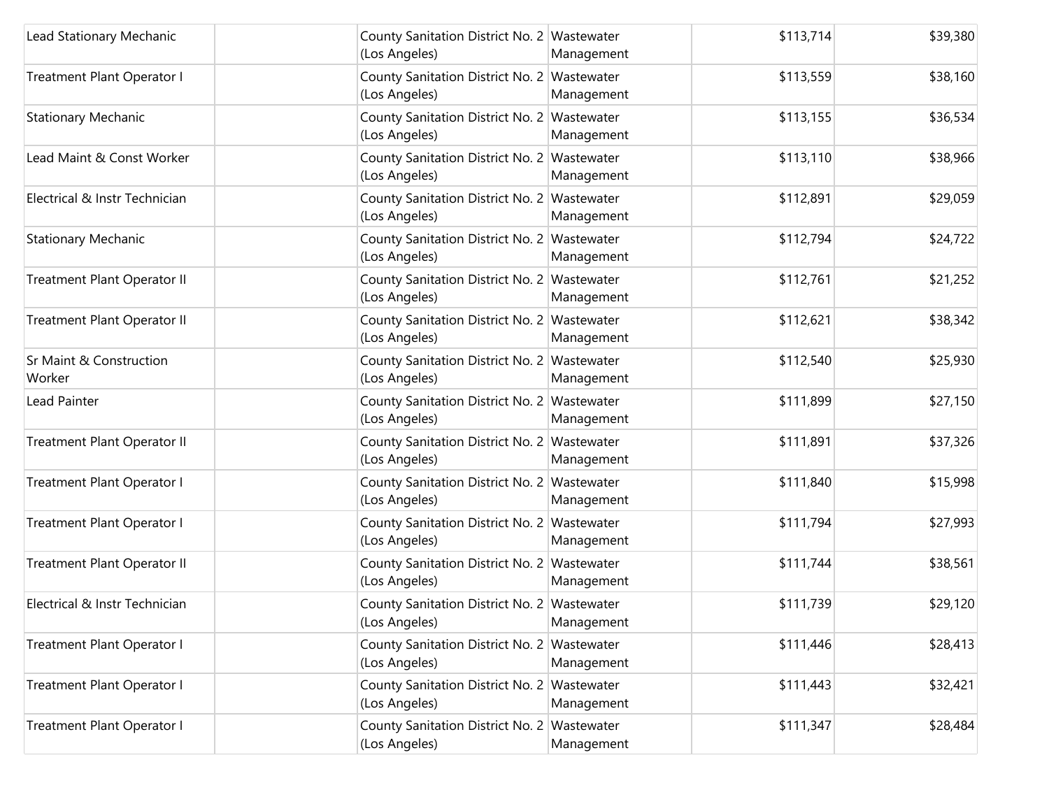| | | | | | |
|---|---|---|---|---|---|
| Lead Stationary Mechanic | | County Sanitation District No. 2 (Los Angeles) | Wastewater Management | $113,714 | $39,380 |
| Treatment Plant Operator I | | County Sanitation District No. 2 (Los Angeles) | Wastewater Management | $113,559 | $38,160 |
| Stationary Mechanic | | County Sanitation District No. 2 (Los Angeles) | Wastewater Management | $113,155 | $36,534 |
| Lead Maint & Const Worker | | County Sanitation District No. 2 (Los Angeles) | Wastewater Management | $113,110 | $38,966 |
| Electrical & Instr Technician | | County Sanitation District No. 2 (Los Angeles) | Wastewater Management | $112,891 | $29,059 |
| Stationary Mechanic | | County Sanitation District No. 2 (Los Angeles) | Wastewater Management | $112,794 | $24,722 |
| Treatment Plant Operator II | | County Sanitation District No. 2 (Los Angeles) | Wastewater Management | $112,761 | $21,252 |
| Treatment Plant Operator II | | County Sanitation District No. 2 (Los Angeles) | Wastewater Management | $112,621 | $38,342 |
| Sr Maint & Construction Worker | | County Sanitation District No. 2 (Los Angeles) | Wastewater Management | $112,540 | $25,930 |
| Lead Painter | | County Sanitation District No. 2 (Los Angeles) | Wastewater Management | $111,899 | $27,150 |
| Treatment Plant Operator II | | County Sanitation District No. 2 (Los Angeles) | Wastewater Management | $111,891 | $37,326 |
| Treatment Plant Operator I | | County Sanitation District No. 2 (Los Angeles) | Wastewater Management | $111,840 | $15,998 |
| Treatment Plant Operator I | | County Sanitation District No. 2 (Los Angeles) | Wastewater Management | $111,794 | $27,993 |
| Treatment Plant Operator II | | County Sanitation District No. 2 (Los Angeles) | Wastewater Management | $111,744 | $38,561 |
| Electrical & Instr Technician | | County Sanitation District No. 2 (Los Angeles) | Wastewater Management | $111,739 | $29,120 |
| Treatment Plant Operator I | | County Sanitation District No. 2 (Los Angeles) | Wastewater Management | $111,446 | $28,413 |
| Treatment Plant Operator I | | County Sanitation District No. 2 (Los Angeles) | Wastewater Management | $111,443 | $32,421 |
| Treatment Plant Operator I | | County Sanitation District No. 2 (Los Angeles) | Wastewater Management | $111,347 | $28,484 |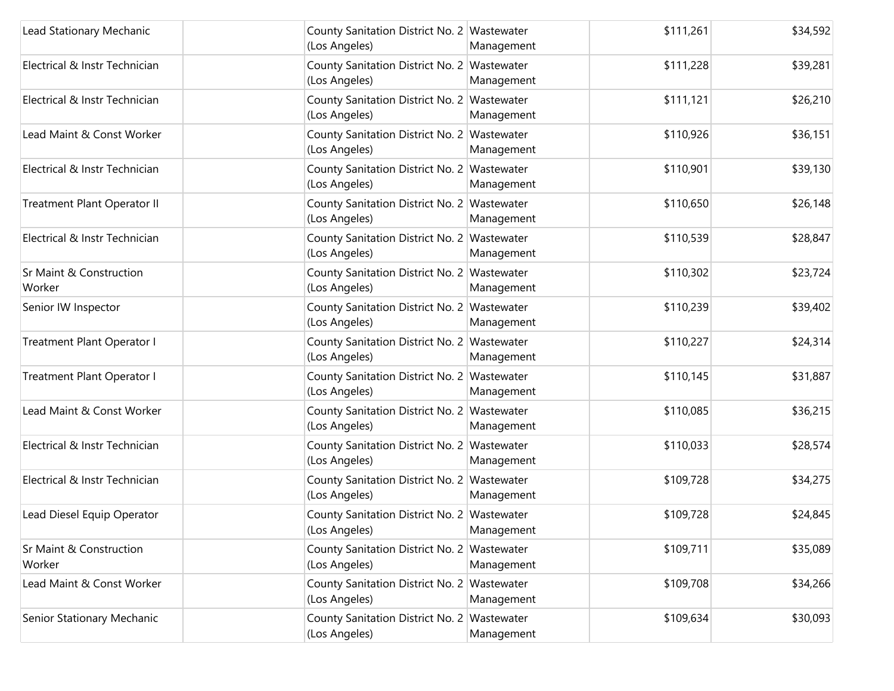| | | | | | |
|---|---|---|---|---|---|
| Lead Stationary Mechanic | | County Sanitation District No. 2 (Los Angeles) | Wastewater Management | $111,261 | $34,592 |
| Electrical & Instr Technician | | County Sanitation District No. 2 (Los Angeles) | Wastewater Management | $111,228 | $39,281 |
| Electrical & Instr Technician | | County Sanitation District No. 2 (Los Angeles) | Wastewater Management | $111,121 | $26,210 |
| Lead Maint & Const Worker | | County Sanitation District No. 2 (Los Angeles) | Wastewater Management | $110,926 | $36,151 |
| Electrical & Instr Technician | | County Sanitation District No. 2 (Los Angeles) | Wastewater Management | $110,901 | $39,130 |
| Treatment Plant Operator II | | County Sanitation District No. 2 (Los Angeles) | Wastewater Management | $110,650 | $26,148 |
| Electrical & Instr Technician | | County Sanitation District No. 2 (Los Angeles) | Wastewater Management | $110,539 | $28,847 |
| Sr Maint & Construction Worker | | County Sanitation District No. 2 (Los Angeles) | Wastewater Management | $110,302 | $23,724 |
| Senior IW Inspector | | County Sanitation District No. 2 (Los Angeles) | Wastewater Management | $110,239 | $39,402 |
| Treatment Plant Operator I | | County Sanitation District No. 2 (Los Angeles) | Wastewater Management | $110,227 | $24,314 |
| Treatment Plant Operator I | | County Sanitation District No. 2 (Los Angeles) | Wastewater Management | $110,145 | $31,887 |
| Lead Maint & Const Worker | | County Sanitation District No. 2 (Los Angeles) | Wastewater Management | $110,085 | $36,215 |
| Electrical & Instr Technician | | County Sanitation District No. 2 (Los Angeles) | Wastewater Management | $110,033 | $28,574 |
| Electrical & Instr Technician | | County Sanitation District No. 2 (Los Angeles) | Wastewater Management | $109,728 | $34,275 |
| Lead Diesel Equip Operator | | County Sanitation District No. 2 (Los Angeles) | Wastewater Management | $109,728 | $24,845 |
| Sr Maint & Construction Worker | | County Sanitation District No. 2 (Los Angeles) | Wastewater Management | $109,711 | $35,089 |
| Lead Maint & Const Worker | | County Sanitation District No. 2 (Los Angeles) | Wastewater Management | $109,708 | $34,266 |
| Senior Stationary Mechanic | | County Sanitation District No. 2 (Los Angeles) | Wastewater Management | $109,634 | $30,093 |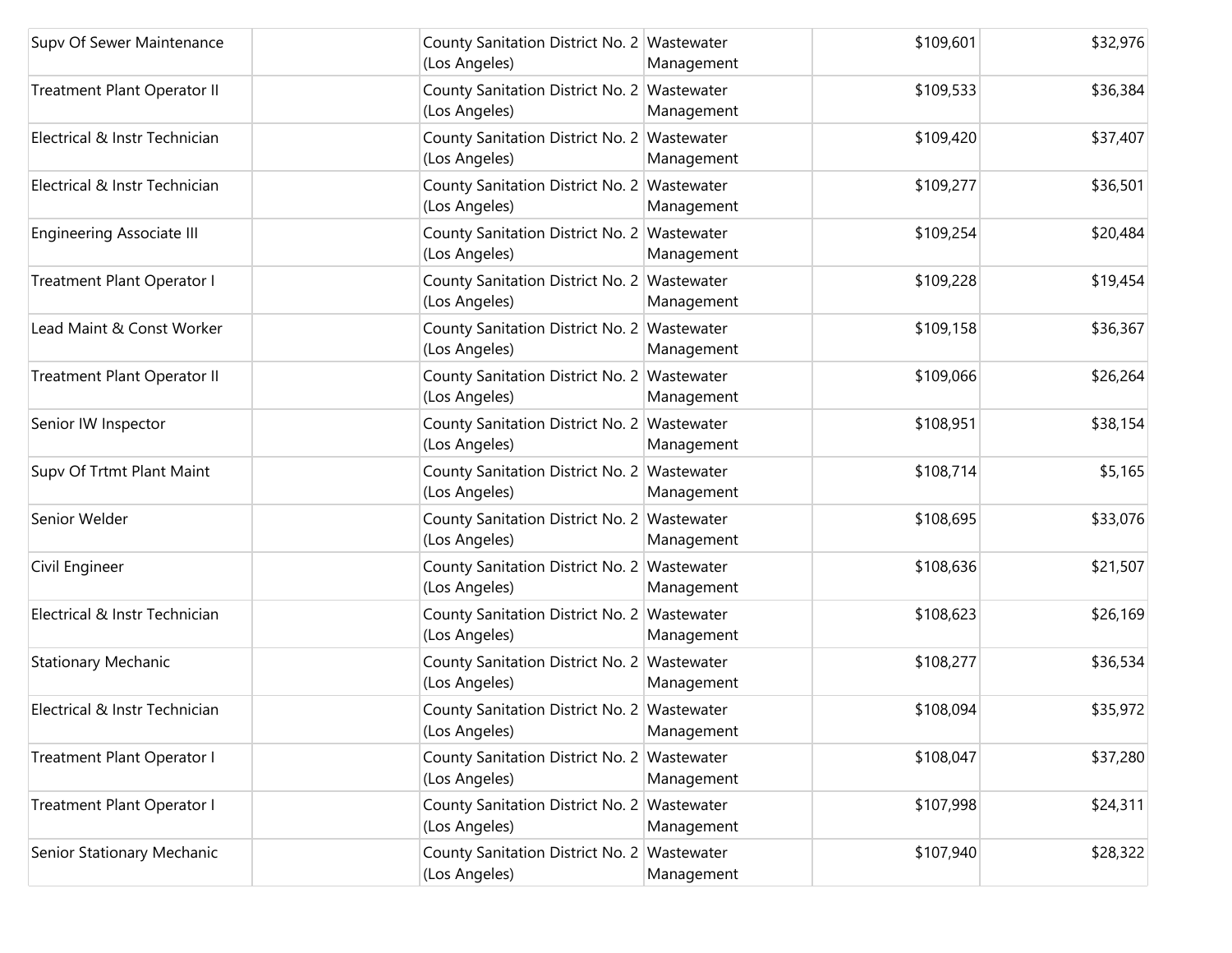| | | | | | |
|---|---|---|---|---|---|
| Supv Of Sewer Maintenance | | County Sanitation District No. 2 (Los Angeles) | Wastewater Management | $109,601 | $32,976 |
| Treatment Plant Operator II | | County Sanitation District No. 2 (Los Angeles) | Wastewater Management | $109,533 | $36,384 |
| Electrical & Instr Technician | | County Sanitation District No. 2 (Los Angeles) | Wastewater Management | $109,420 | $37,407 |
| Electrical & Instr Technician | | County Sanitation District No. 2 (Los Angeles) | Wastewater Management | $109,277 | $36,501 |
| Engineering Associate III | | County Sanitation District No. 2 (Los Angeles) | Wastewater Management | $109,254 | $20,484 |
| Treatment Plant Operator I | | County Sanitation District No. 2 (Los Angeles) | Wastewater Management | $109,228 | $19,454 |
| Lead Maint & Const Worker | | County Sanitation District No. 2 (Los Angeles) | Wastewater Management | $109,158 | $36,367 |
| Treatment Plant Operator II | | County Sanitation District No. 2 (Los Angeles) | Wastewater Management | $109,066 | $26,264 |
| Senior IW Inspector | | County Sanitation District No. 2 (Los Angeles) | Wastewater Management | $108,951 | $38,154 |
| Supv Of Trtmt Plant Maint | | County Sanitation District No. 2 (Los Angeles) | Wastewater Management | $108,714 | $5,165 |
| Senior Welder | | County Sanitation District No. 2 (Los Angeles) | Wastewater Management | $108,695 | $33,076 |
| Civil Engineer | | County Sanitation District No. 2 (Los Angeles) | Wastewater Management | $108,636 | $21,507 |
| Electrical & Instr Technician | | County Sanitation District No. 2 (Los Angeles) | Wastewater Management | $108,623 | $26,169 |
| Stationary Mechanic | | County Sanitation District No. 2 (Los Angeles) | Wastewater Management | $108,277 | $36,534 |
| Electrical & Instr Technician | | County Sanitation District No. 2 (Los Angeles) | Wastewater Management | $108,094 | $35,972 |
| Treatment Plant Operator I | | County Sanitation District No. 2 (Los Angeles) | Wastewater Management | $108,047 | $37,280 |
| Treatment Plant Operator I | | County Sanitation District No. 2 (Los Angeles) | Wastewater Management | $107,998 | $24,311 |
| Senior Stationary Mechanic | | County Sanitation District No. 2 (Los Angeles) | Wastewater Management | $107,940 | $28,322 |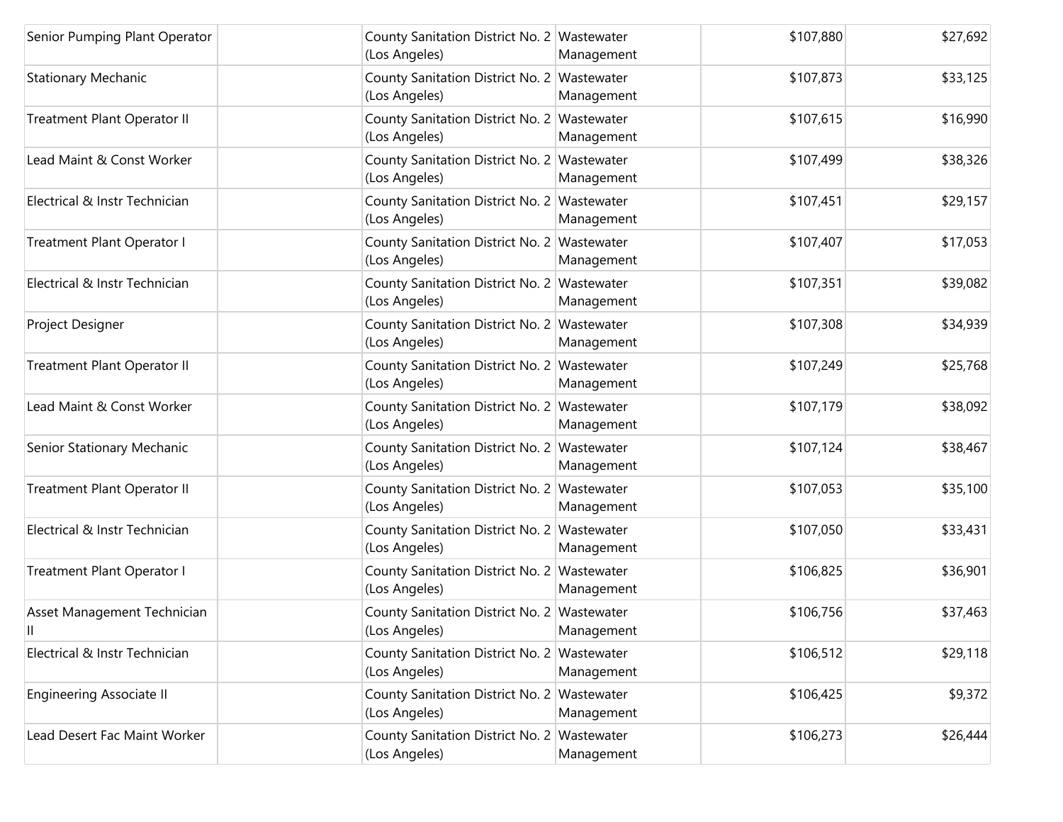| | | | | | |
|---|---|---|---|---|---|
| Senior Pumping Plant Operator | | County Sanitation District No. 2 (Los Angeles) | Wastewater Management | $107,880 | $27,692 |
| Stationary Mechanic | | County Sanitation District No. 2 (Los Angeles) | Wastewater Management | $107,873 | $33,125 |
| Treatment Plant Operator II | | County Sanitation District No. 2 (Los Angeles) | Wastewater Management | $107,615 | $16,990 |
| Lead Maint & Const Worker | | County Sanitation District No. 2 (Los Angeles) | Wastewater Management | $107,499 | $38,326 |
| Electrical & Instr Technician | | County Sanitation District No. 2 (Los Angeles) | Wastewater Management | $107,451 | $29,157 |
| Treatment Plant Operator I | | County Sanitation District No. 2 (Los Angeles) | Wastewater Management | $107,407 | $17,053 |
| Electrical & Instr Technician | | County Sanitation District No. 2 (Los Angeles) | Wastewater Management | $107,351 | $39,082 |
| Project Designer | | County Sanitation District No. 2 (Los Angeles) | Wastewater Management | $107,308 | $34,939 |
| Treatment Plant Operator II | | County Sanitation District No. 2 (Los Angeles) | Wastewater Management | $107,249 | $25,768 |
| Lead Maint & Const Worker | | County Sanitation District No. 2 (Los Angeles) | Wastewater Management | $107,179 | $38,092 |
| Senior Stationary Mechanic | | County Sanitation District No. 2 (Los Angeles) | Wastewater Management | $107,124 | $38,467 |
| Treatment Plant Operator II | | County Sanitation District No. 2 (Los Angeles) | Wastewater Management | $107,053 | $35,100 |
| Electrical & Instr Technician | | County Sanitation District No. 2 (Los Angeles) | Wastewater Management | $107,050 | $33,431 |
| Treatment Plant Operator I | | County Sanitation District No. 2 (Los Angeles) | Wastewater Management | $106,825 | $36,901 |
| Asset Management Technician II | | County Sanitation District No. 2 (Los Angeles) | Wastewater Management | $106,756 | $37,463 |
| Electrical & Instr Technician | | County Sanitation District No. 2 (Los Angeles) | Wastewater Management | $106,512 | $29,118 |
| Engineering Associate II | | County Sanitation District No. 2 (Los Angeles) | Wastewater Management | $106,425 | $9,372 |
| Lead Desert Fac Maint Worker | | County Sanitation District No. 2 (Los Angeles) | Wastewater Management | $106,273 | $26,444 |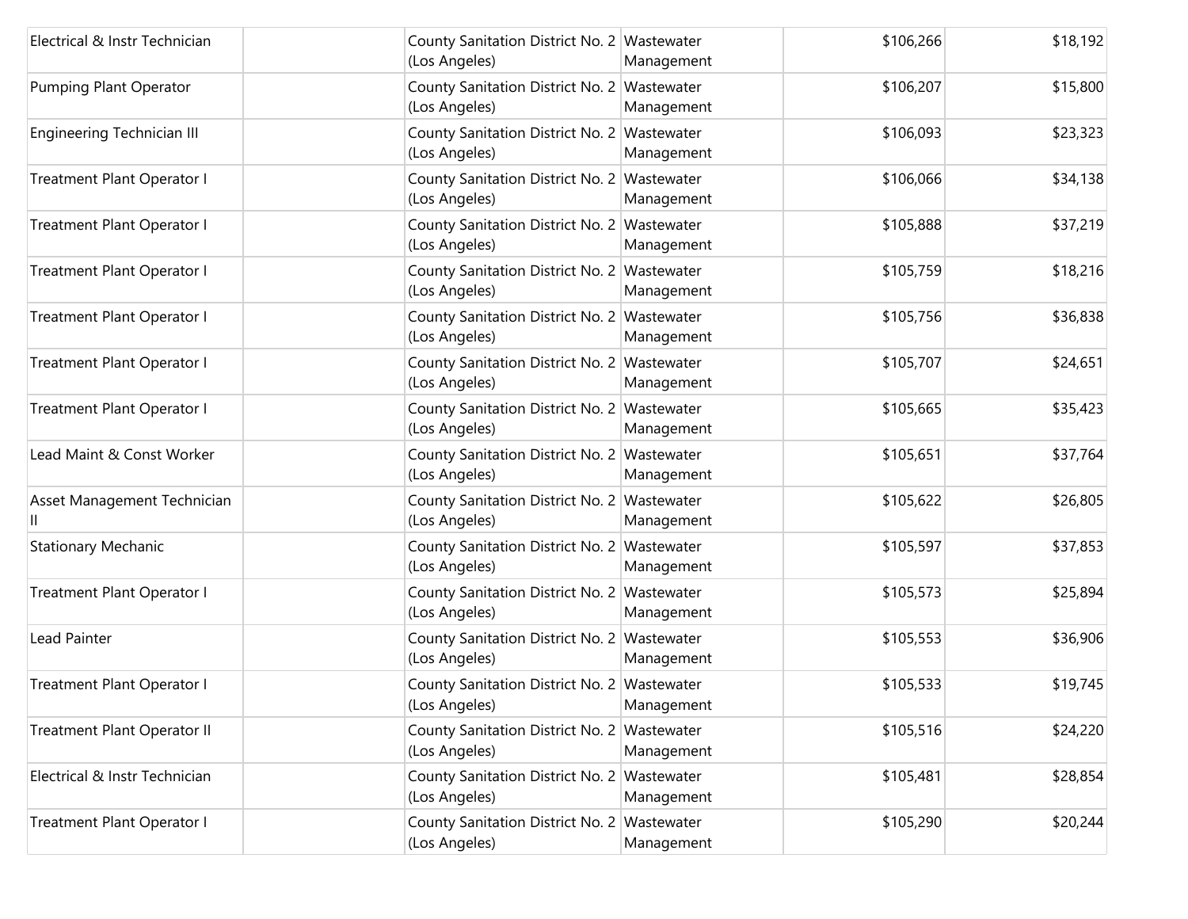| | | | | | |
|---|---|---|---|---|---|
| Electrical & Instr Technician | | County Sanitation District No. 2 (Los Angeles) | Wastewater Management | $106,266 | $18,192 |
| Pumping Plant Operator | | County Sanitation District No. 2 (Los Angeles) | Wastewater Management | $106,207 | $15,800 |
| Engineering Technician III | | County Sanitation District No. 2 (Los Angeles) | Wastewater Management | $106,093 | $23,323 |
| Treatment Plant Operator I | | County Sanitation District No. 2 (Los Angeles) | Wastewater Management | $106,066 | $34,138 |
| Treatment Plant Operator I | | County Sanitation District No. 2 (Los Angeles) | Wastewater Management | $105,888 | $37,219 |
| Treatment Plant Operator I | | County Sanitation District No. 2 (Los Angeles) | Wastewater Management | $105,759 | $18,216 |
| Treatment Plant Operator I | | County Sanitation District No. 2 (Los Angeles) | Wastewater Management | $105,756 | $36,838 |
| Treatment Plant Operator I | | County Sanitation District No. 2 (Los Angeles) | Wastewater Management | $105,707 | $24,651 |
| Treatment Plant Operator I | | County Sanitation District No. 2 (Los Angeles) | Wastewater Management | $105,665 | $35,423 |
| Lead Maint & Const Worker | | County Sanitation District No. 2 (Los Angeles) | Wastewater Management | $105,651 | $37,764 |
| Asset Management Technician II | | County Sanitation District No. 2 (Los Angeles) | Wastewater Management | $105,622 | $26,805 |
| Stationary Mechanic | | County Sanitation District No. 2 (Los Angeles) | Wastewater Management | $105,597 | $37,853 |
| Treatment Plant Operator I | | County Sanitation District No. 2 (Los Angeles) | Wastewater Management | $105,573 | $25,894 |
| Lead Painter | | County Sanitation District No. 2 (Los Angeles) | Wastewater Management | $105,553 | $36,906 |
| Treatment Plant Operator I | | County Sanitation District No. 2 (Los Angeles) | Wastewater Management | $105,533 | $19,745 |
| Treatment Plant Operator II | | County Sanitation District No. 2 (Los Angeles) | Wastewater Management | $105,516 | $24,220 |
| Electrical & Instr Technician | | County Sanitation District No. 2 (Los Angeles) | Wastewater Management | $105,481 | $28,854 |
| Treatment Plant Operator I | | County Sanitation District No. 2 (Los Angeles) | Wastewater Management | $105,290 | $20,244 |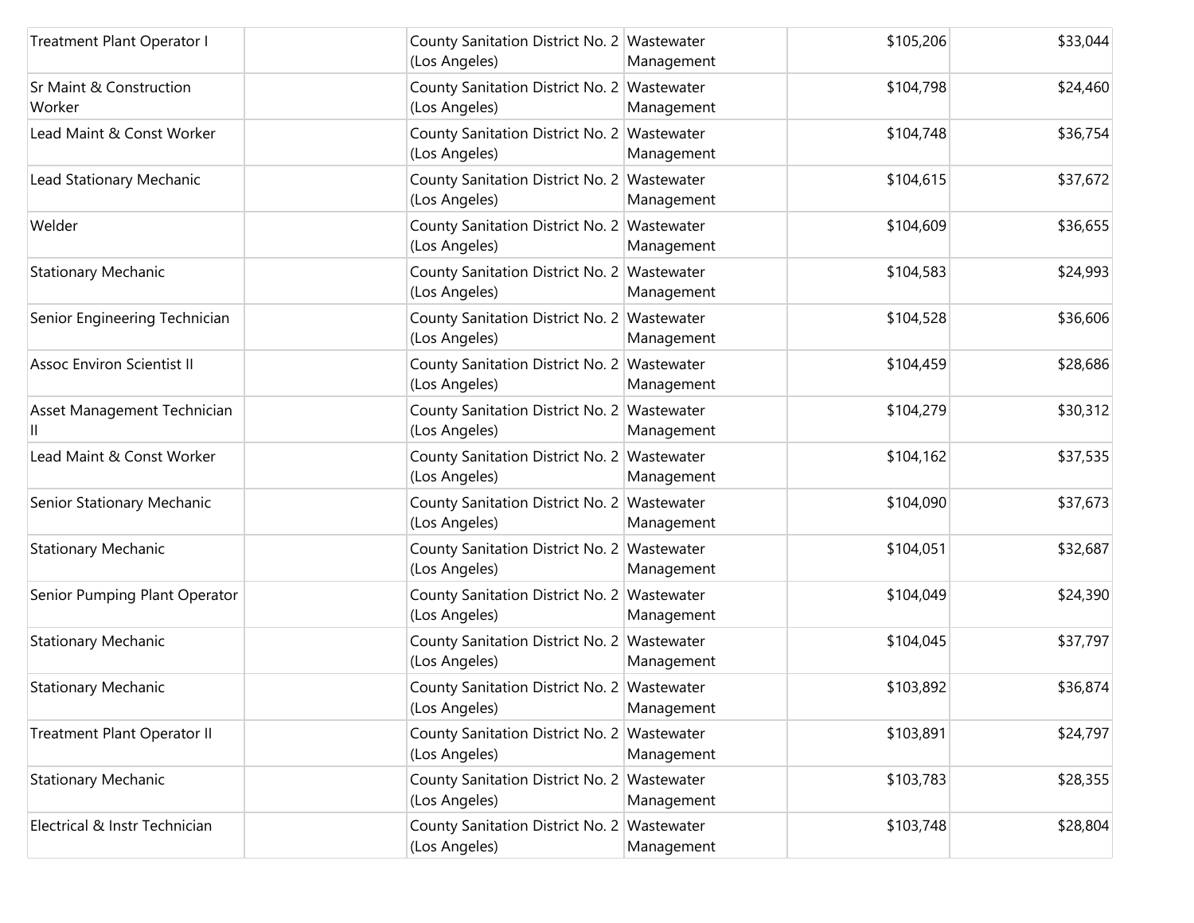| | | | | | |
|---|---|---|---|---|---|
| Treatment Plant Operator I | | County Sanitation District No. 2 (Los Angeles) | Wastewater Management | $105,206 | $33,044 |
| Sr Maint & Construction Worker | | County Sanitation District No. 2 (Los Angeles) | Wastewater Management | $104,798 | $24,460 |
| Lead Maint & Const Worker | | County Sanitation District No. 2 (Los Angeles) | Wastewater Management | $104,748 | $36,754 |
| Lead Stationary Mechanic | | County Sanitation District No. 2 (Los Angeles) | Wastewater Management | $104,615 | $37,672 |
| Welder | | County Sanitation District No. 2 (Los Angeles) | Wastewater Management | $104,609 | $36,655 |
| Stationary Mechanic | | County Sanitation District No. 2 (Los Angeles) | Wastewater Management | $104,583 | $24,993 |
| Senior Engineering Technician | | County Sanitation District No. 2 (Los Angeles) | Wastewater Management | $104,528 | $36,606 |
| Assoc Environ Scientist II | | County Sanitation District No. 2 (Los Angeles) | Wastewater Management | $104,459 | $28,686 |
| Asset Management Technician II | | County Sanitation District No. 2 (Los Angeles) | Wastewater Management | $104,279 | $30,312 |
| Lead Maint & Const Worker | | County Sanitation District No. 2 (Los Angeles) | Wastewater Management | $104,162 | $37,535 |
| Senior Stationary Mechanic | | County Sanitation District No. 2 (Los Angeles) | Wastewater Management | $104,090 | $37,673 |
| Stationary Mechanic | | County Sanitation District No. 2 (Los Angeles) | Wastewater Management | $104,051 | $32,687 |
| Senior Pumping Plant Operator | | County Sanitation District No. 2 (Los Angeles) | Wastewater Management | $104,049 | $24,390 |
| Stationary Mechanic | | County Sanitation District No. 2 (Los Angeles) | Wastewater Management | $104,045 | $37,797 |
| Stationary Mechanic | | County Sanitation District No. 2 (Los Angeles) | Wastewater Management | $103,892 | $36,874 |
| Treatment Plant Operator II | | County Sanitation District No. 2 (Los Angeles) | Wastewater Management | $103,891 | $24,797 |
| Stationary Mechanic | | County Sanitation District No. 2 (Los Angeles) | Wastewater Management | $103,783 | $28,355 |
| Electrical & Instr Technician | | County Sanitation District No. 2 (Los Angeles) | Wastewater Management | $103,748 | $28,804 |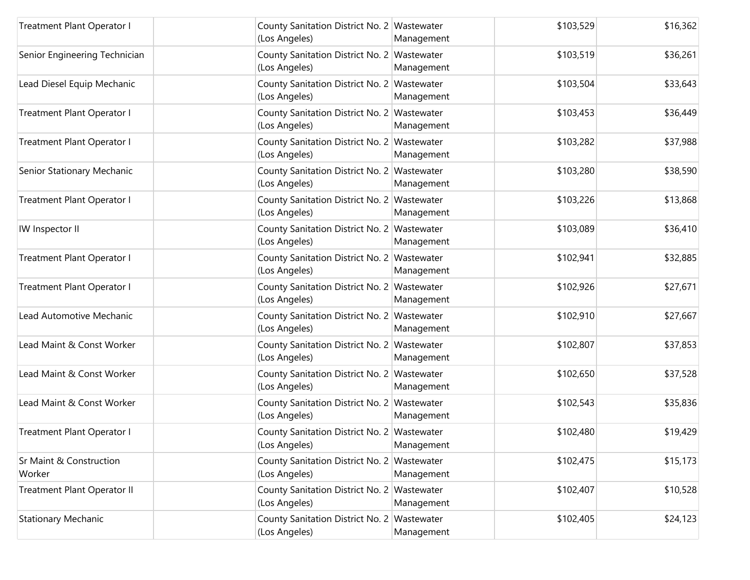| | | | | | |
|---|---|---|---|---|---|
| Treatment Plant Operator I | | County Sanitation District No. 2 (Los Angeles) | Wastewater Management | $103,529 | $16,362 |
| Senior Engineering Technician | | County Sanitation District No. 2 (Los Angeles) | Wastewater Management | $103,519 | $36,261 |
| Lead Diesel Equip Mechanic | | County Sanitation District No. 2 (Los Angeles) | Wastewater Management | $103,504 | $33,643 |
| Treatment Plant Operator I | | County Sanitation District No. 2 (Los Angeles) | Wastewater Management | $103,453 | $36,449 |
| Treatment Plant Operator I | | County Sanitation District No. 2 (Los Angeles) | Wastewater Management | $103,282 | $37,988 |
| Senior Stationary Mechanic | | County Sanitation District No. 2 (Los Angeles) | Wastewater Management | $103,280 | $38,590 |
| Treatment Plant Operator I | | County Sanitation District No. 2 (Los Angeles) | Wastewater Management | $103,226 | $13,868 |
| IW Inspector II | | County Sanitation District No. 2 (Los Angeles) | Wastewater Management | $103,089 | $36,410 |
| Treatment Plant Operator I | | County Sanitation District No. 2 (Los Angeles) | Wastewater Management | $102,941 | $32,885 |
| Treatment Plant Operator I | | County Sanitation District No. 2 (Los Angeles) | Wastewater Management | $102,926 | $27,671 |
| Lead Automotive Mechanic | | County Sanitation District No. 2 (Los Angeles) | Wastewater Management | $102,910 | $27,667 |
| Lead Maint & Const Worker | | County Sanitation District No. 2 (Los Angeles) | Wastewater Management | $102,807 | $37,853 |
| Lead Maint & Const Worker | | County Sanitation District No. 2 (Los Angeles) | Wastewater Management | $102,650 | $37,528 |
| Lead Maint & Const Worker | | County Sanitation District No. 2 (Los Angeles) | Wastewater Management | $102,543 | $35,836 |
| Treatment Plant Operator I | | County Sanitation District No. 2 (Los Angeles) | Wastewater Management | $102,480 | $19,429 |
| Sr Maint & Construction Worker | | County Sanitation District No. 2 (Los Angeles) | Wastewater Management | $102,475 | $15,173 |
| Treatment Plant Operator II | | County Sanitation District No. 2 (Los Angeles) | Wastewater Management | $102,407 | $10,528 |
| Stationary Mechanic | | County Sanitation District No. 2 (Los Angeles) | Wastewater Management | $102,405 | $24,123 |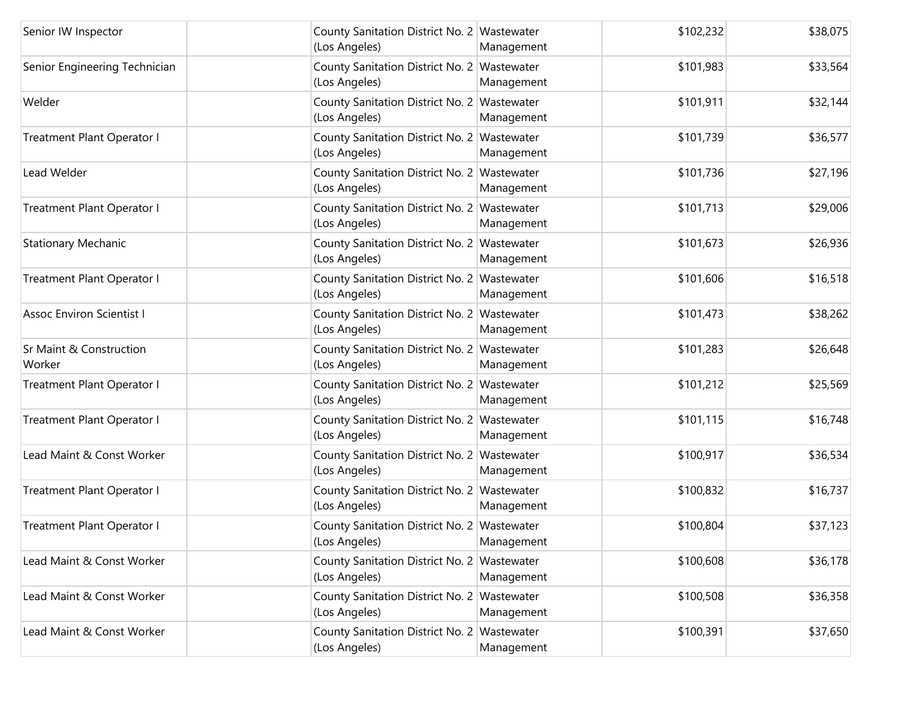| | | | | | |
|---|---|---|---|---|---|
| Senior IW Inspector | | County Sanitation District No. 2 (Los Angeles) | Wastewater Management | $102,232 | $38,075 |
| Senior Engineering Technician | | County Sanitation District No. 2 (Los Angeles) | Wastewater Management | $101,983 | $33,564 |
| Welder | | County Sanitation District No. 2 (Los Angeles) | Wastewater Management | $101,911 | $32,144 |
| Treatment Plant Operator I | | County Sanitation District No. 2 (Los Angeles) | Wastewater Management | $101,739 | $36,577 |
| Lead Welder | | County Sanitation District No. 2 (Los Angeles) | Wastewater Management | $101,736 | $27,196 |
| Treatment Plant Operator I | | County Sanitation District No. 2 (Los Angeles) | Wastewater Management | $101,713 | $29,006 |
| Stationary Mechanic | | County Sanitation District No. 2 (Los Angeles) | Wastewater Management | $101,673 | $26,936 |
| Treatment Plant Operator I | | County Sanitation District No. 2 (Los Angeles) | Wastewater Management | $101,606 | $16,518 |
| Assoc Environ Scientist I | | County Sanitation District No. 2 (Los Angeles) | Wastewater Management | $101,473 | $38,262 |
| Sr Maint & Construction Worker | | County Sanitation District No. 2 (Los Angeles) | Wastewater Management | $101,283 | $26,648 |
| Treatment Plant Operator I | | County Sanitation District No. 2 (Los Angeles) | Wastewater Management | $101,212 | $25,569 |
| Treatment Plant Operator I | | County Sanitation District No. 2 (Los Angeles) | Wastewater Management | $101,115 | $16,748 |
| Lead Maint & Const Worker | | County Sanitation District No. 2 (Los Angeles) | Wastewater Management | $100,917 | $36,534 |
| Treatment Plant Operator I | | County Sanitation District No. 2 (Los Angeles) | Wastewater Management | $100,832 | $16,737 |
| Treatment Plant Operator I | | County Sanitation District No. 2 (Los Angeles) | Wastewater Management | $100,804 | $37,123 |
| Lead Maint & Const Worker | | County Sanitation District No. 2 (Los Angeles) | Wastewater Management | $100,608 | $36,178 |
| Lead Maint & Const Worker | | County Sanitation District No. 2 (Los Angeles) | Wastewater Management | $100,508 | $36,358 |
| Lead Maint & Const Worker | | County Sanitation District No. 2 (Los Angeles) | Wastewater Management | $100,391 | $37,650 |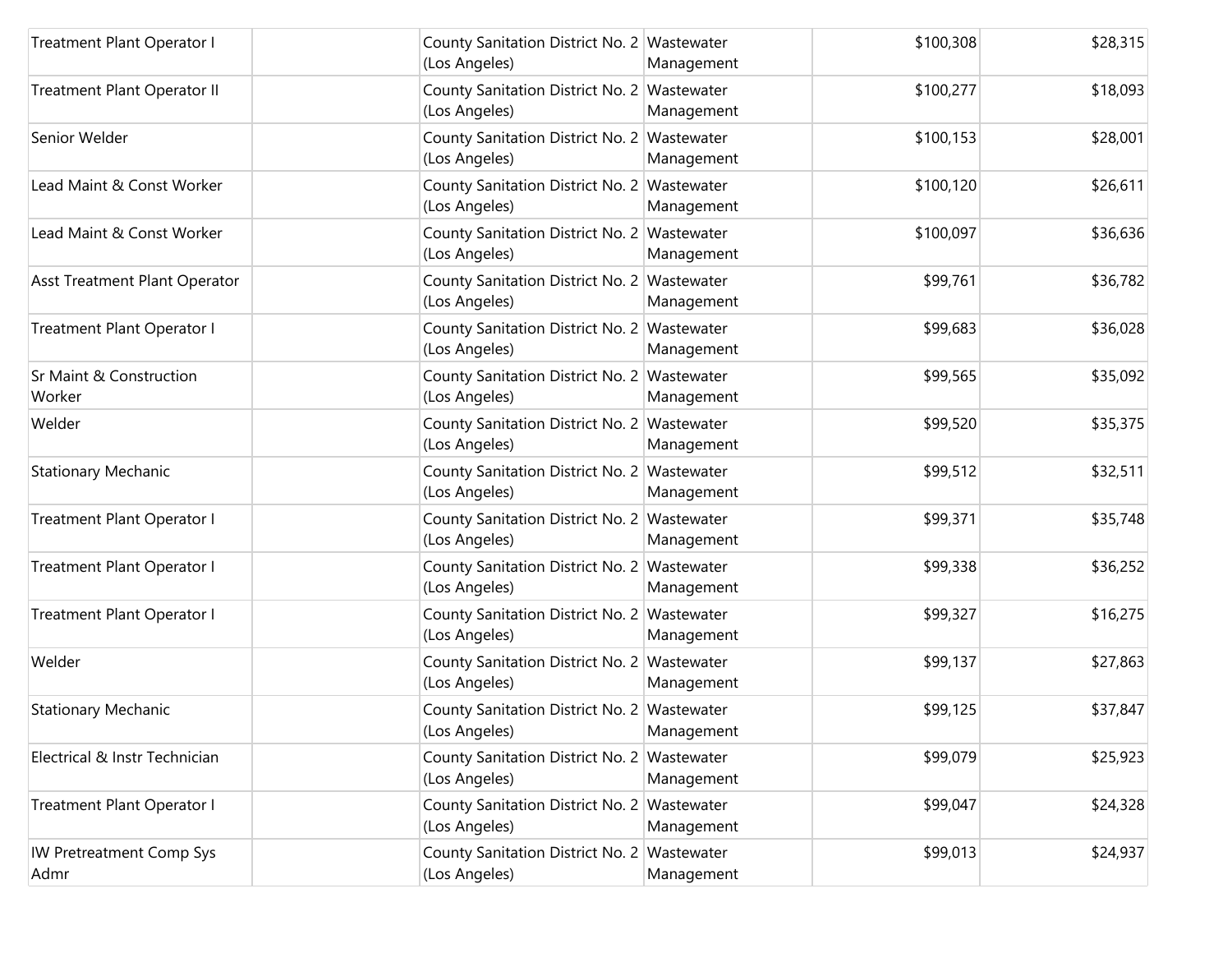| Treatment Plant Operator I | | County Sanitation District No. 2 (Los Angeles) | Wastewater Management | $100,308 | $28,315 |
|---|---|---|---|---|---|
| Treatment Plant Operator II | | County Sanitation District No. 2 (Los Angeles) | Wastewater Management | $100,277 | $18,093 |
| Senior Welder | | County Sanitation District No. 2 (Los Angeles) | Wastewater Management | $100,153 | $28,001 |
| Lead Maint & Const Worker | | County Sanitation District No. 2 (Los Angeles) | Wastewater Management | $100,120 | $26,611 |
| Lead Maint & Const Worker | | County Sanitation District No. 2 (Los Angeles) | Wastewater Management | $100,097 | $36,636 |
| Asst Treatment Plant Operator | | County Sanitation District No. 2 (Los Angeles) | Wastewater Management | $99,761 | $36,782 |
| Treatment Plant Operator I | | County Sanitation District No. 2 (Los Angeles) | Wastewater Management | $99,683 | $36,028 |
| Sr Maint & Construction Worker | | County Sanitation District No. 2 (Los Angeles) | Wastewater Management | $99,565 | $35,092 |
| Welder | | County Sanitation District No. 2 (Los Angeles) | Wastewater Management | $99,520 | $35,375 |
| Stationary Mechanic | | County Sanitation District No. 2 (Los Angeles) | Wastewater Management | $99,512 | $32,511 |
| Treatment Plant Operator I | | County Sanitation District No. 2 (Los Angeles) | Wastewater Management | $99,371 | $35,748 |
| Treatment Plant Operator I | | County Sanitation District No. 2 (Los Angeles) | Wastewater Management | $99,338 | $36,252 |
| Treatment Plant Operator I | | County Sanitation District No. 2 (Los Angeles) | Wastewater Management | $99,327 | $16,275 |
| Welder | | County Sanitation District No. 2 (Los Angeles) | Wastewater Management | $99,137 | $27,863 |
| Stationary Mechanic | | County Sanitation District No. 2 (Los Angeles) | Wastewater Management | $99,125 | $37,847 |
| Electrical & Instr Technician | | County Sanitation District No. 2 (Los Angeles) | Wastewater Management | $99,079 | $25,923 |
| Treatment Plant Operator I | | County Sanitation District No. 2 (Los Angeles) | Wastewater Management | $99,047 | $24,328 |
| IW Pretreatment Comp Sys Admr | | County Sanitation District No. 2 (Los Angeles) | Wastewater Management | $99,013 | $24,937 |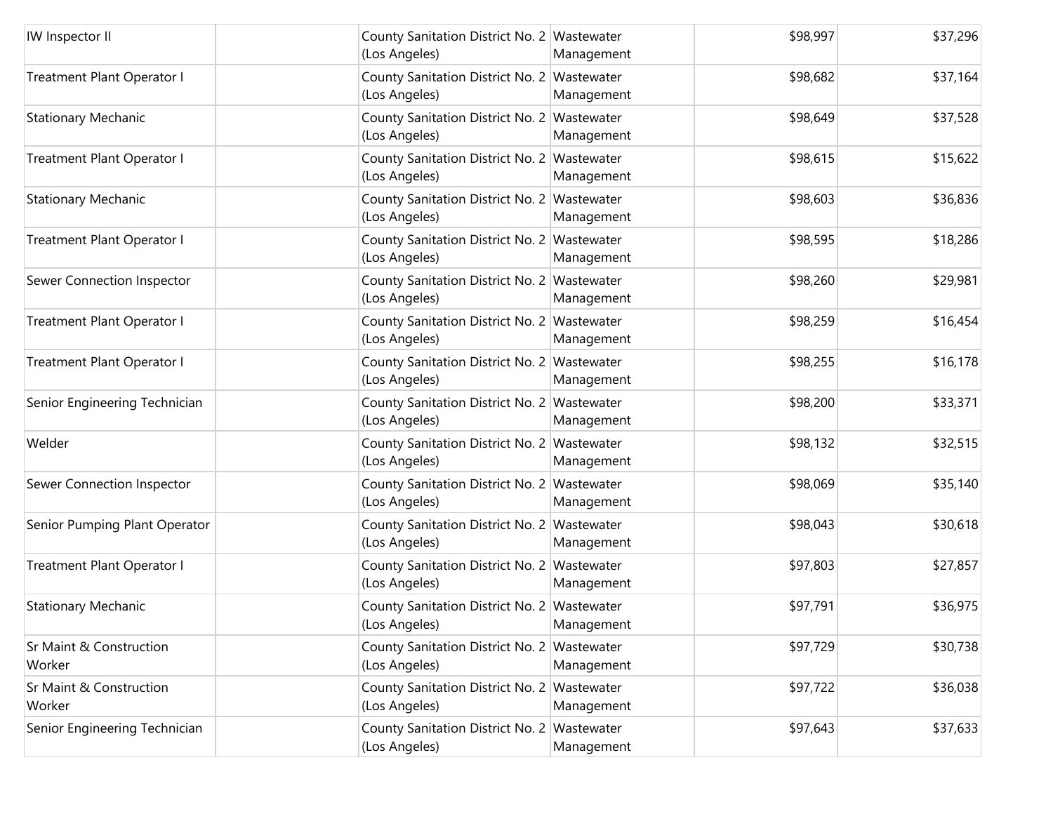| | | | | | |
|---|---|---|---|---|---|
| IW Inspector II | | County Sanitation District No. 2 (Los Angeles) | Wastewater Management | $98,997 | $37,296 |
| Treatment Plant Operator I | | County Sanitation District No. 2 (Los Angeles) | Wastewater Management | $98,682 | $37,164 |
| Stationary Mechanic | | County Sanitation District No. 2 (Los Angeles) | Wastewater Management | $98,649 | $37,528 |
| Treatment Plant Operator I | | County Sanitation District No. 2 (Los Angeles) | Wastewater Management | $98,615 | $15,622 |
| Stationary Mechanic | | County Sanitation District No. 2 (Los Angeles) | Wastewater Management | $98,603 | $36,836 |
| Treatment Plant Operator I | | County Sanitation District No. 2 (Los Angeles) | Wastewater Management | $98,595 | $18,286 |
| Sewer Connection Inspector | | County Sanitation District No. 2 (Los Angeles) | Wastewater Management | $98,260 | $29,981 |
| Treatment Plant Operator I | | County Sanitation District No. 2 (Los Angeles) | Wastewater Management | $98,259 | $16,454 |
| Treatment Plant Operator I | | County Sanitation District No. 2 (Los Angeles) | Wastewater Management | $98,255 | $16,178 |
| Senior Engineering Technician | | County Sanitation District No. 2 (Los Angeles) | Wastewater Management | $98,200 | $33,371 |
| Welder | | County Sanitation District No. 2 (Los Angeles) | Wastewater Management | $98,132 | $32,515 |
| Sewer Connection Inspector | | County Sanitation District No. 2 (Los Angeles) | Wastewater Management | $98,069 | $35,140 |
| Senior Pumping Plant Operator | | County Sanitation District No. 2 (Los Angeles) | Wastewater Management | $98,043 | $30,618 |
| Treatment Plant Operator I | | County Sanitation District No. 2 (Los Angeles) | Wastewater Management | $97,803 | $27,857 |
| Stationary Mechanic | | County Sanitation District No. 2 (Los Angeles) | Wastewater Management | $97,791 | $36,975 |
| Sr Maint & Construction Worker | | County Sanitation District No. 2 (Los Angeles) | Wastewater Management | $97,729 | $30,738 |
| Sr Maint & Construction Worker | | County Sanitation District No. 2 (Los Angeles) | Wastewater Management | $97,722 | $36,038 |
| Senior Engineering Technician | | County Sanitation District No. 2 (Los Angeles) | Wastewater Management | $97,643 | $37,633 |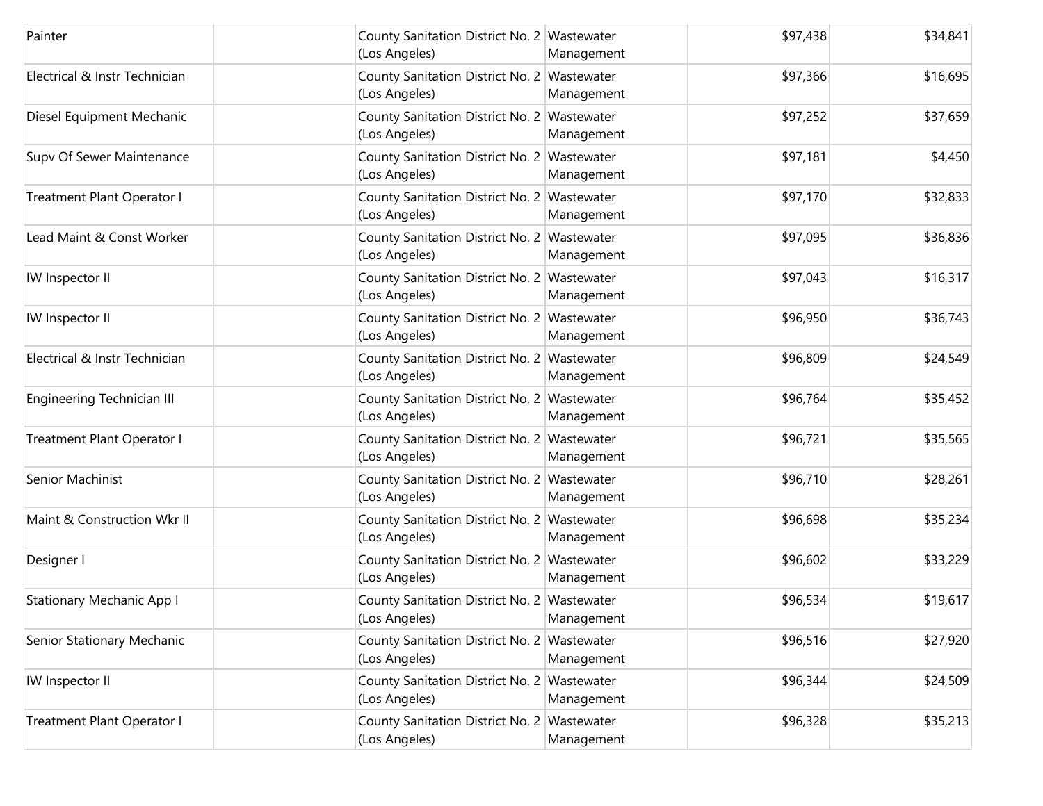| | | | | | |
|---|---|---|---|---|---|
| Painter | | County Sanitation District No. 2 (Los Angeles) | Wastewater Management | $97,438 | $34,841 |
| Electrical & Instr Technician | | County Sanitation District No. 2 (Los Angeles) | Wastewater Management | $97,366 | $16,695 |
| Diesel Equipment Mechanic | | County Sanitation District No. 2 (Los Angeles) | Wastewater Management | $97,252 | $37,659 |
| Supv Of Sewer Maintenance | | County Sanitation District No. 2 (Los Angeles) | Wastewater Management | $97,181 | $4,450 |
| Treatment Plant Operator I | | County Sanitation District No. 2 (Los Angeles) | Wastewater Management | $97,170 | $32,833 |
| Lead Maint & Const Worker | | County Sanitation District No. 2 (Los Angeles) | Wastewater Management | $97,095 | $36,836 |
| IW Inspector II | | County Sanitation District No. 2 (Los Angeles) | Wastewater Management | $97,043 | $16,317 |
| IW Inspector II | | County Sanitation District No. 2 (Los Angeles) | Wastewater Management | $96,950 | $36,743 |
| Electrical & Instr Technician | | County Sanitation District No. 2 (Los Angeles) | Wastewater Management | $96,809 | $24,549 |
| Engineering Technician III | | County Sanitation District No. 2 (Los Angeles) | Wastewater Management | $96,764 | $35,452 |
| Treatment Plant Operator I | | County Sanitation District No. 2 (Los Angeles) | Wastewater Management | $96,721 | $35,565 |
| Senior Machinist | | County Sanitation District No. 2 (Los Angeles) | Wastewater Management | $96,710 | $28,261 |
| Maint & Construction Wkr II | | County Sanitation District No. 2 (Los Angeles) | Wastewater Management | $96,698 | $35,234 |
| Designer I | | County Sanitation District No. 2 (Los Angeles) | Wastewater Management | $96,602 | $33,229 |
| Stationary Mechanic App I | | County Sanitation District No. 2 (Los Angeles) | Wastewater Management | $96,534 | $19,617 |
| Senior Stationary Mechanic | | County Sanitation District No. 2 (Los Angeles) | Wastewater Management | $96,516 | $27,920 |
| IW Inspector II | | County Sanitation District No. 2 (Los Angeles) | Wastewater Management | $96,344 | $24,509 |
| Treatment Plant Operator I | | County Sanitation District No. 2 (Los Angeles) | Wastewater Management | $96,328 | $35,213 |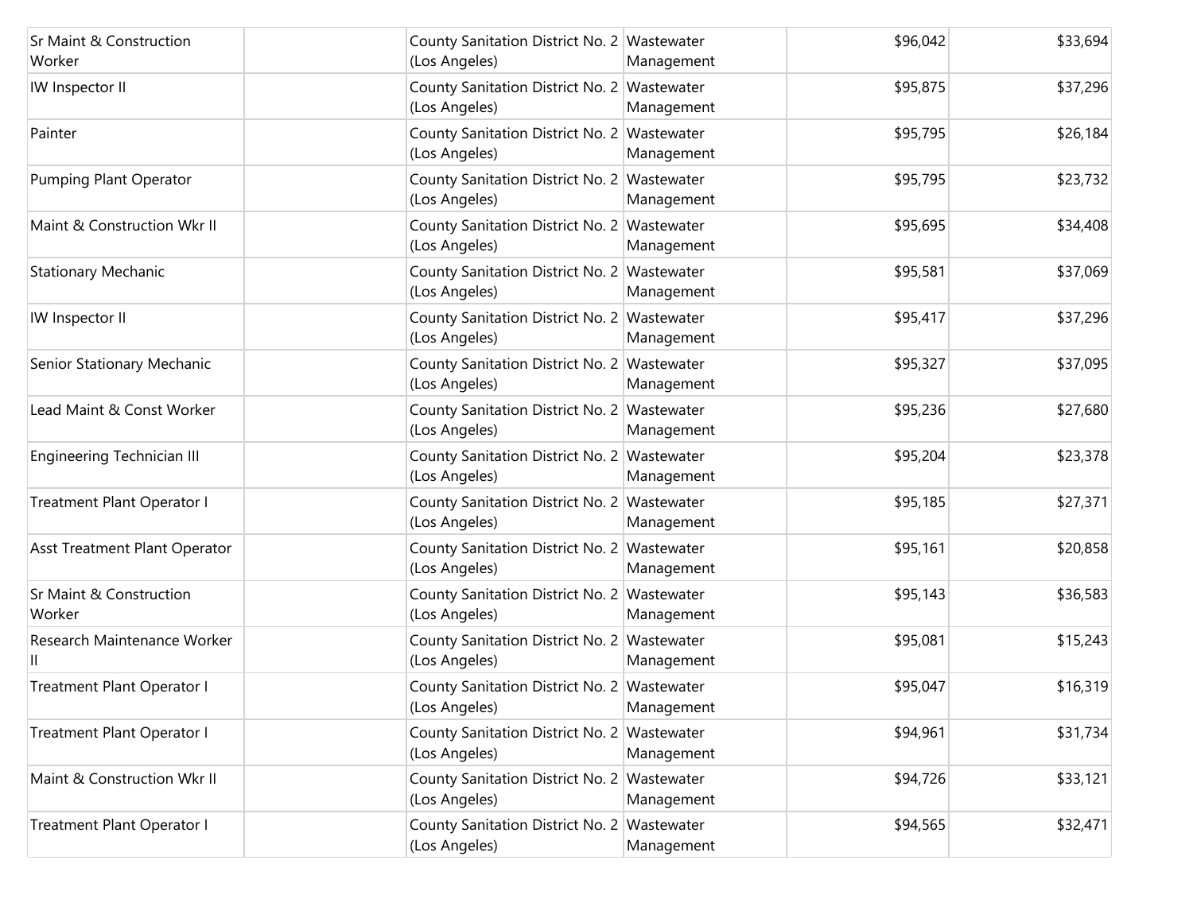| | | | | | |
|---|---|---|---|---|---|
| Sr Maint & Construction Worker | | County Sanitation District No. 2 (Los Angeles) | Wastewater Management | $96,042 | $33,694 |
| IW Inspector II | | County Sanitation District No. 2 (Los Angeles) | Wastewater Management | $95,875 | $37,296 |
| Painter | | County Sanitation District No. 2 (Los Angeles) | Wastewater Management | $95,795 | $26,184 |
| Pumping Plant Operator | | County Sanitation District No. 2 (Los Angeles) | Wastewater Management | $95,795 | $23,732 |
| Maint & Construction Wkr II | | County Sanitation District No. 2 (Los Angeles) | Wastewater Management | $95,695 | $34,408 |
| Stationary Mechanic | | County Sanitation District No. 2 (Los Angeles) | Wastewater Management | $95,581 | $37,069 |
| IW Inspector II | | County Sanitation District No. 2 (Los Angeles) | Wastewater Management | $95,417 | $37,296 |
| Senior Stationary Mechanic | | County Sanitation District No. 2 (Los Angeles) | Wastewater Management | $95,327 | $37,095 |
| Lead Maint & Const Worker | | County Sanitation District No. 2 (Los Angeles) | Wastewater Management | $95,236 | $27,680 |
| Engineering Technician III | | County Sanitation District No. 2 (Los Angeles) | Wastewater Management | $95,204 | $23,378 |
| Treatment Plant Operator I | | County Sanitation District No. 2 (Los Angeles) | Wastewater Management | $95,185 | $27,371 |
| Asst Treatment Plant Operator | | County Sanitation District No. 2 (Los Angeles) | Wastewater Management | $95,161 | $20,858 |
| Sr Maint & Construction Worker | | County Sanitation District No. 2 (Los Angeles) | Wastewater Management | $95,143 | $36,583 |
| Research Maintenance Worker II | | County Sanitation District No. 2 (Los Angeles) | Wastewater Management | $95,081 | $15,243 |
| Treatment Plant Operator I | | County Sanitation District No. 2 (Los Angeles) | Wastewater Management | $95,047 | $16,319 |
| Treatment Plant Operator I | | County Sanitation District No. 2 (Los Angeles) | Wastewater Management | $94,961 | $31,734 |
| Maint & Construction Wkr II | | County Sanitation District No. 2 (Los Angeles) | Wastewater Management | $94,726 | $33,121 |
| Treatment Plant Operator I | | County Sanitation District No. 2 (Los Angeles) | Wastewater Management | $94,565 | $32,471 |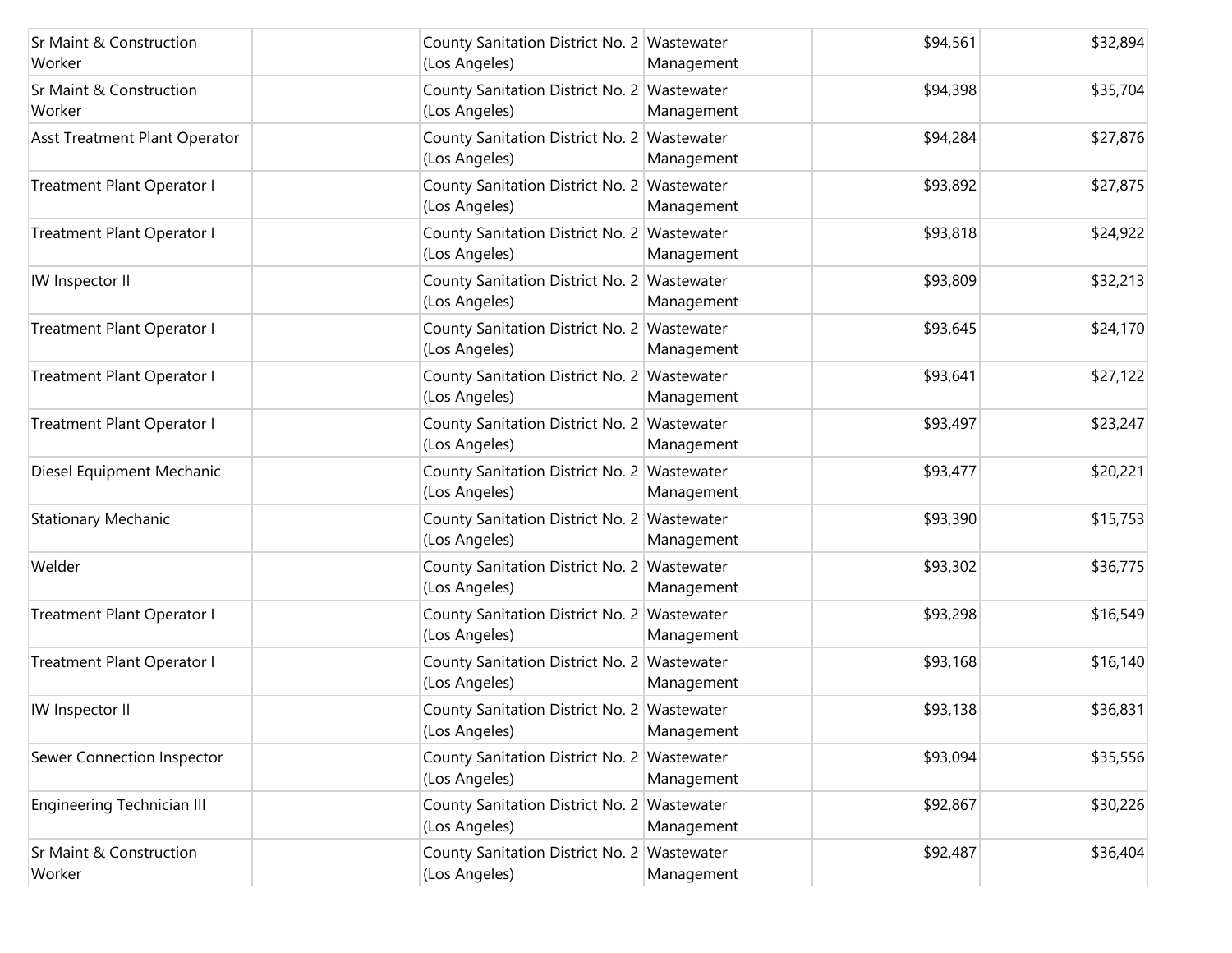| | | | | | |
|---|---|---|---|---|---|
| Sr Maint & Construction Worker | | County Sanitation District No. 2 (Los Angeles) | Wastewater Management | $94,561 | $32,894 |
| Sr Maint & Construction Worker | | County Sanitation District No. 2 (Los Angeles) | Wastewater Management | $94,398 | $35,704 |
| Asst Treatment Plant Operator | | County Sanitation District No. 2 (Los Angeles) | Wastewater Management | $94,284 | $27,876 |
| Treatment Plant Operator I | | County Sanitation District No. 2 (Los Angeles) | Wastewater Management | $93,892 | $27,875 |
| Treatment Plant Operator I | | County Sanitation District No. 2 (Los Angeles) | Wastewater Management | $93,818 | $24,922 |
| IW Inspector II | | County Sanitation District No. 2 (Los Angeles) | Wastewater Management | $93,809 | $32,213 |
| Treatment Plant Operator I | | County Sanitation District No. 2 (Los Angeles) | Wastewater Management | $93,645 | $24,170 |
| Treatment Plant Operator I | | County Sanitation District No. 2 (Los Angeles) | Wastewater Management | $93,641 | $27,122 |
| Treatment Plant Operator I | | County Sanitation District No. 2 (Los Angeles) | Wastewater Management | $93,497 | $23,247 |
| Diesel Equipment Mechanic | | County Sanitation District No. 2 (Los Angeles) | Wastewater Management | $93,477 | $20,221 |
| Stationary Mechanic | | County Sanitation District No. 2 (Los Angeles) | Wastewater Management | $93,390 | $15,753 |
| Welder | | County Sanitation District No. 2 (Los Angeles) | Wastewater Management | $93,302 | $36,775 |
| Treatment Plant Operator I | | County Sanitation District No. 2 (Los Angeles) | Wastewater Management | $93,298 | $16,549 |
| Treatment Plant Operator I | | County Sanitation District No. 2 (Los Angeles) | Wastewater Management | $93,168 | $16,140 |
| IW Inspector II | | County Sanitation District No. 2 (Los Angeles) | Wastewater Management | $93,138 | $36,831 |
| Sewer Connection Inspector | | County Sanitation District No. 2 (Los Angeles) | Wastewater Management | $93,094 | $35,556 |
| Engineering Technician III | | County Sanitation District No. 2 (Los Angeles) | Wastewater Management | $92,867 | $30,226 |
| Sr Maint & Construction Worker | | County Sanitation District No. 2 (Los Angeles) | Wastewater Management | $92,487 | $36,404 |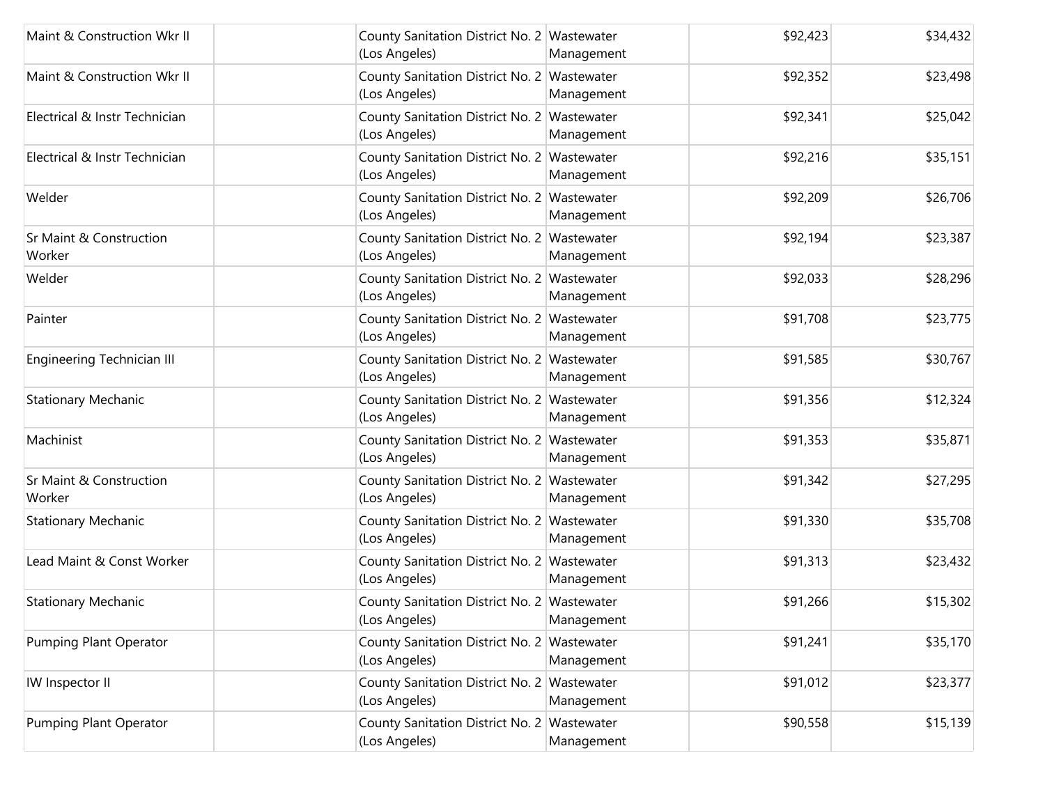| | | | | | |
|---|---|---|---|---|---|
| Maint & Construction Wkr II | | County Sanitation District No. 2 (Los Angeles) | Wastewater Management | $92,423 | $34,432 |
| Maint & Construction Wkr II | | County Sanitation District No. 2 (Los Angeles) | Wastewater Management | $92,352 | $23,498 |
| Electrical & Instr Technician | | County Sanitation District No. 2 (Los Angeles) | Wastewater Management | $92,341 | $25,042 |
| Electrical & Instr Technician | | County Sanitation District No. 2 (Los Angeles) | Wastewater Management | $92,216 | $35,151 |
| Welder | | County Sanitation District No. 2 (Los Angeles) | Wastewater Management | $92,209 | $26,706 |
| Sr Maint & Construction Worker | | County Sanitation District No. 2 (Los Angeles) | Wastewater Management | $92,194 | $23,387 |
| Welder | | County Sanitation District No. 2 (Los Angeles) | Wastewater Management | $92,033 | $28,296 |
| Painter | | County Sanitation District No. 2 (Los Angeles) | Wastewater Management | $91,708 | $23,775 |
| Engineering Technician III | | County Sanitation District No. 2 (Los Angeles) | Wastewater Management | $91,585 | $30,767 |
| Stationary Mechanic | | County Sanitation District No. 2 (Los Angeles) | Wastewater Management | $91,356 | $12,324 |
| Machinist | | County Sanitation District No. 2 (Los Angeles) | Wastewater Management | $91,353 | $35,871 |
| Sr Maint & Construction Worker | | County Sanitation District No. 2 (Los Angeles) | Wastewater Management | $91,342 | $27,295 |
| Stationary Mechanic | | County Sanitation District No. 2 (Los Angeles) | Wastewater Management | $91,330 | $35,708 |
| Lead Maint & Const Worker | | County Sanitation District No. 2 (Los Angeles) | Wastewater Management | $91,313 | $23,432 |
| Stationary Mechanic | | County Sanitation District No. 2 (Los Angeles) | Wastewater Management | $91,266 | $15,302 |
| Pumping Plant Operator | | County Sanitation District No. 2 (Los Angeles) | Wastewater Management | $91,241 | $35,170 |
| IW Inspector II | | County Sanitation District No. 2 (Los Angeles) | Wastewater Management | $91,012 | $23,377 |
| Pumping Plant Operator | | County Sanitation District No. 2 (Los Angeles) | Wastewater Management | $90,558 | $15,139 |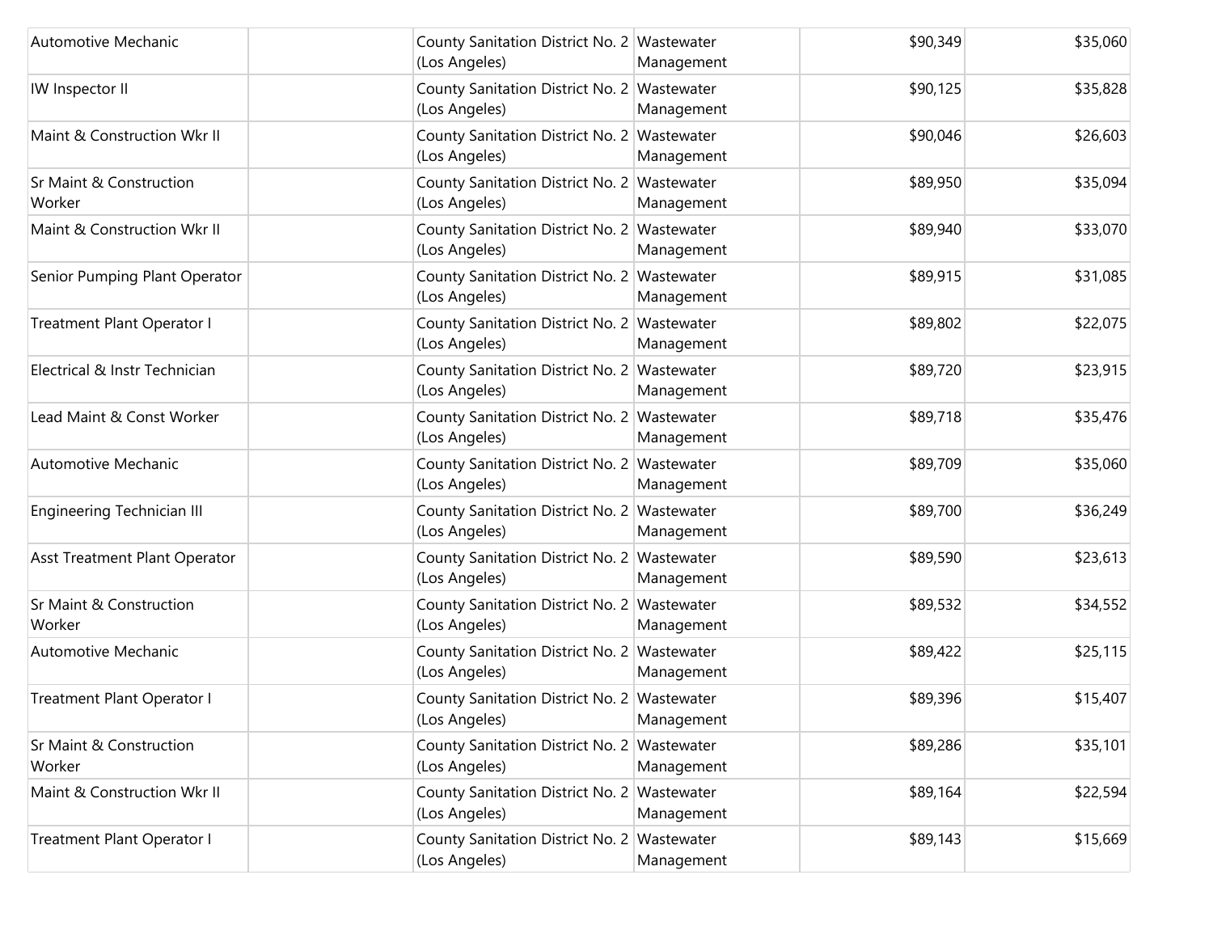| | | | | | |
|---|---|---|---|---|---|
| Automotive Mechanic | | County Sanitation District No. 2 (Los Angeles) | Wastewater Management | $90,349 | $35,060 |
| IW Inspector II | | County Sanitation District No. 2 (Los Angeles) | Wastewater Management | $90,125 | $35,828 |
| Maint & Construction Wkr II | | County Sanitation District No. 2 (Los Angeles) | Wastewater Management | $90,046 | $26,603 |
| Sr Maint & Construction Worker | | County Sanitation District No. 2 (Los Angeles) | Wastewater Management | $89,950 | $35,094 |
| Maint & Construction Wkr II | | County Sanitation District No. 2 (Los Angeles) | Wastewater Management | $89,940 | $33,070 |
| Senior Pumping Plant Operator | | County Sanitation District No. 2 (Los Angeles) | Wastewater Management | $89,915 | $31,085 |
| Treatment Plant Operator I | | County Sanitation District No. 2 (Los Angeles) | Wastewater Management | $89,802 | $22,075 |
| Electrical & Instr Technician | | County Sanitation District No. 2 (Los Angeles) | Wastewater Management | $89,720 | $23,915 |
| Lead Maint & Const Worker | | County Sanitation District No. 2 (Los Angeles) | Wastewater Management | $89,718 | $35,476 |
| Automotive Mechanic | | County Sanitation District No. 2 (Los Angeles) | Wastewater Management | $89,709 | $35,060 |
| Engineering Technician III | | County Sanitation District No. 2 (Los Angeles) | Wastewater Management | $89,700 | $36,249 |
| Asst Treatment Plant Operator | | County Sanitation District No. 2 (Los Angeles) | Wastewater Management | $89,590 | $23,613 |
| Sr Maint & Construction Worker | | County Sanitation District No. 2 (Los Angeles) | Wastewater Management | $89,532 | $34,552 |
| Automotive Mechanic | | County Sanitation District No. 2 (Los Angeles) | Wastewater Management | $89,422 | $25,115 |
| Treatment Plant Operator I | | County Sanitation District No. 2 (Los Angeles) | Wastewater Management | $89,396 | $15,407 |
| Sr Maint & Construction Worker | | County Sanitation District No. 2 (Los Angeles) | Wastewater Management | $89,286 | $35,101 |
| Maint & Construction Wkr II | | County Sanitation District No. 2 (Los Angeles) | Wastewater Management | $89,164 | $22,594 |
| Treatment Plant Operator I | | County Sanitation District No. 2 (Los Angeles) | Wastewater Management | $89,143 | $15,669 |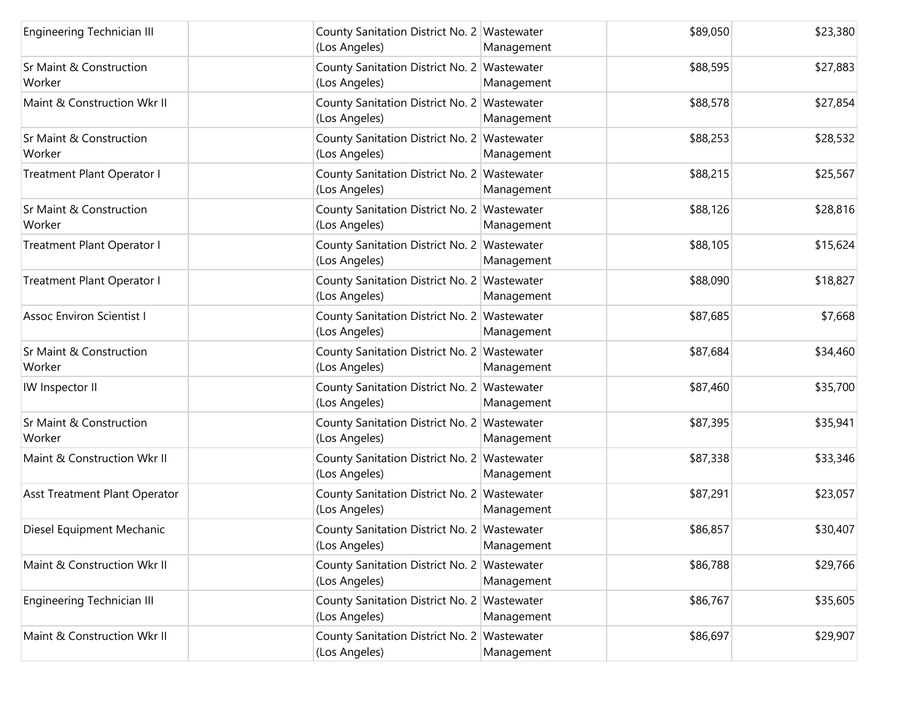| | | | | | |
|---|---|---|---|---|---|
| Engineering Technician III | | County Sanitation District No. 2 (Los Angeles) | Wastewater Management | $89,050 | $23,380 |
| Sr Maint & Construction Worker | | County Sanitation District No. 2 (Los Angeles) | Wastewater Management | $88,595 | $27,883 |
| Maint & Construction Wkr II | | County Sanitation District No. 2 (Los Angeles) | Wastewater Management | $88,578 | $27,854 |
| Sr Maint & Construction Worker | | County Sanitation District No. 2 (Los Angeles) | Wastewater Management | $88,253 | $28,532 |
| Treatment Plant Operator I | | County Sanitation District No. 2 (Los Angeles) | Wastewater Management | $88,215 | $25,567 |
| Sr Maint & Construction Worker | | County Sanitation District No. 2 (Los Angeles) | Wastewater Management | $88,126 | $28,816 |
| Treatment Plant Operator I | | County Sanitation District No. 2 (Los Angeles) | Wastewater Management | $88,105 | $15,624 |
| Treatment Plant Operator I | | County Sanitation District No. 2 (Los Angeles) | Wastewater Management | $88,090 | $18,827 |
| Assoc Environ Scientist I | | County Sanitation District No. 2 (Los Angeles) | Wastewater Management | $87,685 | $7,668 |
| Sr Maint & Construction Worker | | County Sanitation District No. 2 (Los Angeles) | Wastewater Management | $87,684 | $34,460 |
| IW Inspector II | | County Sanitation District No. 2 (Los Angeles) | Wastewater Management | $87,460 | $35,700 |
| Sr Maint & Construction Worker | | County Sanitation District No. 2 (Los Angeles) | Wastewater Management | $87,395 | $35,941 |
| Maint & Construction Wkr II | | County Sanitation District No. 2 (Los Angeles) | Wastewater Management | $87,338 | $33,346 |
| Asst Treatment Plant Operator | | County Sanitation District No. 2 (Los Angeles) | Wastewater Management | $87,291 | $23,057 |
| Diesel Equipment Mechanic | | County Sanitation District No. 2 (Los Angeles) | Wastewater Management | $86,857 | $30,407 |
| Maint & Construction Wkr II | | County Sanitation District No. 2 (Los Angeles) | Wastewater Management | $86,788 | $29,766 |
| Engineering Technician III | | County Sanitation District No. 2 (Los Angeles) | Wastewater Management | $86,767 | $35,605 |
| Maint & Construction Wkr II | | County Sanitation District No. 2 (Los Angeles) | Wastewater Management | $86,697 | $29,907 |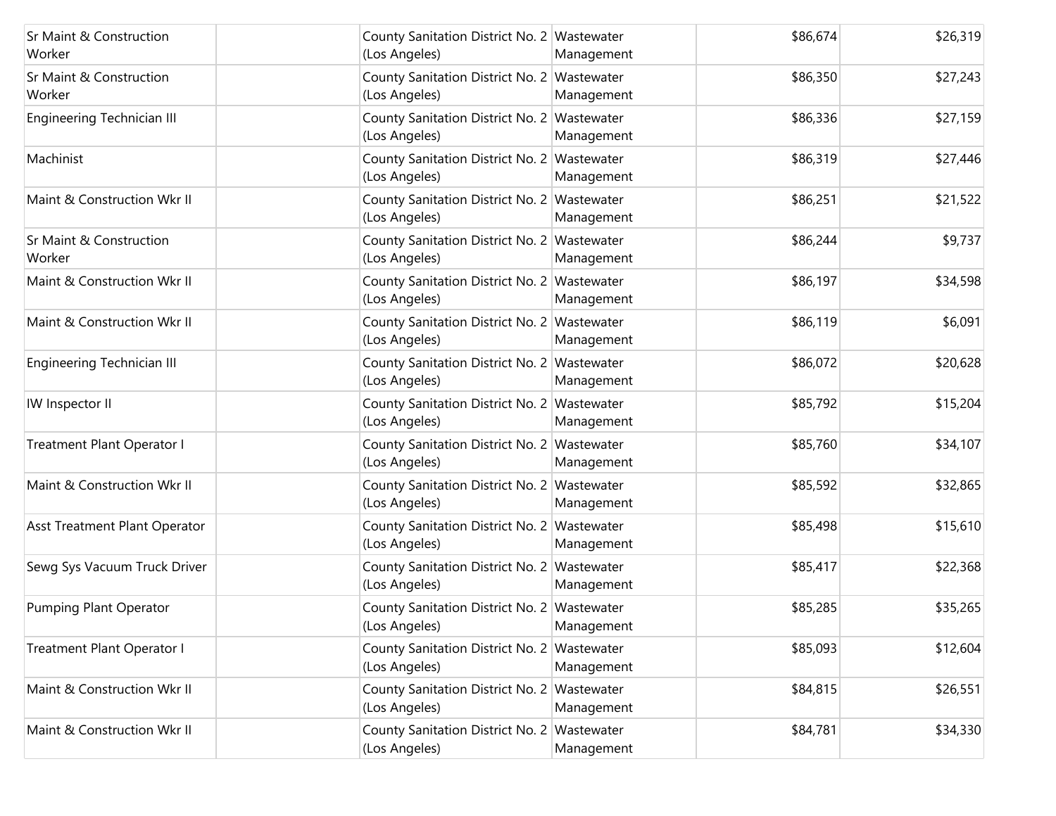| | | | | | |
|---|---|---|---|---|---|
| Sr Maint & Construction Worker | | County Sanitation District No. 2 (Los Angeles) | Wastewater Management | $86,674 | $26,319 |
| Sr Maint & Construction Worker | | County Sanitation District No. 2 (Los Angeles) | Wastewater Management | $86,350 | $27,243 |
| Engineering Technician III | | County Sanitation District No. 2 (Los Angeles) | Wastewater Management | $86,336 | $27,159 |
| Machinist | | County Sanitation District No. 2 (Los Angeles) | Wastewater Management | $86,319 | $27,446 |
| Maint & Construction Wkr II | | County Sanitation District No. 2 (Los Angeles) | Wastewater Management | $86,251 | $21,522 |
| Sr Maint & Construction Worker | | County Sanitation District No. 2 (Los Angeles) | Wastewater Management | $86,244 | $9,737 |
| Maint & Construction Wkr II | | County Sanitation District No. 2 (Los Angeles) | Wastewater Management | $86,197 | $34,598 |
| Maint & Construction Wkr II | | County Sanitation District No. 2 (Los Angeles) | Wastewater Management | $86,119 | $6,091 |
| Engineering Technician III | | County Sanitation District No. 2 (Los Angeles) | Wastewater Management | $86,072 | $20,628 |
| IW Inspector II | | County Sanitation District No. 2 (Los Angeles) | Wastewater Management | $85,792 | $15,204 |
| Treatment Plant Operator I | | County Sanitation District No. 2 (Los Angeles) | Wastewater Management | $85,760 | $34,107 |
| Maint & Construction Wkr II | | County Sanitation District No. 2 (Los Angeles) | Wastewater Management | $85,592 | $32,865 |
| Asst Treatment Plant Operator | | County Sanitation District No. 2 (Los Angeles) | Wastewater Management | $85,498 | $15,610 |
| Sewg Sys Vacuum Truck Driver | | County Sanitation District No. 2 (Los Angeles) | Wastewater Management | $85,417 | $22,368 |
| Pumping Plant Operator | | County Sanitation District No. 2 (Los Angeles) | Wastewater Management | $85,285 | $35,265 |
| Treatment Plant Operator I | | County Sanitation District No. 2 (Los Angeles) | Wastewater Management | $85,093 | $12,604 |
| Maint & Construction Wkr II | | County Sanitation District No. 2 (Los Angeles) | Wastewater Management | $84,815 | $26,551 |
| Maint & Construction Wkr II | | County Sanitation District No. 2 (Los Angeles) | Wastewater Management | $84,781 | $34,330 |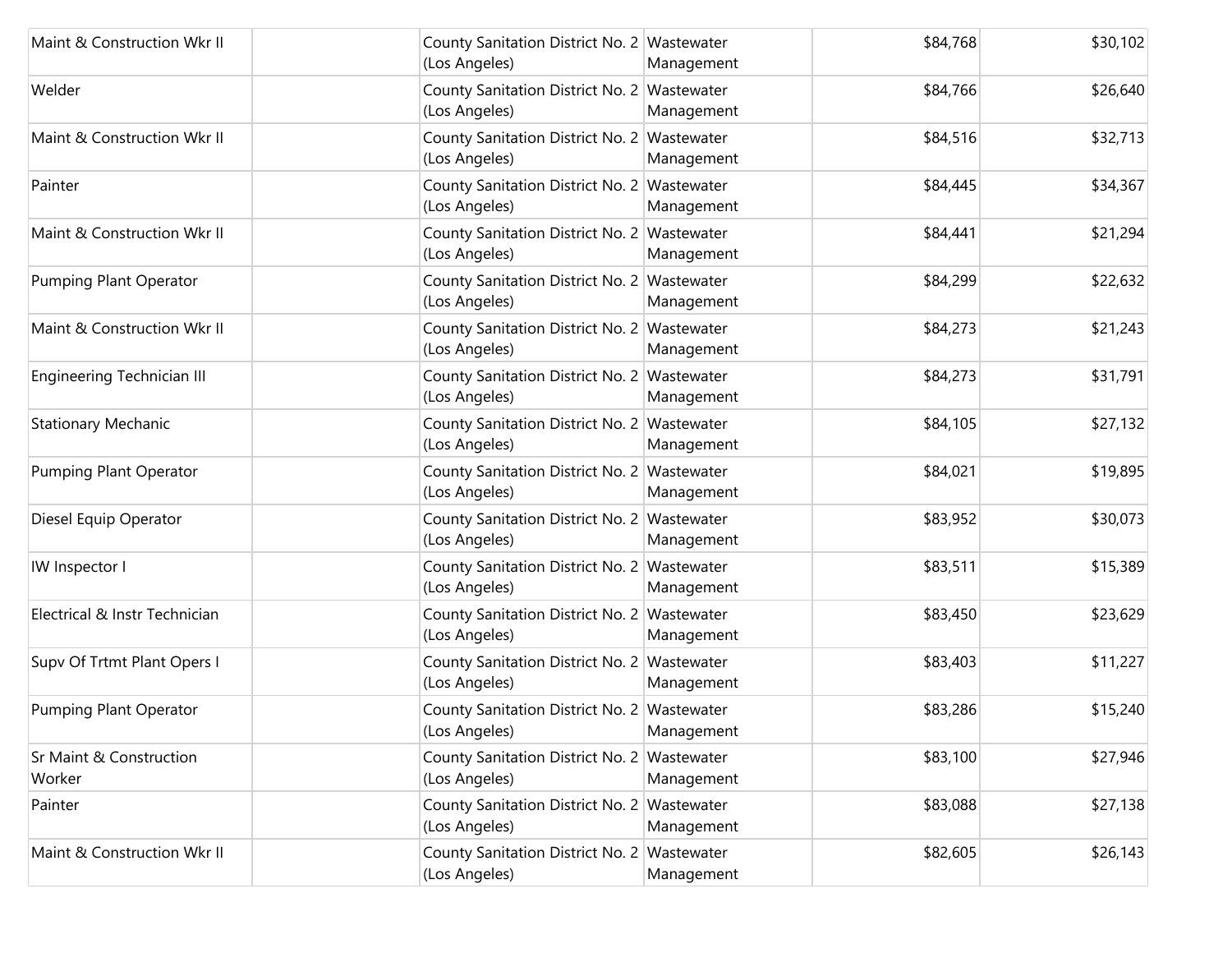| | | | | | |
|---|---|---|---|---|---|
| Maint & Construction Wkr II | | County Sanitation District No. 2 (Los Angeles) | Wastewater Management | $84,768 | $30,102 |
| Welder | | County Sanitation District No. 2 (Los Angeles) | Wastewater Management | $84,766 | $26,640 |
| Maint & Construction Wkr II | | County Sanitation District No. 2 (Los Angeles) | Wastewater Management | $84,516 | $32,713 |
| Painter | | County Sanitation District No. 2 (Los Angeles) | Wastewater Management | $84,445 | $34,367 |
| Maint & Construction Wkr II | | County Sanitation District No. 2 (Los Angeles) | Wastewater Management | $84,441 | $21,294 |
| Pumping Plant Operator | | County Sanitation District No. 2 (Los Angeles) | Wastewater Management | $84,299 | $22,632 |
| Maint & Construction Wkr II | | County Sanitation District No. 2 (Los Angeles) | Wastewater Management | $84,273 | $21,243 |
| Engineering Technician III | | County Sanitation District No. 2 (Los Angeles) | Wastewater Management | $84,273 | $31,791 |
| Stationary Mechanic | | County Sanitation District No. 2 (Los Angeles) | Wastewater Management | $84,105 | $27,132 |
| Pumping Plant Operator | | County Sanitation District No. 2 (Los Angeles) | Wastewater Management | $84,021 | $19,895 |
| Diesel Equip Operator | | County Sanitation District No. 2 (Los Angeles) | Wastewater Management | $83,952 | $30,073 |
| IW Inspector I | | County Sanitation District No. 2 (Los Angeles) | Wastewater Management | $83,511 | $15,389 |
| Electrical & Instr Technician | | County Sanitation District No. 2 (Los Angeles) | Wastewater Management | $83,450 | $23,629 |
| Supv Of Trtmt Plant Opers I | | County Sanitation District No. 2 (Los Angeles) | Wastewater Management | $83,403 | $11,227 |
| Pumping Plant Operator | | County Sanitation District No. 2 (Los Angeles) | Wastewater Management | $83,286 | $15,240 |
| Sr Maint & Construction Worker | | County Sanitation District No. 2 (Los Angeles) | Wastewater Management | $83,100 | $27,946 |
| Painter | | County Sanitation District No. 2 (Los Angeles) | Wastewater Management | $83,088 | $27,138 |
| Maint & Construction Wkr II | | County Sanitation District No. 2 (Los Angeles) | Wastewater Management | $82,605 | $26,143 |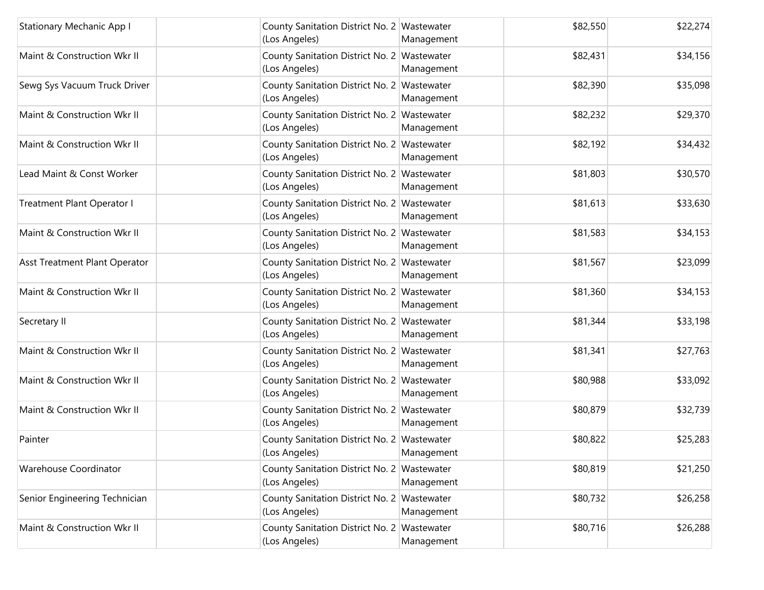| | | | | | |
|---|---|---|---|---|---|
| Stationary Mechanic App I | | County Sanitation District No. 2 (Los Angeles) | Wastewater Management | $82,550 | $22,274 |
| Maint & Construction Wkr II | | County Sanitation District No. 2 (Los Angeles) | Wastewater Management | $82,431 | $34,156 |
| Sewg Sys Vacuum Truck Driver | | County Sanitation District No. 2 (Los Angeles) | Wastewater Management | $82,390 | $35,098 |
| Maint & Construction Wkr II | | County Sanitation District No. 2 (Los Angeles) | Wastewater Management | $82,232 | $29,370 |
| Maint & Construction Wkr II | | County Sanitation District No. 2 (Los Angeles) | Wastewater Management | $82,192 | $34,432 |
| Lead Maint & Const Worker | | County Sanitation District No. 2 (Los Angeles) | Wastewater Management | $81,803 | $30,570 |
| Treatment Plant Operator I | | County Sanitation District No. 2 (Los Angeles) | Wastewater Management | $81,613 | $33,630 |
| Maint & Construction Wkr II | | County Sanitation District No. 2 (Los Angeles) | Wastewater Management | $81,583 | $34,153 |
| Asst Treatment Plant Operator | | County Sanitation District No. 2 (Los Angeles) | Wastewater Management | $81,567 | $23,099 |
| Maint & Construction Wkr II | | County Sanitation District No. 2 (Los Angeles) | Wastewater Management | $81,360 | $34,153 |
| Secretary II | | County Sanitation District No. 2 (Los Angeles) | Wastewater Management | $81,344 | $33,198 |
| Maint & Construction Wkr II | | County Sanitation District No. 2 (Los Angeles) | Wastewater Management | $81,341 | $27,763 |
| Maint & Construction Wkr II | | County Sanitation District No. 2 (Los Angeles) | Wastewater Management | $80,988 | $33,092 |
| Maint & Construction Wkr II | | County Sanitation District No. 2 (Los Angeles) | Wastewater Management | $80,879 | $32,739 |
| Painter | | County Sanitation District No. 2 (Los Angeles) | Wastewater Management | $80,822 | $25,283 |
| Warehouse Coordinator | | County Sanitation District No. 2 (Los Angeles) | Wastewater Management | $80,819 | $21,250 |
| Senior Engineering Technician | | County Sanitation District No. 2 (Los Angeles) | Wastewater Management | $80,732 | $26,258 |
| Maint & Construction Wkr II | | County Sanitation District No. 2 (Los Angeles) | Wastewater Management | $80,716 | $26,288 |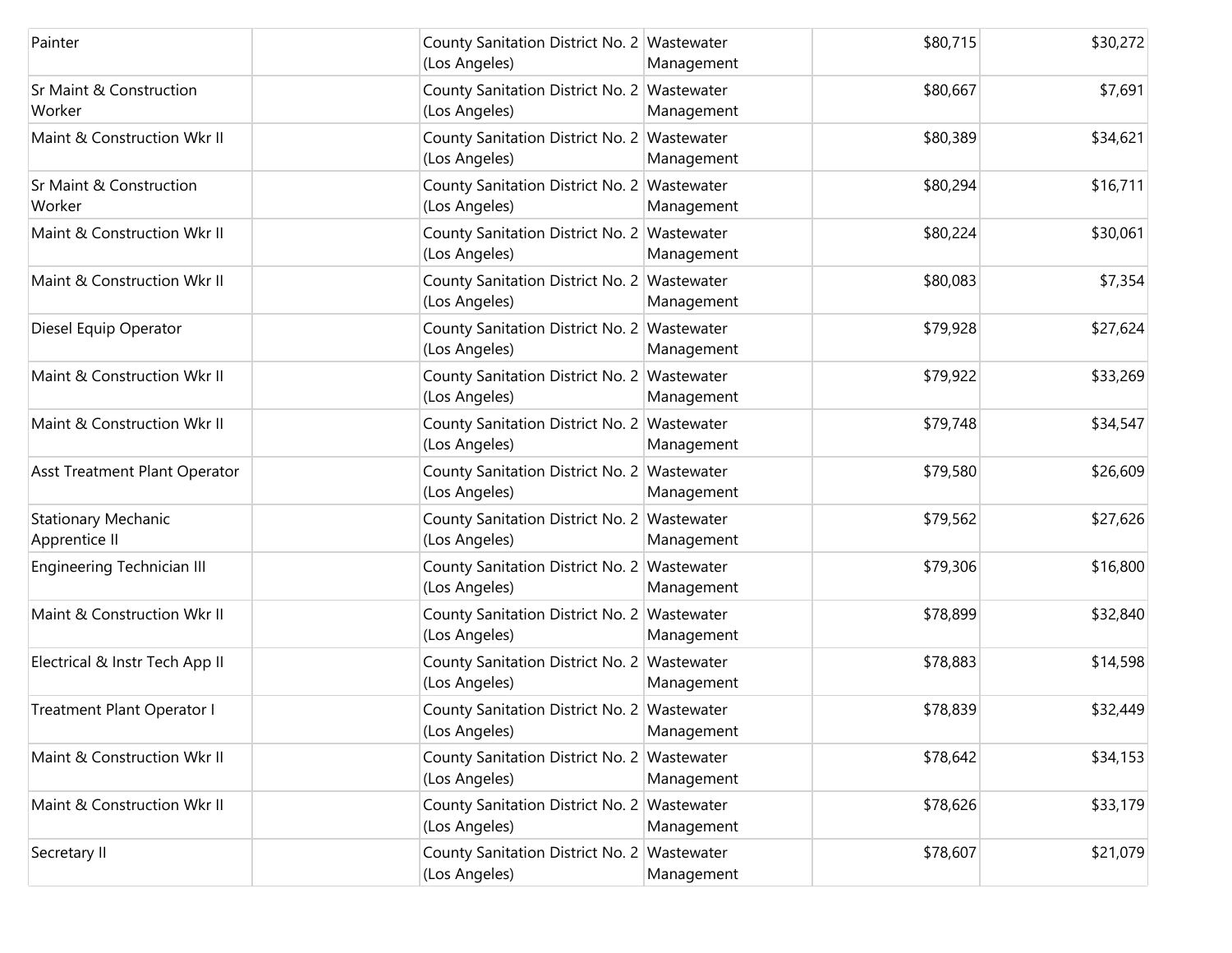| | | | | | |
|---|---|---|---|---|---|
| Painter | | County Sanitation District No. 2 (Los Angeles) | Wastewater Management | $80,715 | $30,272 |
| Sr Maint & Construction Worker | | County Sanitation District No. 2 (Los Angeles) | Wastewater Management | $80,667 | $7,691 |
| Maint & Construction Wkr II | | County Sanitation District No. 2 (Los Angeles) | Wastewater Management | $80,389 | $34,621 |
| Sr Maint & Construction Worker | | County Sanitation District No. 2 (Los Angeles) | Wastewater Management | $80,294 | $16,711 |
| Maint & Construction Wkr II | | County Sanitation District No. 2 (Los Angeles) | Wastewater Management | $80,224 | $30,061 |
| Maint & Construction Wkr II | | County Sanitation District No. 2 (Los Angeles) | Wastewater Management | $80,083 | $7,354 |
| Diesel Equip Operator | | County Sanitation District No. 2 (Los Angeles) | Wastewater Management | $79,928 | $27,624 |
| Maint & Construction Wkr II | | County Sanitation District No. 2 (Los Angeles) | Wastewater Management | $79,922 | $33,269 |
| Maint & Construction Wkr II | | County Sanitation District No. 2 (Los Angeles) | Wastewater Management | $79,748 | $34,547 |
| Asst Treatment Plant Operator | | County Sanitation District No. 2 (Los Angeles) | Wastewater Management | $79,580 | $26,609 |
| Stationary Mechanic Apprentice II | | County Sanitation District No. 2 (Los Angeles) | Wastewater Management | $79,562 | $27,626 |
| Engineering Technician III | | County Sanitation District No. 2 (Los Angeles) | Wastewater Management | $79,306 | $16,800 |
| Maint & Construction Wkr II | | County Sanitation District No. 2 (Los Angeles) | Wastewater Management | $78,899 | $32,840 |
| Electrical & Instr Tech App II | | County Sanitation District No. 2 (Los Angeles) | Wastewater Management | $78,883 | $14,598 |
| Treatment Plant Operator I | | County Sanitation District No. 2 (Los Angeles) | Wastewater Management | $78,839 | $32,449 |
| Maint & Construction Wkr II | | County Sanitation District No. 2 (Los Angeles) | Wastewater Management | $78,642 | $34,153 |
| Maint & Construction Wkr II | | County Sanitation District No. 2 (Los Angeles) | Wastewater Management | $78,626 | $33,179 |
| Secretary II | | County Sanitation District No. 2 (Los Angeles) | Wastewater Management | $78,607 | $21,079 |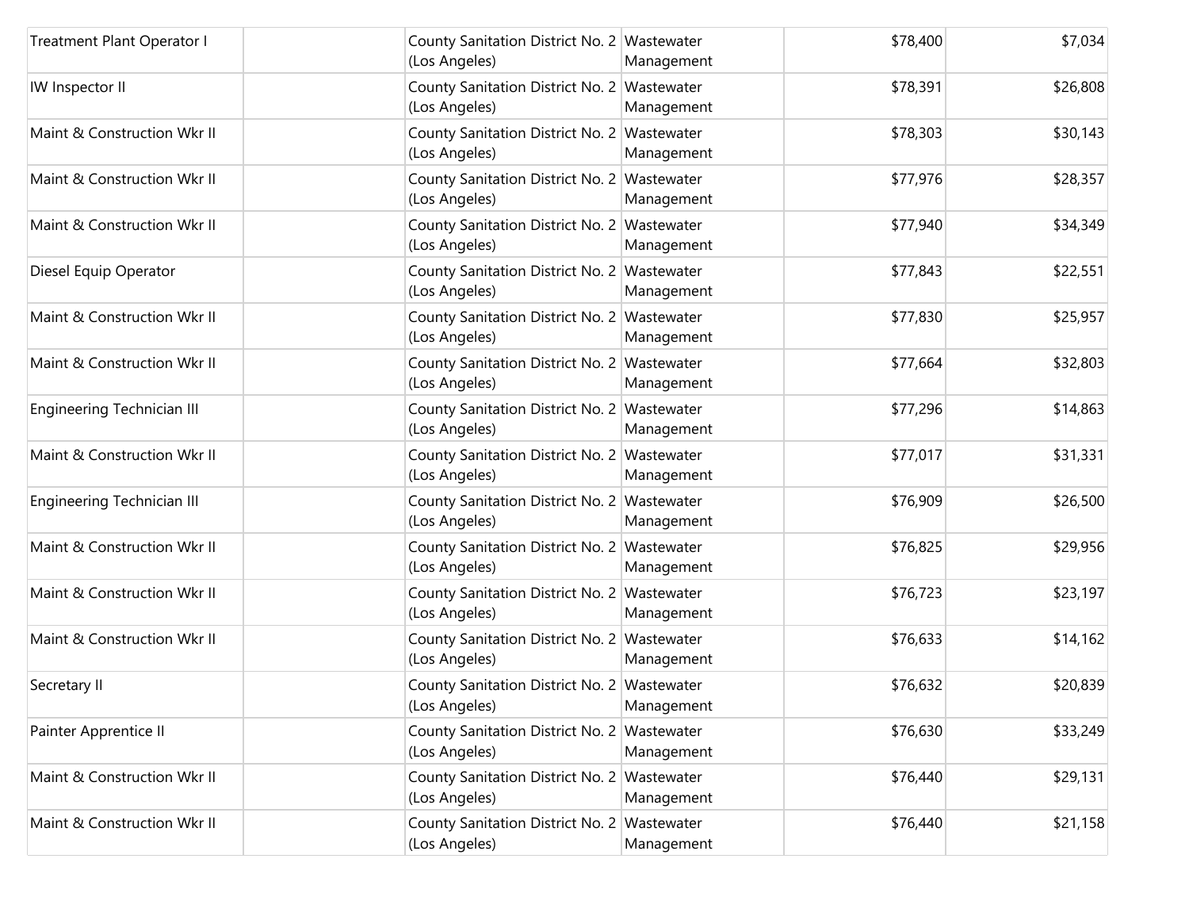| | | | | | |
|---|---|---|---|---|---|
| Treatment Plant Operator I | | County Sanitation District No. 2 (Los Angeles) | Wastewater Management | $78,400 | $7,034 |
| IW Inspector II | | County Sanitation District No. 2 (Los Angeles) | Wastewater Management | $78,391 | $26,808 |
| Maint & Construction Wkr II | | County Sanitation District No. 2 (Los Angeles) | Wastewater Management | $78,303 | $30,143 |
| Maint & Construction Wkr II | | County Sanitation District No. 2 (Los Angeles) | Wastewater Management | $77,976 | $28,357 |
| Maint & Construction Wkr II | | County Sanitation District No. 2 (Los Angeles) | Wastewater Management | $77,940 | $34,349 |
| Diesel Equip Operator | | County Sanitation District No. 2 (Los Angeles) | Wastewater Management | $77,843 | $22,551 |
| Maint & Construction Wkr II | | County Sanitation District No. 2 (Los Angeles) | Wastewater Management | $77,830 | $25,957 |
| Maint & Construction Wkr II | | County Sanitation District No. 2 (Los Angeles) | Wastewater Management | $77,664 | $32,803 |
| Engineering Technician III | | County Sanitation District No. 2 (Los Angeles) | Wastewater Management | $77,296 | $14,863 |
| Maint & Construction Wkr II | | County Sanitation District No. 2 (Los Angeles) | Wastewater Management | $77,017 | $31,331 |
| Engineering Technician III | | County Sanitation District No. 2 (Los Angeles) | Wastewater Management | $76,909 | $26,500 |
| Maint & Construction Wkr II | | County Sanitation District No. 2 (Los Angeles) | Wastewater Management | $76,825 | $29,956 |
| Maint & Construction Wkr II | | County Sanitation District No. 2 (Los Angeles) | Wastewater Management | $76,723 | $23,197 |
| Maint & Construction Wkr II | | County Sanitation District No. 2 (Los Angeles) | Wastewater Management | $76,633 | $14,162 |
| Secretary II | | County Sanitation District No. 2 (Los Angeles) | Wastewater Management | $76,632 | $20,839 |
| Painter Apprentice II | | County Sanitation District No. 2 (Los Angeles) | Wastewater Management | $76,630 | $33,249 |
| Maint & Construction Wkr II | | County Sanitation District No. 2 (Los Angeles) | Wastewater Management | $76,440 | $29,131 |
| Maint & Construction Wkr II | | County Sanitation District No. 2 (Los Angeles) | Wastewater Management | $76,440 | $21,158 |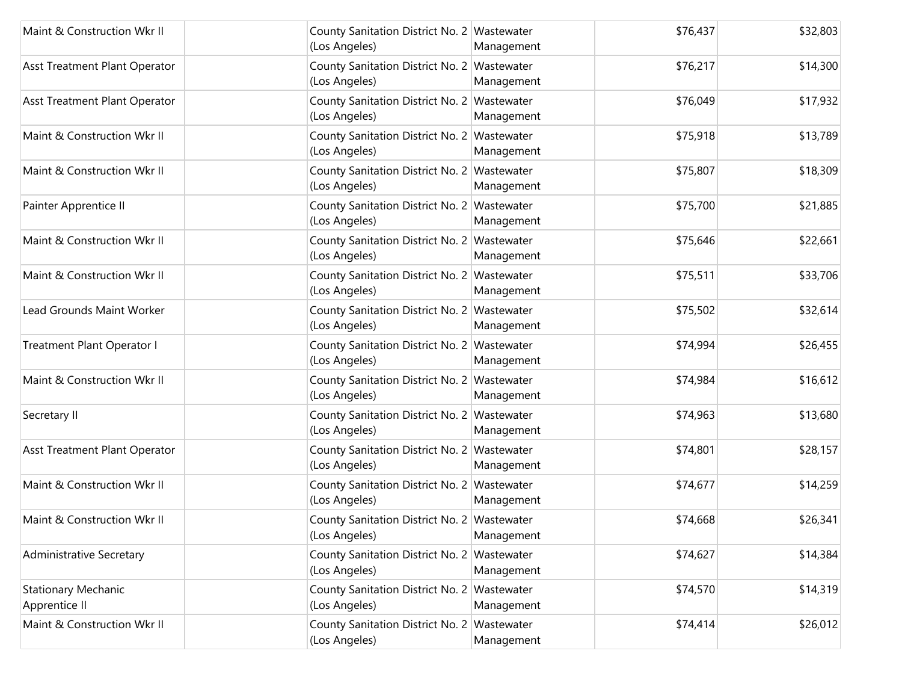| | | | | | |
|---|---|---|---|---|---|
| Maint & Construction Wkr II | | County Sanitation District No. 2 (Los Angeles) | Wastewater Management | $76,437 | $32,803 |
| Asst Treatment Plant Operator | | County Sanitation District No. 2 (Los Angeles) | Wastewater Management | $76,217 | $14,300 |
| Asst Treatment Plant Operator | | County Sanitation District No. 2 (Los Angeles) | Wastewater Management | $76,049 | $17,932 |
| Maint & Construction Wkr II | | County Sanitation District No. 2 (Los Angeles) | Wastewater Management | $75,918 | $13,789 |
| Maint & Construction Wkr II | | County Sanitation District No. 2 (Los Angeles) | Wastewater Management | $75,807 | $18,309 |
| Painter Apprentice II | | County Sanitation District No. 2 (Los Angeles) | Wastewater Management | $75,700 | $21,885 |
| Maint & Construction Wkr II | | County Sanitation District No. 2 (Los Angeles) | Wastewater Management | $75,646 | $22,661 |
| Maint & Construction Wkr II | | County Sanitation District No. 2 (Los Angeles) | Wastewater Management | $75,511 | $33,706 |
| Lead Grounds Maint Worker | | County Sanitation District No. 2 (Los Angeles) | Wastewater Management | $75,502 | $32,614 |
| Treatment Plant Operator I | | County Sanitation District No. 2 (Los Angeles) | Wastewater Management | $74,994 | $26,455 |
| Maint & Construction Wkr II | | County Sanitation District No. 2 (Los Angeles) | Wastewater Management | $74,984 | $16,612 |
| Secretary II | | County Sanitation District No. 2 (Los Angeles) | Wastewater Management | $74,963 | $13,680 |
| Asst Treatment Plant Operator | | County Sanitation District No. 2 (Los Angeles) | Wastewater Management | $74,801 | $28,157 |
| Maint & Construction Wkr II | | County Sanitation District No. 2 (Los Angeles) | Wastewater Management | $74,677 | $14,259 |
| Maint & Construction Wkr II | | County Sanitation District No. 2 (Los Angeles) | Wastewater Management | $74,668 | $26,341 |
| Administrative Secretary | | County Sanitation District No. 2 (Los Angeles) | Wastewater Management | $74,627 | $14,384 |
| Stationary Mechanic Apprentice II | | County Sanitation District No. 2 (Los Angeles) | Wastewater Management | $74,570 | $14,319 |
| Maint & Construction Wkr II | | County Sanitation District No. 2 (Los Angeles) | Wastewater Management | $74,414 | $26,012 |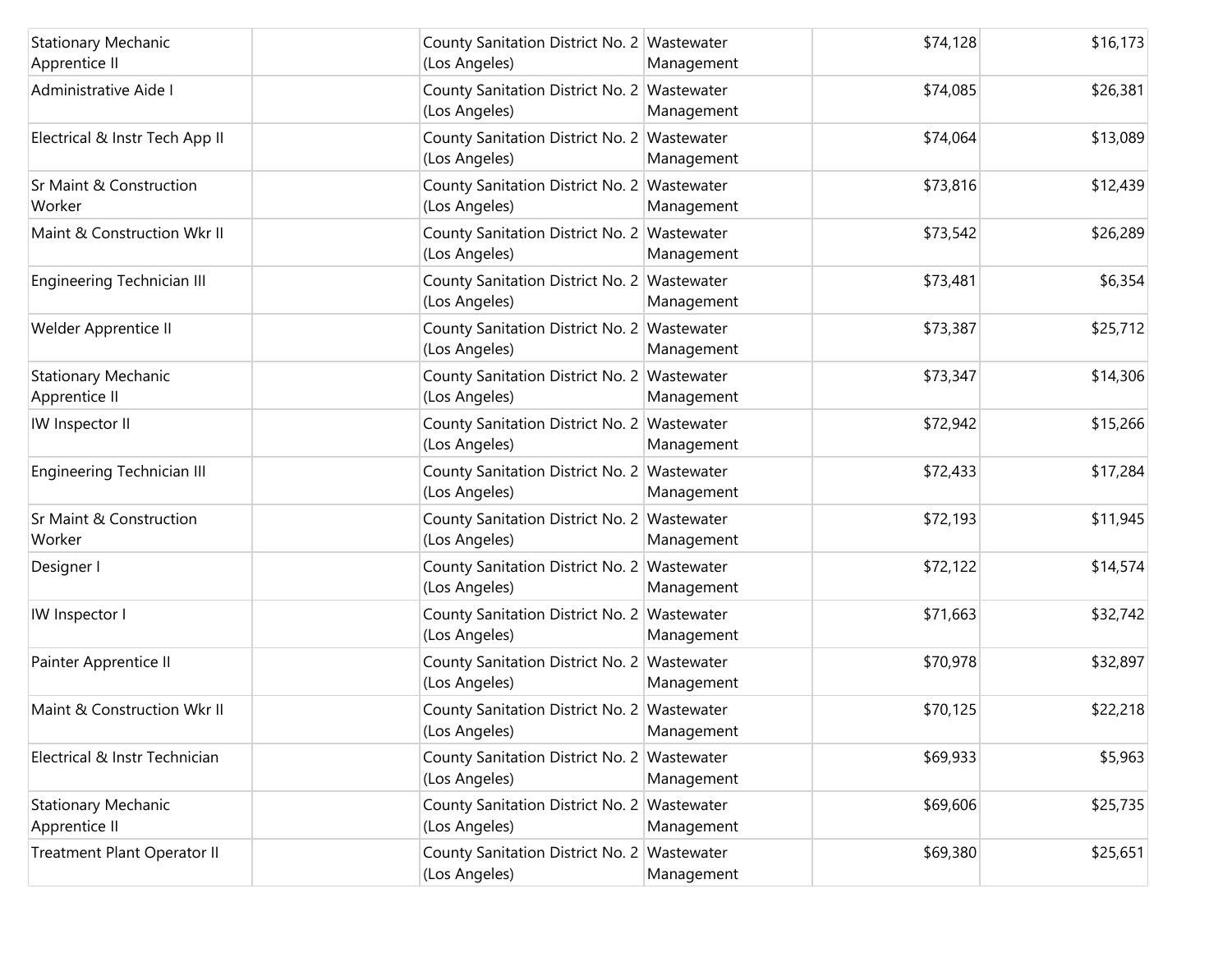| | | | | | |
|---|---|---|---|---|---|
| Stationary Mechanic Apprentice II | | County Sanitation District No. 2 (Los Angeles) | Wastewater Management | $74,128 | $16,173 |
| Administrative Aide I | | County Sanitation District No. 2 (Los Angeles) | Wastewater Management | $74,085 | $26,381 |
| Electrical & Instr Tech App II | | County Sanitation District No. 2 (Los Angeles) | Wastewater Management | $74,064 | $13,089 |
| Sr Maint & Construction Worker | | County Sanitation District No. 2 (Los Angeles) | Wastewater Management | $73,816 | $12,439 |
| Maint & Construction Wkr II | | County Sanitation District No. 2 (Los Angeles) | Wastewater Management | $73,542 | $26,289 |
| Engineering Technician III | | County Sanitation District No. 2 (Los Angeles) | Wastewater Management | $73,481 | $6,354 |
| Welder Apprentice II | | County Sanitation District No. 2 (Los Angeles) | Wastewater Management | $73,387 | $25,712 |
| Stationary Mechanic Apprentice II | | County Sanitation District No. 2 (Los Angeles) | Wastewater Management | $73,347 | $14,306 |
| IW Inspector II | | County Sanitation District No. 2 (Los Angeles) | Wastewater Management | $72,942 | $15,266 |
| Engineering Technician III | | County Sanitation District No. 2 (Los Angeles) | Wastewater Management | $72,433 | $17,284 |
| Sr Maint & Construction Worker | | County Sanitation District No. 2 (Los Angeles) | Wastewater Management | $72,193 | $11,945 |
| Designer I | | County Sanitation District No. 2 (Los Angeles) | Wastewater Management | $72,122 | $14,574 |
| IW Inspector I | | County Sanitation District No. 2 (Los Angeles) | Wastewater Management | $71,663 | $32,742 |
| Painter Apprentice II | | County Sanitation District No. 2 (Los Angeles) | Wastewater Management | $70,978 | $32,897 |
| Maint & Construction Wkr II | | County Sanitation District No. 2 (Los Angeles) | Wastewater Management | $70,125 | $22,218 |
| Electrical & Instr Technician | | County Sanitation District No. 2 (Los Angeles) | Wastewater Management | $69,933 | $5,963 |
| Stationary Mechanic Apprentice II | | County Sanitation District No. 2 (Los Angeles) | Wastewater Management | $69,606 | $25,735 |
| Treatment Plant Operator II | | County Sanitation District No. 2 (Los Angeles) | Wastewater Management | $69,380 | $25,651 |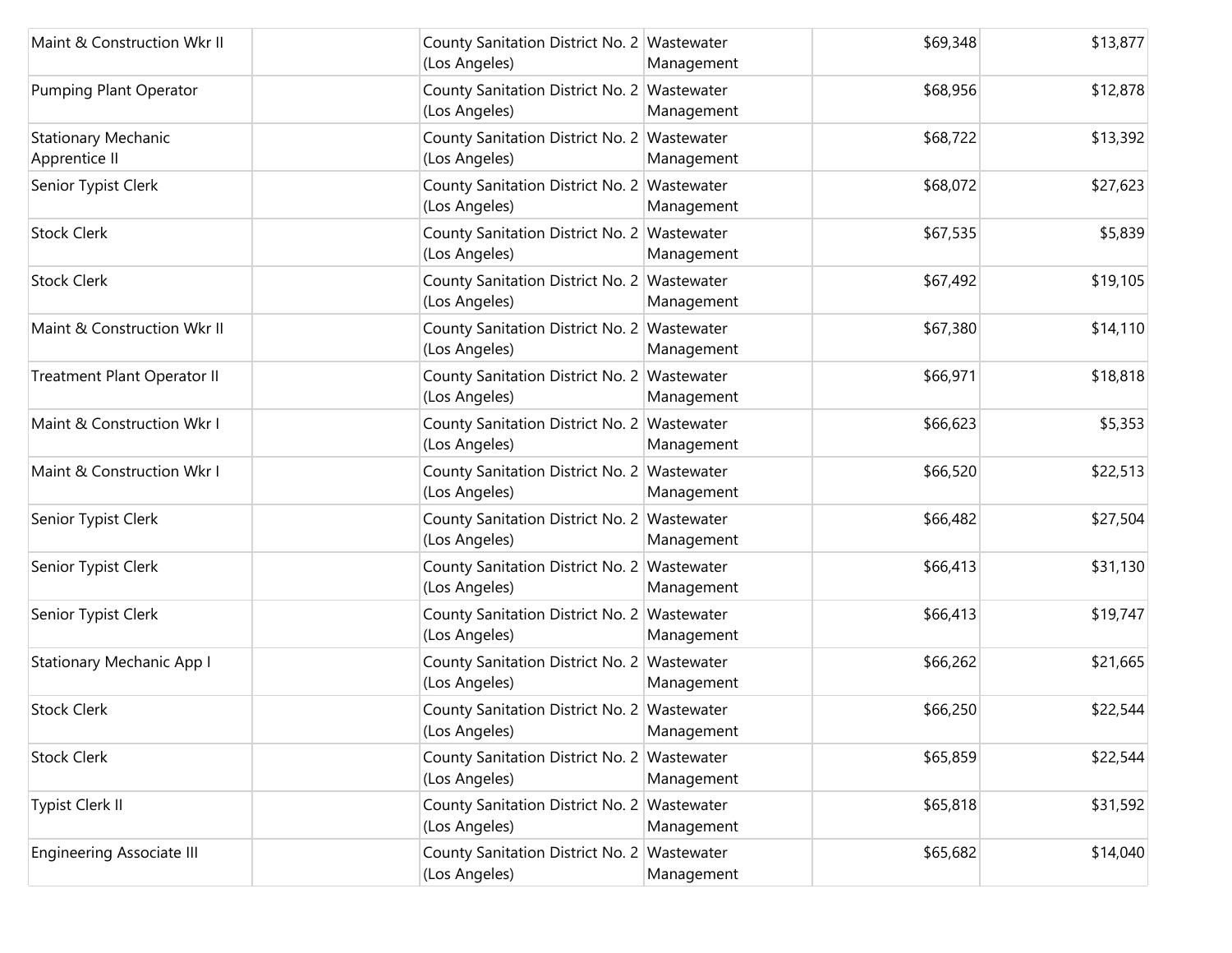| | | | | | |
|---|---|---|---|---|---|
| Maint & Construction Wkr II | | County Sanitation District No. 2 (Los Angeles) | Wastewater Management | $69,348 | $13,877 |
| Pumping Plant Operator | | County Sanitation District No. 2 (Los Angeles) | Wastewater Management | $68,956 | $12,878 |
| Stationary Mechanic Apprentice II | | County Sanitation District No. 2 (Los Angeles) | Wastewater Management | $68,722 | $13,392 |
| Senior Typist Clerk | | County Sanitation District No. 2 (Los Angeles) | Wastewater Management | $68,072 | $27,623 |
| Stock Clerk | | County Sanitation District No. 2 (Los Angeles) | Wastewater Management | $67,535 | $5,839 |
| Stock Clerk | | County Sanitation District No. 2 (Los Angeles) | Wastewater Management | $67,492 | $19,105 |
| Maint & Construction Wkr II | | County Sanitation District No. 2 (Los Angeles) | Wastewater Management | $67,380 | $14,110 |
| Treatment Plant Operator II | | County Sanitation District No. 2 (Los Angeles) | Wastewater Management | $66,971 | $18,818 |
| Maint & Construction Wkr I | | County Sanitation District No. 2 (Los Angeles) | Wastewater Management | $66,623 | $5,353 |
| Maint & Construction Wkr I | | County Sanitation District No. 2 (Los Angeles) | Wastewater Management | $66,520 | $22,513 |
| Senior Typist Clerk | | County Sanitation District No. 2 (Los Angeles) | Wastewater Management | $66,482 | $27,504 |
| Senior Typist Clerk | | County Sanitation District No. 2 (Los Angeles) | Wastewater Management | $66,413 | $31,130 |
| Senior Typist Clerk | | County Sanitation District No. 2 (Los Angeles) | Wastewater Management | $66,413 | $19,747 |
| Stationary Mechanic App I | | County Sanitation District No. 2 (Los Angeles) | Wastewater Management | $66,262 | $21,665 |
| Stock Clerk | | County Sanitation District No. 2 (Los Angeles) | Wastewater Management | $66,250 | $22,544 |
| Stock Clerk | | County Sanitation District No. 2 (Los Angeles) | Wastewater Management | $65,859 | $22,544 |
| Typist Clerk II | | County Sanitation District No. 2 (Los Angeles) | Wastewater Management | $65,818 | $31,592 |
| Engineering Associate III | | County Sanitation District No. 2 (Los Angeles) | Wastewater Management | $65,682 | $14,040 |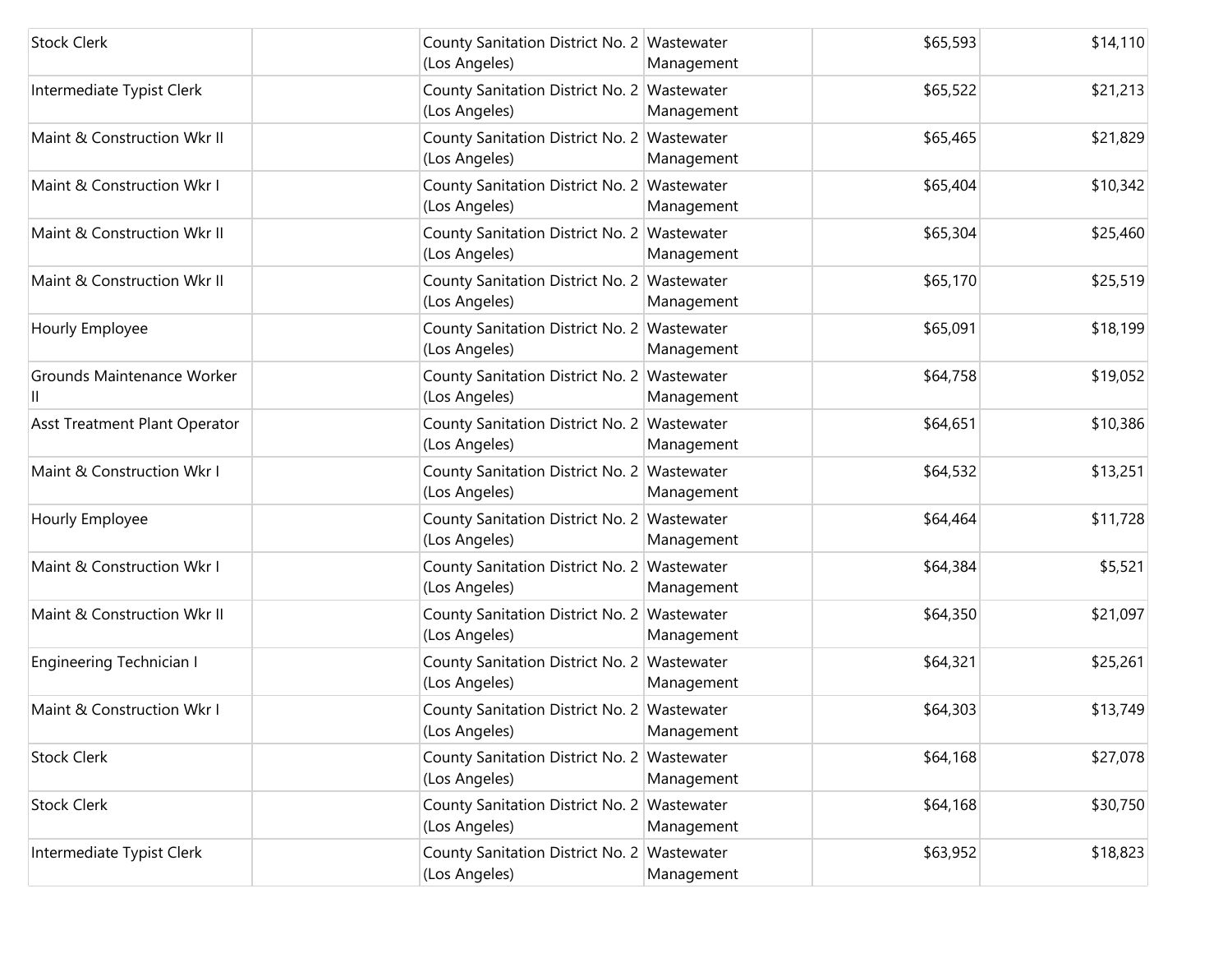| | | | | | |
|---|---|---|---|---|---|
| Stock Clerk | | County Sanitation District No. 2 (Los Angeles) | Wastewater Management | $65,593 | $14,110 |
| Intermediate Typist Clerk | | County Sanitation District No. 2 (Los Angeles) | Wastewater Management | $65,522 | $21,213 |
| Maint & Construction Wkr II | | County Sanitation District No. 2 (Los Angeles) | Wastewater Management | $65,465 | $21,829 |
| Maint & Construction Wkr I | | County Sanitation District No. 2 (Los Angeles) | Wastewater Management | $65,404 | $10,342 |
| Maint & Construction Wkr II | | County Sanitation District No. 2 (Los Angeles) | Wastewater Management | $65,304 | $25,460 |
| Maint & Construction Wkr II | | County Sanitation District No. 2 (Los Angeles) | Wastewater Management | $65,170 | $25,519 |
| Hourly Employee | | County Sanitation District No. 2 (Los Angeles) | Wastewater Management | $65,091 | $18,199 |
| Grounds Maintenance Worker II | | County Sanitation District No. 2 (Los Angeles) | Wastewater Management | $64,758 | $19,052 |
| Asst Treatment Plant Operator | | County Sanitation District No. 2 (Los Angeles) | Wastewater Management | $64,651 | $10,386 |
| Maint & Construction Wkr I | | County Sanitation District No. 2 (Los Angeles) | Wastewater Management | $64,532 | $13,251 |
| Hourly Employee | | County Sanitation District No. 2 (Los Angeles) | Wastewater Management | $64,464 | $11,728 |
| Maint & Construction Wkr I | | County Sanitation District No. 2 (Los Angeles) | Wastewater Management | $64,384 | $5,521 |
| Maint & Construction Wkr II | | County Sanitation District No. 2 (Los Angeles) | Wastewater Management | $64,350 | $21,097 |
| Engineering Technician I | | County Sanitation District No. 2 (Los Angeles) | Wastewater Management | $64,321 | $25,261 |
| Maint & Construction Wkr I | | County Sanitation District No. 2 (Los Angeles) | Wastewater Management | $64,303 | $13,749 |
| Stock Clerk | | County Sanitation District No. 2 (Los Angeles) | Wastewater Management | $64,168 | $27,078 |
| Stock Clerk | | County Sanitation District No. 2 (Los Angeles) | Wastewater Management | $64,168 | $30,750 |
| Intermediate Typist Clerk | | County Sanitation District No. 2 (Los Angeles) | Wastewater Management | $63,952 | $18,823 |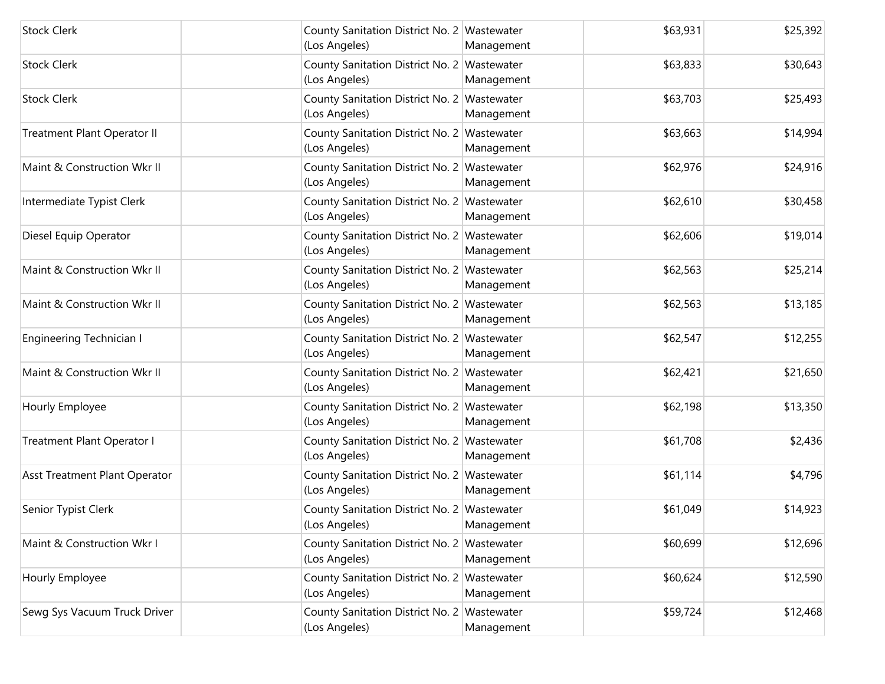| | | | | | |
|---|---|---|---|---|---|
| Stock Clerk | | County Sanitation District No. 2 (Los Angeles) | Wastewater Management | $63,931 | $25,392 |
| Stock Clerk | | County Sanitation District No. 2 (Los Angeles) | Wastewater Management | $63,833 | $30,643 |
| Stock Clerk | | County Sanitation District No. 2 (Los Angeles) | Wastewater Management | $63,703 | $25,493 |
| Treatment Plant Operator II | | County Sanitation District No. 2 (Los Angeles) | Wastewater Management | $63,663 | $14,994 |
| Maint & Construction Wkr II | | County Sanitation District No. 2 (Los Angeles) | Wastewater Management | $62,976 | $24,916 |
| Intermediate Typist Clerk | | County Sanitation District No. 2 (Los Angeles) | Wastewater Management | $62,610 | $30,458 |
| Diesel Equip Operator | | County Sanitation District No. 2 (Los Angeles) | Wastewater Management | $62,606 | $19,014 |
| Maint & Construction Wkr II | | County Sanitation District No. 2 (Los Angeles) | Wastewater Management | $62,563 | $25,214 |
| Maint & Construction Wkr II | | County Sanitation District No. 2 (Los Angeles) | Wastewater Management | $62,563 | $13,185 |
| Engineering Technician I | | County Sanitation District No. 2 (Los Angeles) | Wastewater Management | $62,547 | $12,255 |
| Maint & Construction Wkr II | | County Sanitation District No. 2 (Los Angeles) | Wastewater Management | $62,421 | $21,650 |
| Hourly Employee | | County Sanitation District No. 2 (Los Angeles) | Wastewater Management | $62,198 | $13,350 |
| Treatment Plant Operator I | | County Sanitation District No. 2 (Los Angeles) | Wastewater Management | $61,708 | $2,436 |
| Asst Treatment Plant Operator | | County Sanitation District No. 2 (Los Angeles) | Wastewater Management | $61,114 | $4,796 |
| Senior Typist Clerk | | County Sanitation District No. 2 (Los Angeles) | Wastewater Management | $61,049 | $14,923 |
| Maint & Construction Wkr I | | County Sanitation District No. 2 (Los Angeles) | Wastewater Management | $60,699 | $12,696 |
| Hourly Employee | | County Sanitation District No. 2 (Los Angeles) | Wastewater Management | $60,624 | $12,590 |
| Sewg Sys Vacuum Truck Driver | | County Sanitation District No. 2 (Los Angeles) | Wastewater Management | $59,724 | $12,468 |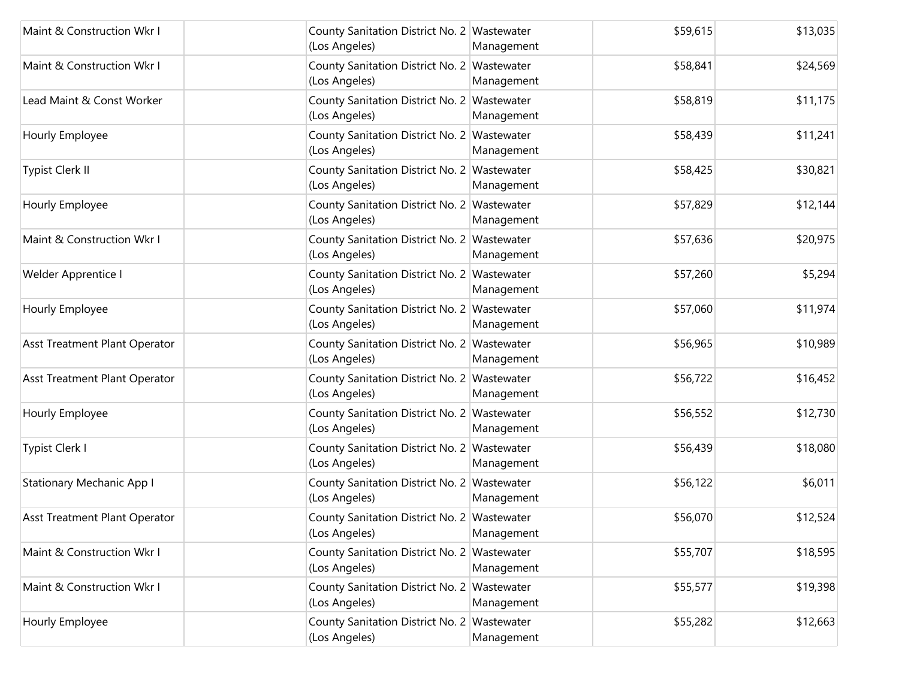| | | | | | |
|---|---|---|---|---|---|
| Maint & Construction Wkr I | | County Sanitation District No. 2 (Los Angeles) | Wastewater Management | $59,615 | $13,035 |
| Maint & Construction Wkr I | | County Sanitation District No. 2 (Los Angeles) | Wastewater Management | $58,841 | $24,569 |
| Lead Maint & Const Worker | | County Sanitation District No. 2 (Los Angeles) | Wastewater Management | $58,819 | $11,175 |
| Hourly Employee | | County Sanitation District No. 2 (Los Angeles) | Wastewater Management | $58,439 | $11,241 |
| Typist Clerk II | | County Sanitation District No. 2 (Los Angeles) | Wastewater Management | $58,425 | $30,821 |
| Hourly Employee | | County Sanitation District No. 2 (Los Angeles) | Wastewater Management | $57,829 | $12,144 |
| Maint & Construction Wkr I | | County Sanitation District No. 2 (Los Angeles) | Wastewater Management | $57,636 | $20,975 |
| Welder Apprentice I | | County Sanitation District No. 2 (Los Angeles) | Wastewater Management | $57,260 | $5,294 |
| Hourly Employee | | County Sanitation District No. 2 (Los Angeles) | Wastewater Management | $57,060 | $11,974 |
| Asst Treatment Plant Operator | | County Sanitation District No. 2 (Los Angeles) | Wastewater Management | $56,965 | $10,989 |
| Asst Treatment Plant Operator | | County Sanitation District No. 2 (Los Angeles) | Wastewater Management | $56,722 | $16,452 |
| Hourly Employee | | County Sanitation District No. 2 (Los Angeles) | Wastewater Management | $56,552 | $12,730 |
| Typist Clerk I | | County Sanitation District No. 2 (Los Angeles) | Wastewater Management | $56,439 | $18,080 |
| Stationary Mechanic App I | | County Sanitation District No. 2 (Los Angeles) | Wastewater Management | $56,122 | $6,011 |
| Asst Treatment Plant Operator | | County Sanitation District No. 2 (Los Angeles) | Wastewater Management | $56,070 | $12,524 |
| Maint & Construction Wkr I | | County Sanitation District No. 2 (Los Angeles) | Wastewater Management | $55,707 | $18,595 |
| Maint & Construction Wkr I | | County Sanitation District No. 2 (Los Angeles) | Wastewater Management | $55,577 | $19,398 |
| Hourly Employee | | County Sanitation District No. 2 (Los Angeles) | Wastewater Management | $55,282 | $12,663 |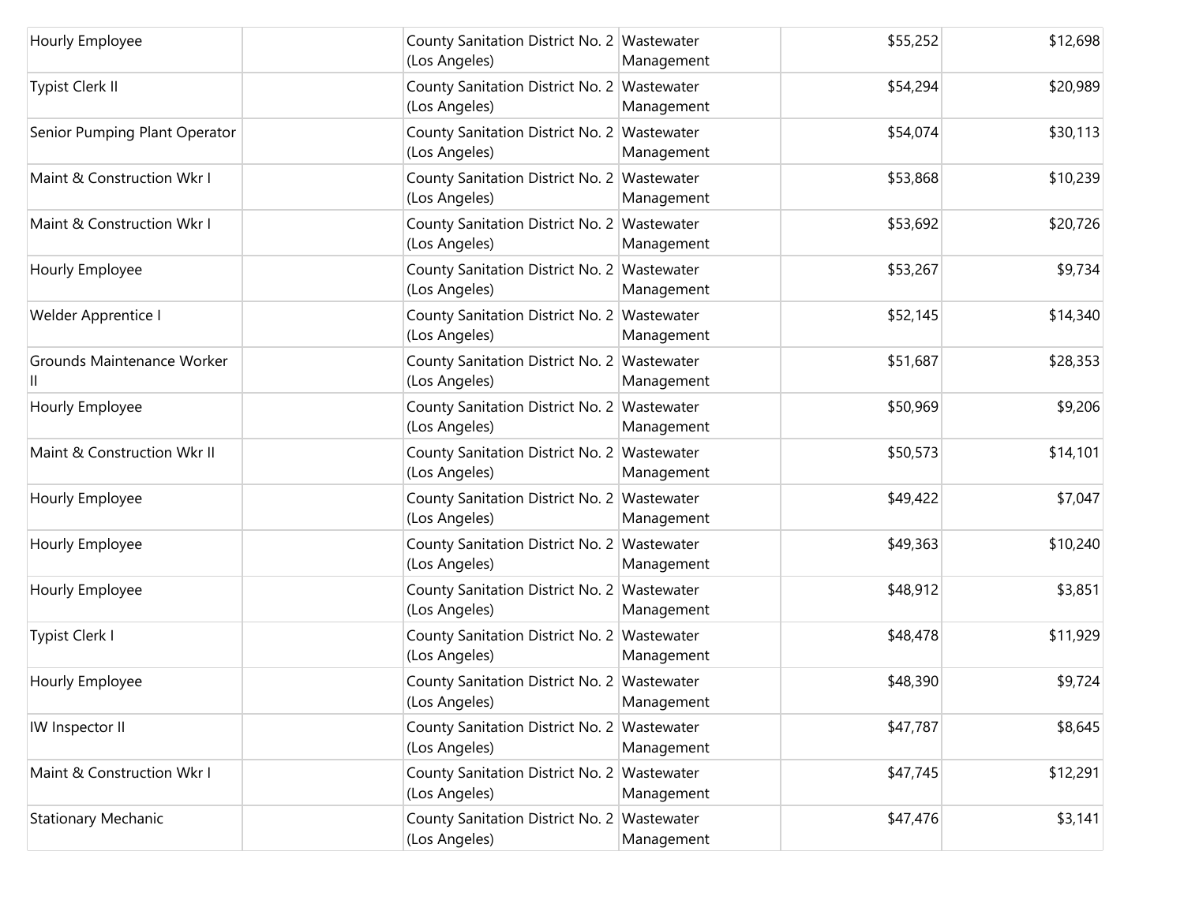| | | | | | |
|---|---|---|---|---|---|
| Hourly Employee | | County Sanitation District No. 2 (Los Angeles) | Wastewater Management | $55,252 | $12,698 |
| Typist Clerk II | | County Sanitation District No. 2 (Los Angeles) | Wastewater Management | $54,294 | $20,989 |
| Senior Pumping Plant Operator | | County Sanitation District No. 2 (Los Angeles) | Wastewater Management | $54,074 | $30,113 |
| Maint & Construction Wkr I | | County Sanitation District No. 2 (Los Angeles) | Wastewater Management | $53,868 | $10,239 |
| Maint & Construction Wkr I | | County Sanitation District No. 2 (Los Angeles) | Wastewater Management | $53,692 | $20,726 |
| Hourly Employee | | County Sanitation District No. 2 (Los Angeles) | Wastewater Management | $53,267 | $9,734 |
| Welder Apprentice I | | County Sanitation District No. 2 (Los Angeles) | Wastewater Management | $52,145 | $14,340 |
| Grounds Maintenance Worker II | | County Sanitation District No. 2 (Los Angeles) | Wastewater Management | $51,687 | $28,353 |
| Hourly Employee | | County Sanitation District No. 2 (Los Angeles) | Wastewater Management | $50,969 | $9,206 |
| Maint & Construction Wkr II | | County Sanitation District No. 2 (Los Angeles) | Wastewater Management | $50,573 | $14,101 |
| Hourly Employee | | County Sanitation District No. 2 (Los Angeles) | Wastewater Management | $49,422 | $7,047 |
| Hourly Employee | | County Sanitation District No. 2 (Los Angeles) | Wastewater Management | $49,363 | $10,240 |
| Hourly Employee | | County Sanitation District No. 2 (Los Angeles) | Wastewater Management | $48,912 | $3,851 |
| Typist Clerk I | | County Sanitation District No. 2 (Los Angeles) | Wastewater Management | $48,478 | $11,929 |
| Hourly Employee | | County Sanitation District No. 2 (Los Angeles) | Wastewater Management | $48,390 | $9,724 |
| IW Inspector II | | County Sanitation District No. 2 (Los Angeles) | Wastewater Management | $47,787 | $8,645 |
| Maint & Construction Wkr I | | County Sanitation District No. 2 (Los Angeles) | Wastewater Management | $47,745 | $12,291 |
| Stationary Mechanic | | County Sanitation District No. 2 (Los Angeles) | Wastewater Management | $47,476 | $3,141 |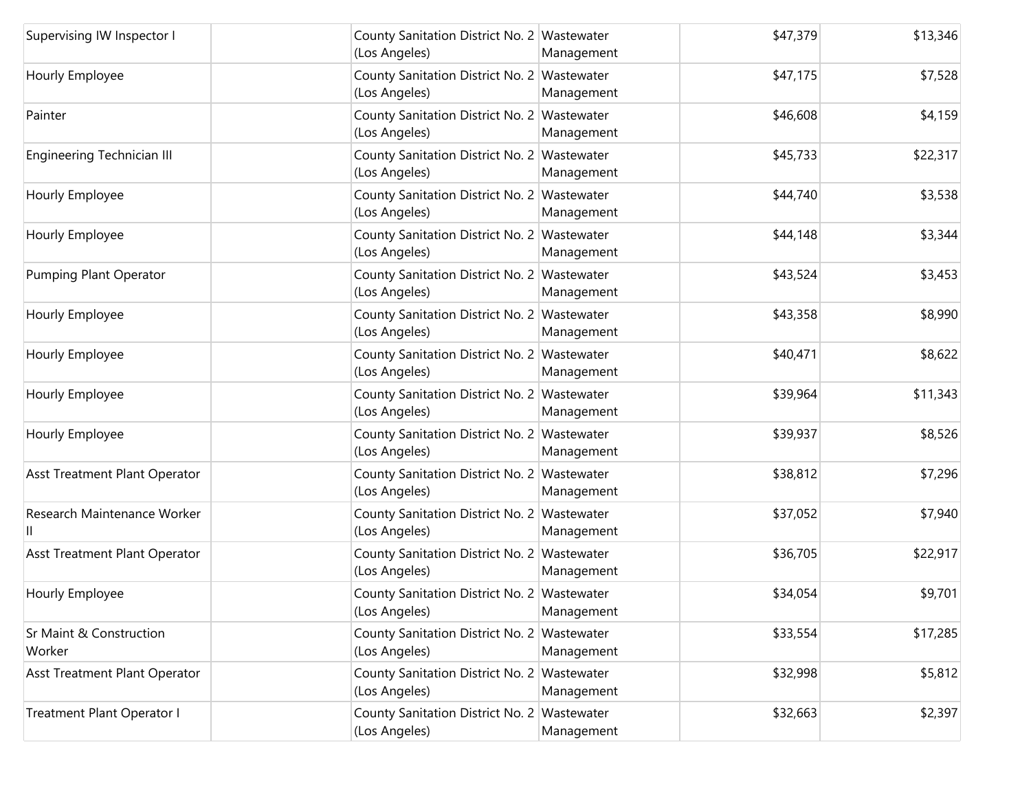| | | | | | |
|---|---|---|---|---|---|
| Supervising IW Inspector I | | County Sanitation District No. 2 (Los Angeles) | Wastewater Management | $47,379 | $13,346 |
| Hourly Employee | | County Sanitation District No. 2 (Los Angeles) | Wastewater Management | $47,175 | $7,528 |
| Painter | | County Sanitation District No. 2 (Los Angeles) | Wastewater Management | $46,608 | $4,159 |
| Engineering Technician III | | County Sanitation District No. 2 (Los Angeles) | Wastewater Management | $45,733 | $22,317 |
| Hourly Employee | | County Sanitation District No. 2 (Los Angeles) | Wastewater Management | $44,740 | $3,538 |
| Hourly Employee | | County Sanitation District No. 2 (Los Angeles) | Wastewater Management | $44,148 | $3,344 |
| Pumping Plant Operator | | County Sanitation District No. 2 (Los Angeles) | Wastewater Management | $43,524 | $3,453 |
| Hourly Employee | | County Sanitation District No. 2 (Los Angeles) | Wastewater Management | $43,358 | $8,990 |
| Hourly Employee | | County Sanitation District No. 2 (Los Angeles) | Wastewater Management | $40,471 | $8,622 |
| Hourly Employee | | County Sanitation District No. 2 (Los Angeles) | Wastewater Management | $39,964 | $11,343 |
| Hourly Employee | | County Sanitation District No. 2 (Los Angeles) | Wastewater Management | $39,937 | $8,526 |
| Asst Treatment Plant Operator | | County Sanitation District No. 2 (Los Angeles) | Wastewater Management | $38,812 | $7,296 |
| Research Maintenance Worker II | | County Sanitation District No. 2 (Los Angeles) | Wastewater Management | $37,052 | $7,940 |
| Asst Treatment Plant Operator | | County Sanitation District No. 2 (Los Angeles) | Wastewater Management | $36,705 | $22,917 |
| Hourly Employee | | County Sanitation District No. 2 (Los Angeles) | Wastewater Management | $34,054 | $9,701 |
| Sr Maint & Construction Worker | | County Sanitation District No. 2 (Los Angeles) | Wastewater Management | $33,554 | $17,285 |
| Asst Treatment Plant Operator | | County Sanitation District No. 2 (Los Angeles) | Wastewater Management | $32,998 | $5,812 |
| Treatment Plant Operator I | | County Sanitation District No. 2 (Los Angeles) | Wastewater Management | $32,663 | $2,397 |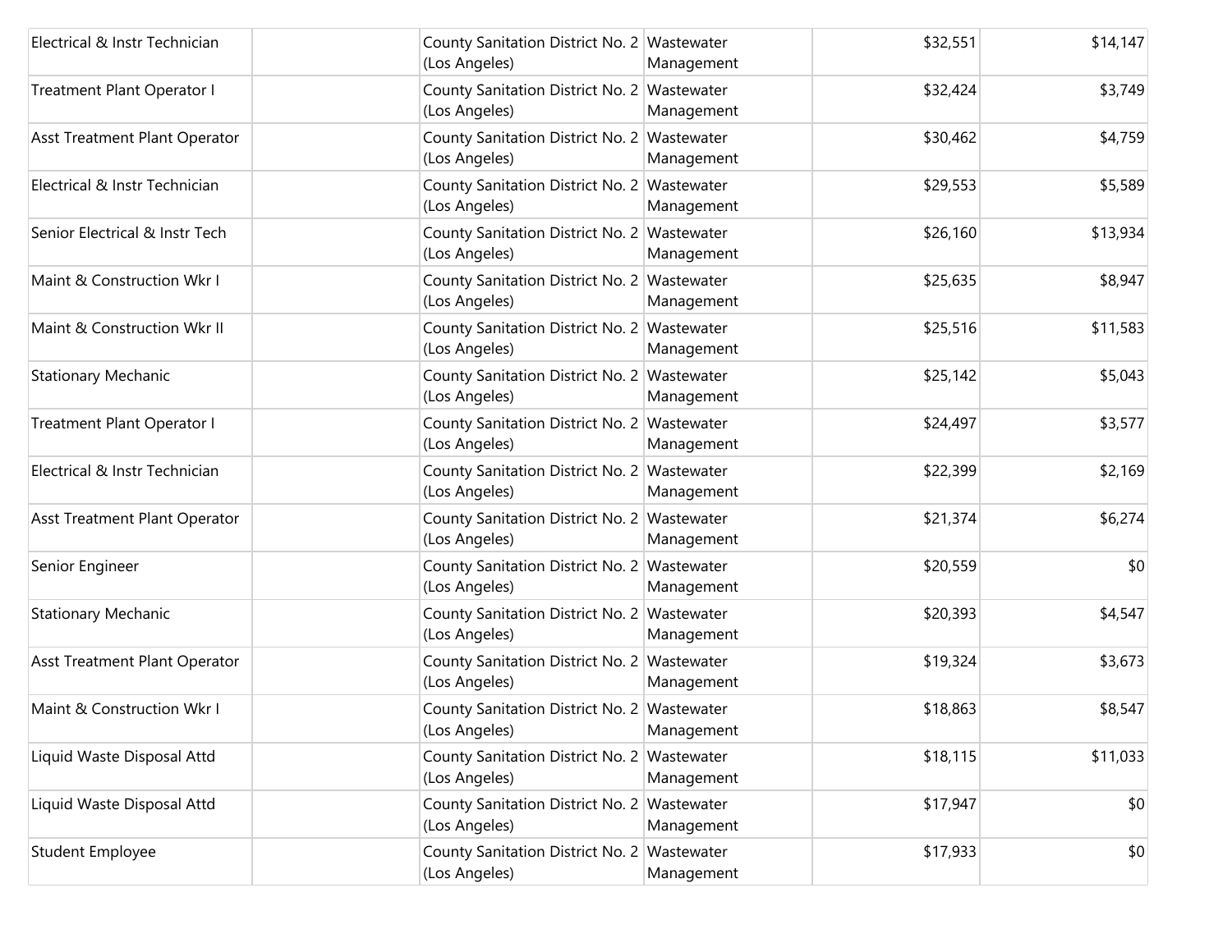| | | | | | |
|---|---|---|---|---|---|
| Electrical & Instr Technician | | County Sanitation District No. 2 (Los Angeles) | Wastewater Management | $32,551 | $14,147 |
| Treatment Plant Operator I | | County Sanitation District No. 2 (Los Angeles) | Wastewater Management | $32,424 | $3,749 |
| Asst Treatment Plant Operator | | County Sanitation District No. 2 (Los Angeles) | Wastewater Management | $30,462 | $4,759 |
| Electrical & Instr Technician | | County Sanitation District No. 2 (Los Angeles) | Wastewater Management | $29,553 | $5,589 |
| Senior Electrical & Instr Tech | | County Sanitation District No. 2 (Los Angeles) | Wastewater Management | $26,160 | $13,934 |
| Maint & Construction Wkr I | | County Sanitation District No. 2 (Los Angeles) | Wastewater Management | $25,635 | $8,947 |
| Maint & Construction Wkr II | | County Sanitation District No. 2 (Los Angeles) | Wastewater Management | $25,516 | $11,583 |
| Stationary Mechanic | | County Sanitation District No. 2 (Los Angeles) | Wastewater Management | $25,142 | $5,043 |
| Treatment Plant Operator I | | County Sanitation District No. 2 (Los Angeles) | Wastewater Management | $24,497 | $3,577 |
| Electrical & Instr Technician | | County Sanitation District No. 2 (Los Angeles) | Wastewater Management | $22,399 | $2,169 |
| Asst Treatment Plant Operator | | County Sanitation District No. 2 (Los Angeles) | Wastewater Management | $21,374 | $6,274 |
| Senior Engineer | | County Sanitation District No. 2 (Los Angeles) | Wastewater Management | $20,559 | $0 |
| Stationary Mechanic | | County Sanitation District No. 2 (Los Angeles) | Wastewater Management | $20,393 | $4,547 |
| Asst Treatment Plant Operator | | County Sanitation District No. 2 (Los Angeles) | Wastewater Management | $19,324 | $3,673 |
| Maint & Construction Wkr I | | County Sanitation District No. 2 (Los Angeles) | Wastewater Management | $18,863 | $8,547 |
| Liquid Waste Disposal Attd | | County Sanitation District No. 2 (Los Angeles) | Wastewater Management | $18,115 | $11,033 |
| Liquid Waste Disposal Attd | | County Sanitation District No. 2 (Los Angeles) | Wastewater Management | $17,947 | $0 |
| Student Employee | | County Sanitation District No. 2 (Los Angeles) | Wastewater Management | $17,933 | $0 |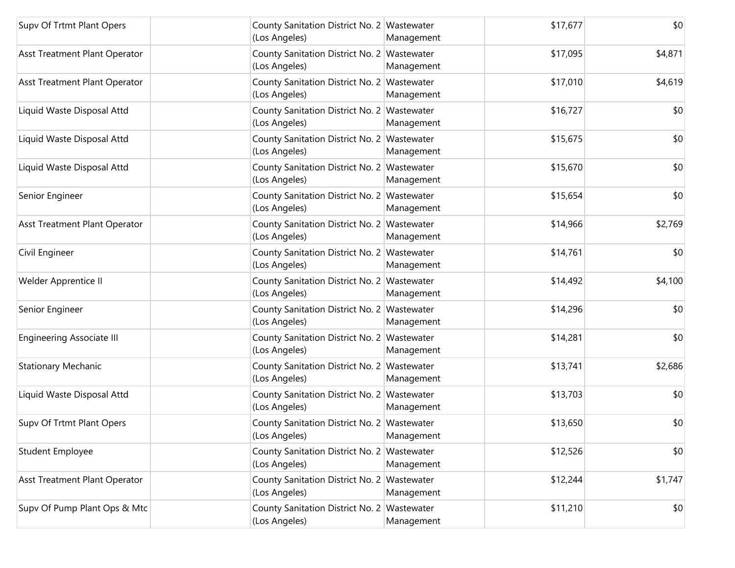| | | | | | |
|---|---|---|---|---|---|
| Supv Of Trtmt Plant Opers | | County Sanitation District No. 2 (Los Angeles) | Wastewater Management | $17,677 | $0 |
| Asst Treatment Plant Operator | | County Sanitation District No. 2 (Los Angeles) | Wastewater Management | $17,095 | $4,871 |
| Asst Treatment Plant Operator | | County Sanitation District No. 2 (Los Angeles) | Wastewater Management | $17,010 | $4,619 |
| Liquid Waste Disposal Attd | | County Sanitation District No. 2 (Los Angeles) | Wastewater Management | $16,727 | $0 |
| Liquid Waste Disposal Attd | | County Sanitation District No. 2 (Los Angeles) | Wastewater Management | $15,675 | $0 |
| Liquid Waste Disposal Attd | | County Sanitation District No. 2 (Los Angeles) | Wastewater Management | $15,670 | $0 |
| Senior Engineer | | County Sanitation District No. 2 (Los Angeles) | Wastewater Management | $15,654 | $0 |
| Asst Treatment Plant Operator | | County Sanitation District No. 2 (Los Angeles) | Wastewater Management | $14,966 | $2,769 |
| Civil Engineer | | County Sanitation District No. 2 (Los Angeles) | Wastewater Management | $14,761 | $0 |
| Welder Apprentice II | | County Sanitation District No. 2 (Los Angeles) | Wastewater Management | $14,492 | $4,100 |
| Senior Engineer | | County Sanitation District No. 2 (Los Angeles) | Wastewater Management | $14,296 | $0 |
| Engineering Associate III | | County Sanitation District No. 2 (Los Angeles) | Wastewater Management | $14,281 | $0 |
| Stationary Mechanic | | County Sanitation District No. 2 (Los Angeles) | Wastewater Management | $13,741 | $2,686 |
| Liquid Waste Disposal Attd | | County Sanitation District No. 2 (Los Angeles) | Wastewater Management | $13,703 | $0 |
| Supv Of Trtmt Plant Opers | | County Sanitation District No. 2 (Los Angeles) | Wastewater Management | $13,650 | $0 |
| Student Employee | | County Sanitation District No. 2 (Los Angeles) | Wastewater Management | $12,526 | $0 |
| Asst Treatment Plant Operator | | County Sanitation District No. 2 (Los Angeles) | Wastewater Management | $12,244 | $1,747 |
| Supv Of Pump Plant Ops & Mtc | | County Sanitation District No. 2 (Los Angeles) | Wastewater Management | $11,210 | $0 |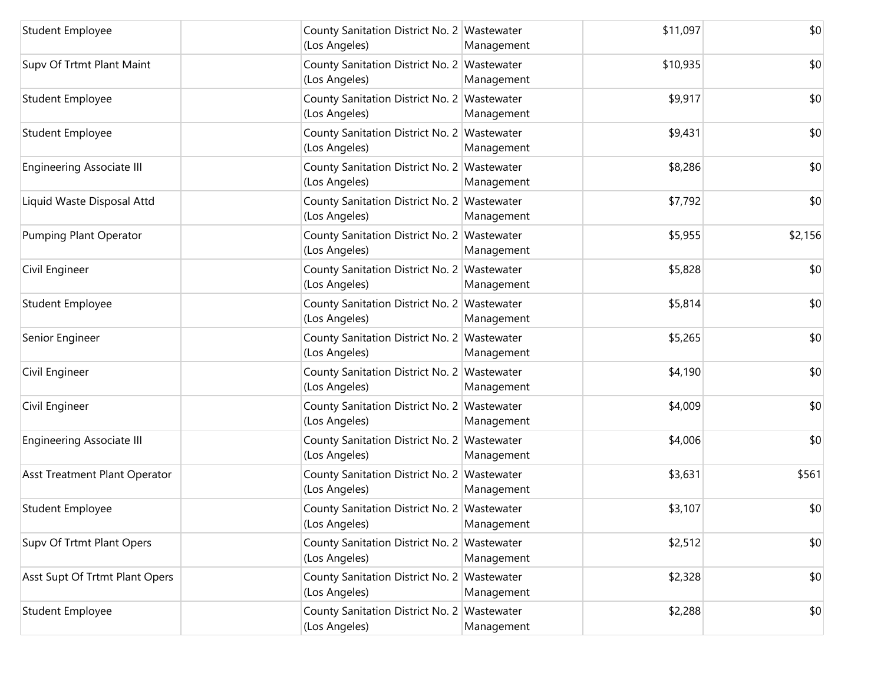| | | | | | |
|---|---|---|---|---|---|
| Student Employee | | County Sanitation District No. 2 (Los Angeles) | Wastewater Management | $11,097 | $0 |
| Supv Of Trtmt Plant Maint | | County Sanitation District No. 2 (Los Angeles) | Wastewater Management | $10,935 | $0 |
| Student Employee | | County Sanitation District No. 2 (Los Angeles) | Wastewater Management | $9,917 | $0 |
| Student Employee | | County Sanitation District No. 2 (Los Angeles) | Wastewater Management | $9,431 | $0 |
| Engineering Associate III | | County Sanitation District No. 2 (Los Angeles) | Wastewater Management | $8,286 | $0 |
| Liquid Waste Disposal Attd | | County Sanitation District No. 2 (Los Angeles) | Wastewater Management | $7,792 | $0 |
| Pumping Plant Operator | | County Sanitation District No. 2 (Los Angeles) | Wastewater Management | $5,955 | $2,156 |
| Civil Engineer | | County Sanitation District No. 2 (Los Angeles) | Wastewater Management | $5,828 | $0 |
| Student Employee | | County Sanitation District No. 2 (Los Angeles) | Wastewater Management | $5,814 | $0 |
| Senior Engineer | | County Sanitation District No. 2 (Los Angeles) | Wastewater Management | $5,265 | $0 |
| Civil Engineer | | County Sanitation District No. 2 (Los Angeles) | Wastewater Management | $4,190 | $0 |
| Civil Engineer | | County Sanitation District No. 2 (Los Angeles) | Wastewater Management | $4,009 | $0 |
| Engineering Associate III | | County Sanitation District No. 2 (Los Angeles) | Wastewater Management | $4,006 | $0 |
| Asst Treatment Plant Operator | | County Sanitation District No. 2 (Los Angeles) | Wastewater Management | $3,631 | $561 |
| Student Employee | | County Sanitation District No. 2 (Los Angeles) | Wastewater Management | $3,107 | $0 |
| Supv Of Trtmt Plant Opers | | County Sanitation District No. 2 (Los Angeles) | Wastewater Management | $2,512 | $0 |
| Asst Supt Of Trtmt Plant Opers | | County Sanitation District No. 2 (Los Angeles) | Wastewater Management | $2,328 | $0 |
| Student Employee | | County Sanitation District No. 2 (Los Angeles) | Wastewater Management | $2,288 | $0 |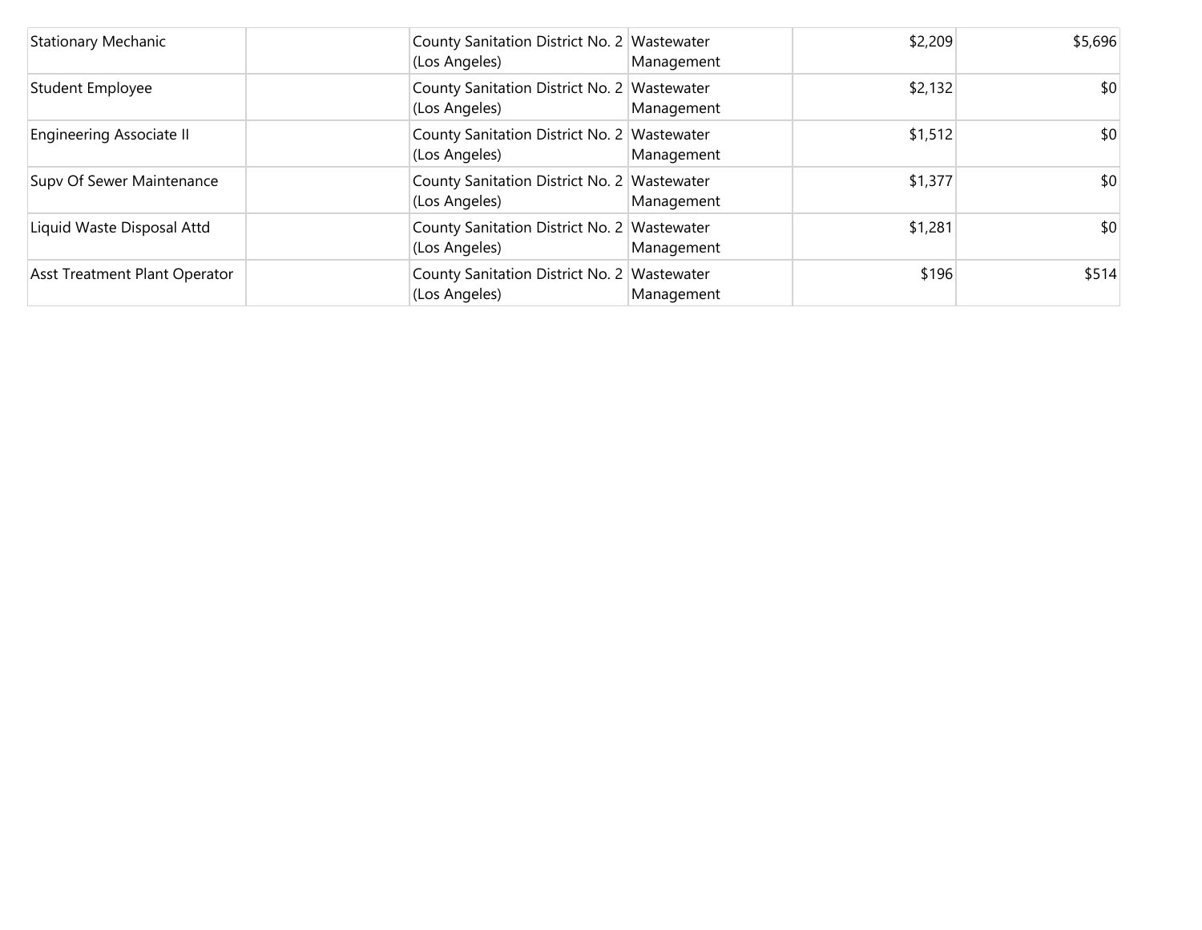| | | | | | |
|---|---|---|---|---|---|
| Stationary Mechanic | | County Sanitation District No. 2 (Los Angeles) | Wastewater Management | $2,209 | $5,696 |
| Student Employee | | County Sanitation District No. 2 (Los Angeles) | Wastewater Management | $2,132 | $0 |
| Engineering Associate II | | County Sanitation District No. 2 (Los Angeles) | Wastewater Management | $1,512 | $0 |
| Supv Of Sewer Maintenance | | County Sanitation District No. 2 (Los Angeles) | Wastewater Management | $1,377 | $0 |
| Liquid Waste Disposal Attd | | County Sanitation District No. 2 (Los Angeles) | Wastewater Management | $1,281 | $0 |
| Asst Treatment Plant Operator | | County Sanitation District No. 2 (Los Angeles) | Wastewater Management | $196 | $514 |